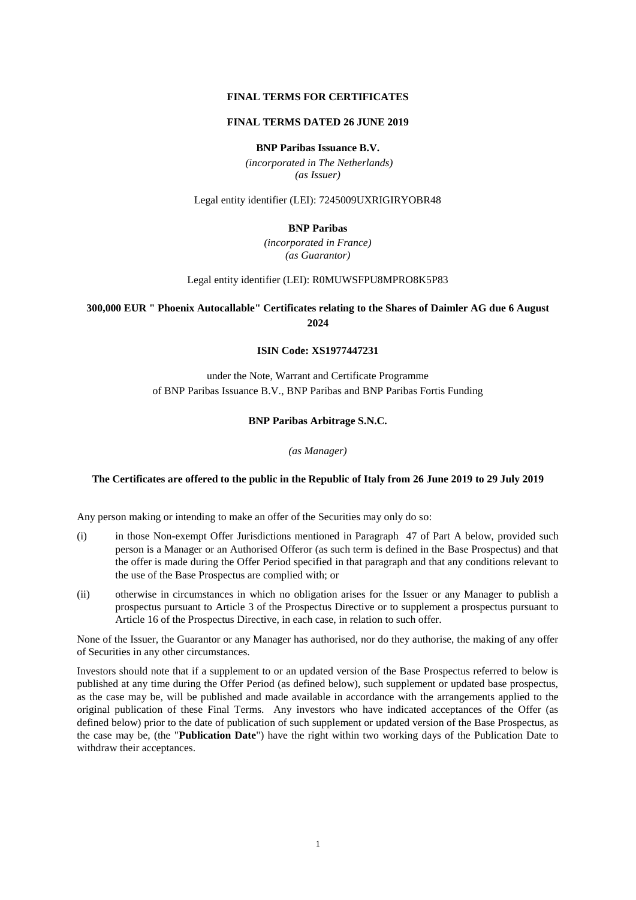**FINAL TERMS FOR CERTIFICATES**

**FINAL TERMS DATED 26 JUNE 2019**

**BNP Paribas Issuance B.V.**

*(incorporated in The Netherlands)*
*(as Issuer)*

Legal entity identifier (LEI): 7245009UXRIGIRYOBR48

**BNP Paribas**

*(incorporated in France)*
*(as Guarantor)*

Legal entity identifier (LEI): R0MUWSFPU8MPRO8K5P83

**300,000 EUR " Phoenix Autocallable" Certificates relating to the Shares of Daimler AG due 6 August 2024**

**ISIN Code: XS1977447231**

under the Note, Warrant and Certificate Programme
of BNP Paribas Issuance B.V., BNP Paribas and BNP Paribas Fortis Funding

**BNP Paribas Arbitrage S.N.C.**

*(as Manager)*

**The Certificates are offered to the public in the Republic of Italy from 26 June 2019 to 29 July 2019**

Any person making or intending to make an offer of the Securities may only do so:

(i) in those Non-exempt Offer Jurisdictions mentioned in Paragraph 47 of Part A below, provided such person is a Manager or an Authorised Offeror (as such term is defined in the Base Prospectus) and that the offer is made during the Offer Period specified in that paragraph and that any conditions relevant to the use of the Base Prospectus are complied with; or

(ii) otherwise in circumstances in which no obligation arises for the Issuer or any Manager to publish a prospectus pursuant to Article 3 of the Prospectus Directive or to supplement a prospectus pursuant to Article 16 of the Prospectus Directive, in each case, in relation to such offer.

None of the Issuer, the Guarantor or any Manager has authorised, nor do they authorise, the making of any offer of Securities in any other circumstances.

Investors should note that if a supplement to or an updated version of the Base Prospectus referred to below is published at any time during the Offer Period (as defined below), such supplement or updated base prospectus, as the case may be, will be published and made available in accordance with the arrangements applied to the original publication of these Final Terms. Any investors who have indicated acceptances of the Offer (as defined below) prior to the date of publication of such supplement or updated version of the Base Prospectus, as the case may be, (the "**Publication Date**") have the right within two working days of the Publication Date to withdraw their acceptances.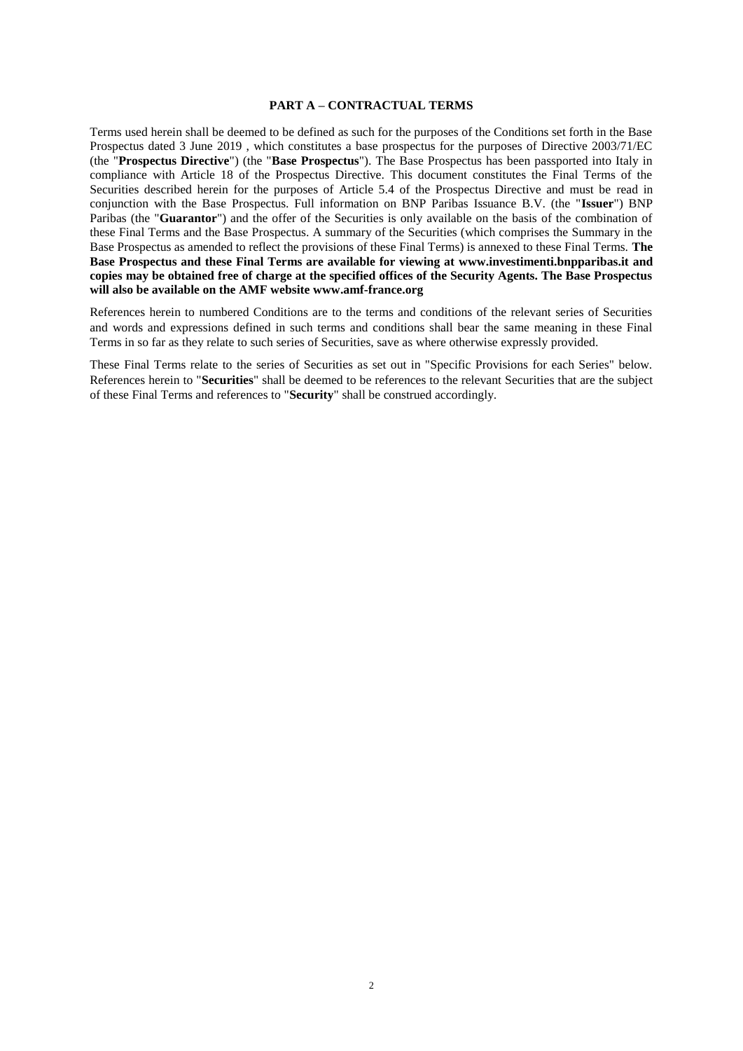## PART A – CONTRACTUAL TERMS

Terms used herein shall be deemed to be defined as such for the purposes of the Conditions set forth in the Base Prospectus dated 3 June 2019 , which constitutes a base prospectus for the purposes of Directive 2003/71/EC (the "**Prospectus Directive**") (the "**Base Prospectus**"). The Base Prospectus has been passported into Italy in compliance with Article 18 of the Prospectus Directive. This document constitutes the Final Terms of the Securities described herein for the purposes of Article 5.4 of the Prospectus Directive and must be read in conjunction with the Base Prospectus. Full information on BNP Paribas Issuance B.V. (the "**Issuer**") BNP Paribas (the "**Guarantor**") and the offer of the Securities is only available on the basis of the combination of these Final Terms and the Base Prospectus. A summary of the Securities (which comprises the Summary in the Base Prospectus as amended to reflect the provisions of these Final Terms) is annexed to these Final Terms. **The Base Prospectus and these Final Terms are available for viewing at www.investimenti.bnpparibas.it and copies may be obtained free of charge at the specified offices of the Security Agents. The Base Prospectus will also be available on the AMF website www.amf-france.org**

References herein to numbered Conditions are to the terms and conditions of the relevant series of Securities and words and expressions defined in such terms and conditions shall bear the same meaning in these Final Terms in so far as they relate to such series of Securities, save as where otherwise expressly provided.

These Final Terms relate to the series of Securities as set out in "Specific Provisions for each Series" below. References herein to "**Securities**" shall be deemed to be references to the relevant Securities that are the subject of these Final Terms and references to "**Security**" shall be construed accordingly.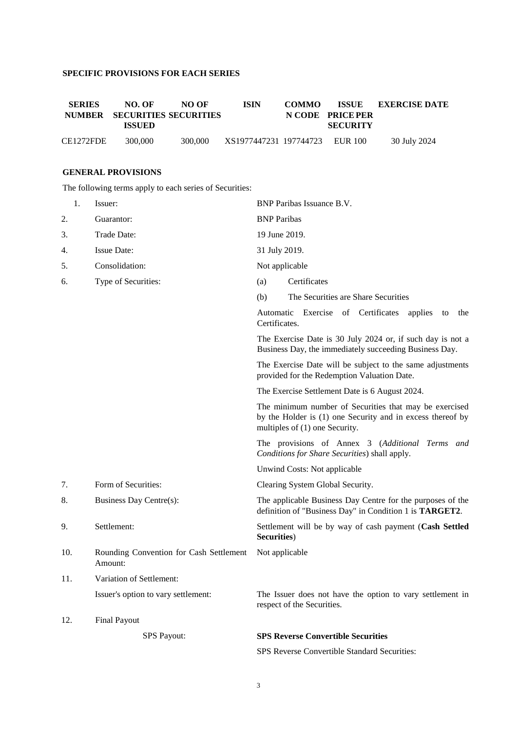## SPECIFIC PROVISIONS FOR EACH SERIES

| SERIES NUMBER | NO. OF SECURITIES ISSUED | NO OF SECURITIES | ISIN | COMMON CODE | ISSUE PRICE PER SECURITY | EXERCISE DATE |
|---|---|---|---|---|---|---|
| CE1272FDE | 300,000 | 300,000 | XS1977447231 | 197744723 | EUR 100 | 30 July 2024 |

## GENERAL PROVISIONS

The following terms apply to each series of Securities:

| | | |
|---|---|---|
| 1. | Issuer: | BNP Paribas Issuance B.V. |
| 2. | Guarantor: | BNP Paribas |
| 3. | Trade Date: | 19 June 2019. |
| 4. | Issue Date: | 31 July 2019. |
| 5. | Consolidation: | Not applicable |
| 6. | Type of Securities: | (a) Certificates |
| | | (b) The Securities are Share Securities |
| | | Automatic Exercise of Certificates applies to the Certificates. |
| | | The Exercise Date is 30 July 2024 or, if such day is not a Business Day, the immediately succeeding Business Day. |
| | | The Exercise Date will be subject to the same adjustments provided for the Redemption Valuation Date. |
| | | The Exercise Settlement Date is 6 August 2024. |
| | | The minimum number of Securities that may be exercised by the Holder is (1) one Security and in excess thereof by multiples of (1) one Security. |
| | | The provisions of Annex 3 (*Additional Terms and Conditions for Share Securities*) shall apply. |
| | | Unwind Costs: Not applicable |
| 7. | Form of Securities: | Clearing System Global Security. |
| 8. | Business Day Centre(s): | The applicable Business Day Centre for the purposes of the definition of "Business Day" in Condition 1 is **TARGET2**. |
| 9. | Settlement: | Settlement will be by way of cash payment (**Cash Settled Securities**) |
| 10. | Rounding Convention for Cash Settlement Amount: | Not applicable |
| 11. | Variation of Settlement: | |
| | Issuer's option to vary settlement: | The Issuer does not have the option to vary settlement in respect of the Securities. |
| 12. | Final Payout | |
| | SPS Payout: | **SPS Reverse Convertible Securities** |
| | | SPS Reverse Convertible Standard Securities: |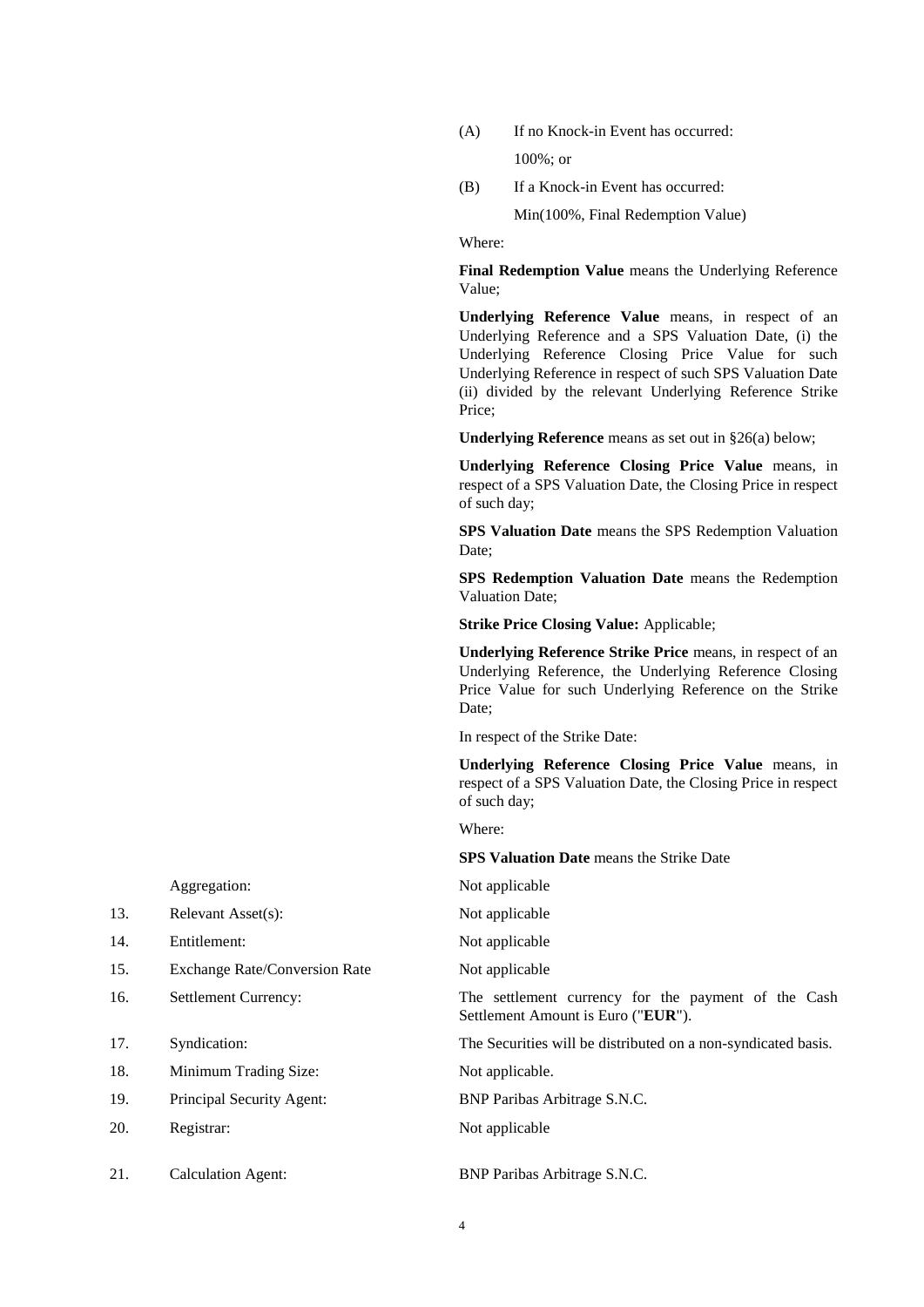(A) If no Knock-in Event has occurred:

100%; or

(B) If a Knock-in Event has occurred:

Min(100%, Final Redemption Value)

Where:

**Final Redemption Value** means the Underlying Reference Value;

**Underlying Reference Value** means, in respect of an Underlying Reference and a SPS Valuation Date, (i) the Underlying Reference Closing Price Value for such Underlying Reference in respect of such SPS Valuation Date (ii) divided by the relevant Underlying Reference Strike Price;

**Underlying Reference** means as set out in §26(a) below;

**Underlying Reference Closing Price Value** means, in respect of a SPS Valuation Date, the Closing Price in respect of such day;

**SPS Valuation Date** means the SPS Redemption Valuation Date;

**SPS Redemption Valuation Date** means the Redemption Valuation Date;

**Strike Price Closing Value:** Applicable;

**Underlying Reference Strike Price** means, in respect of an Underlying Reference, the Underlying Reference Closing Price Value for such Underlying Reference on the Strike Date;

In respect of the Strike Date:

**Underlying Reference Closing Price Value** means, in respect of a SPS Valuation Date, the Closing Price in respect of such day;

Where:

**SPS Valuation Date** means the Strike Date

| | | |
|---|---|---|
| | Aggregation: | Not applicable |
| 13. | Relevant Asset(s): | Not applicable |
| 14. | Entitlement: | Not applicable |
| 15. | Exchange Rate/Conversion Rate | Not applicable |
| 16. | Settlement Currency: | The settlement currency for the payment of the Cash Settlement Amount is Euro ("**EUR**"). |
| 17. | Syndication: | The Securities will be distributed on a non-syndicated basis. |
| 18. | Minimum Trading Size: | Not applicable. |
| 19. | Principal Security Agent: | BNP Paribas Arbitrage S.N.C. |
| 20. | Registrar: | Not applicable |
| 21. | Calculation Agent: | BNP Paribas Arbitrage S.N.C. |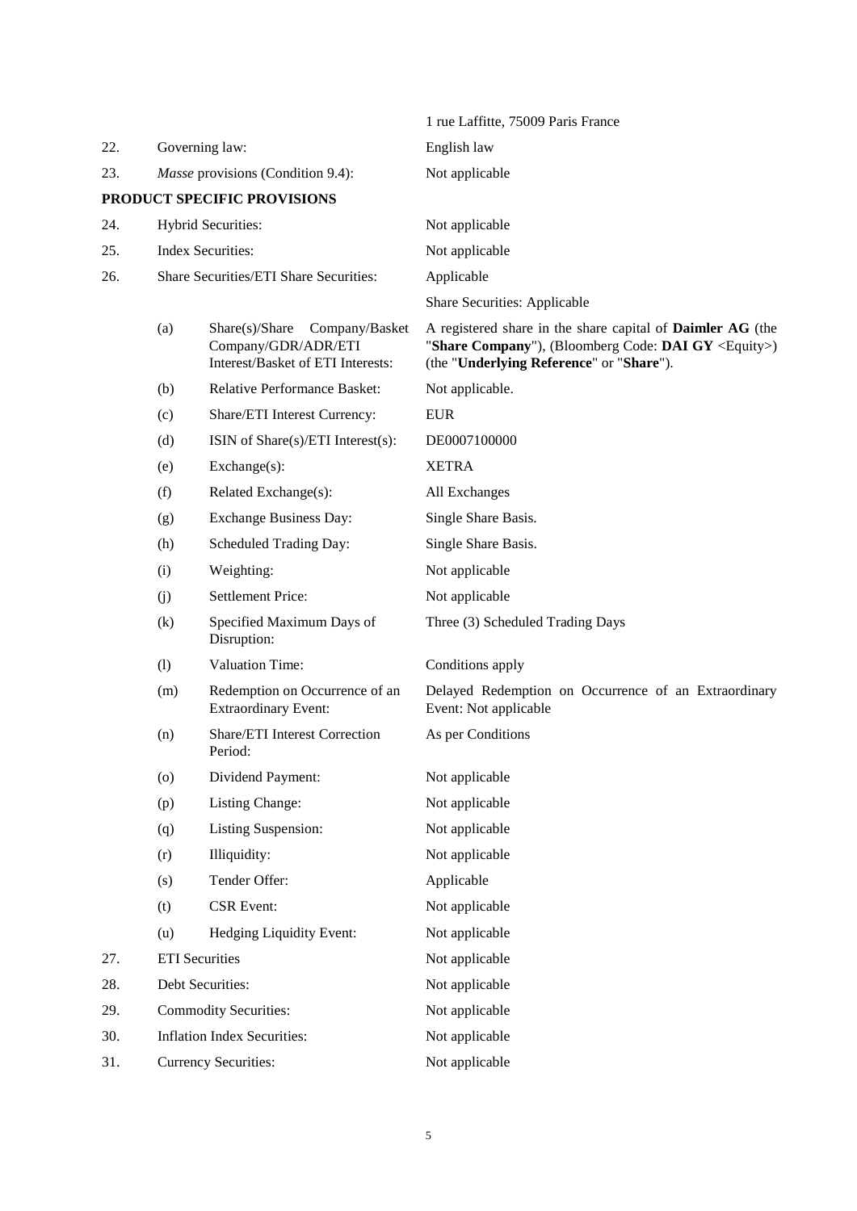| | | | |
|---|---|---|---|
| | | | 1 rue Laffitte, 75009 Paris France |
| 22. | Governing law: | | English law |
| 23. | *Masse* provisions (Condition 9.4): | | Not applicable |

**PRODUCT SPECIFIC PROVISIONS**

| | | | |
|---|---|---|---|
| 24. | Hybrid Securities: | | Not applicable |
| 25. | Index Securities: | | Not applicable |
| 26. | Share Securities/ETI Share Securities: | | Applicable |
| | | | Share Securities: Applicable |
| | (a) | Share(s)/Share Company/Basket Company/GDR/ADR/ETI Interest/Basket of ETI Interests: | A registered share in the share capital of **Daimler AG** (the "**Share Company**"), (Bloomberg Code: **DAI GY** <Equity>) (the "**Underlying Reference**" or "**Share**"). |
| | (b) | Relative Performance Basket: | Not applicable. |
| | (c) | Share/ETI Interest Currency: | EUR |
| | (d) | ISIN of Share(s)/ETI Interest(s): | DE0007100000 |
| | (e) | Exchange(s): | XETRA |
| | (f) | Related Exchange(s): | All Exchanges |
| | (g) | Exchange Business Day: | Single Share Basis. |
| | (h) | Scheduled Trading Day: | Single Share Basis. |
| | (i) | Weighting: | Not applicable |
| | (j) | Settlement Price: | Not applicable |
| | (k) | Specified Maximum Days of Disruption: | Three (3) Scheduled Trading Days |
| | (l) | Valuation Time: | Conditions apply |
| | (m) | Redemption on Occurrence of an Extraordinary Event: | Delayed Redemption on Occurrence of an Extraordinary Event: Not applicable |
| | (n) | Share/ETI Interest Correction Period: | As per Conditions |
| | (o) | Dividend Payment: | Not applicable |
| | (p) | Listing Change: | Not applicable |
| | (q) | Listing Suspension: | Not applicable |
| | (r) | Illiquidity: | Not applicable |
| | (s) | Tender Offer: | Applicable |
| | (t) | CSR Event: | Not applicable |
| | (u) | Hedging Liquidity Event: | Not applicable |
| 27. | ETI Securities | | Not applicable |
| 28. | Debt Securities: | | Not applicable |
| 29. | Commodity Securities: | | Not applicable |
| 30. | Inflation Index Securities: | | Not applicable |
| 31. | Currency Securities: | | Not applicable |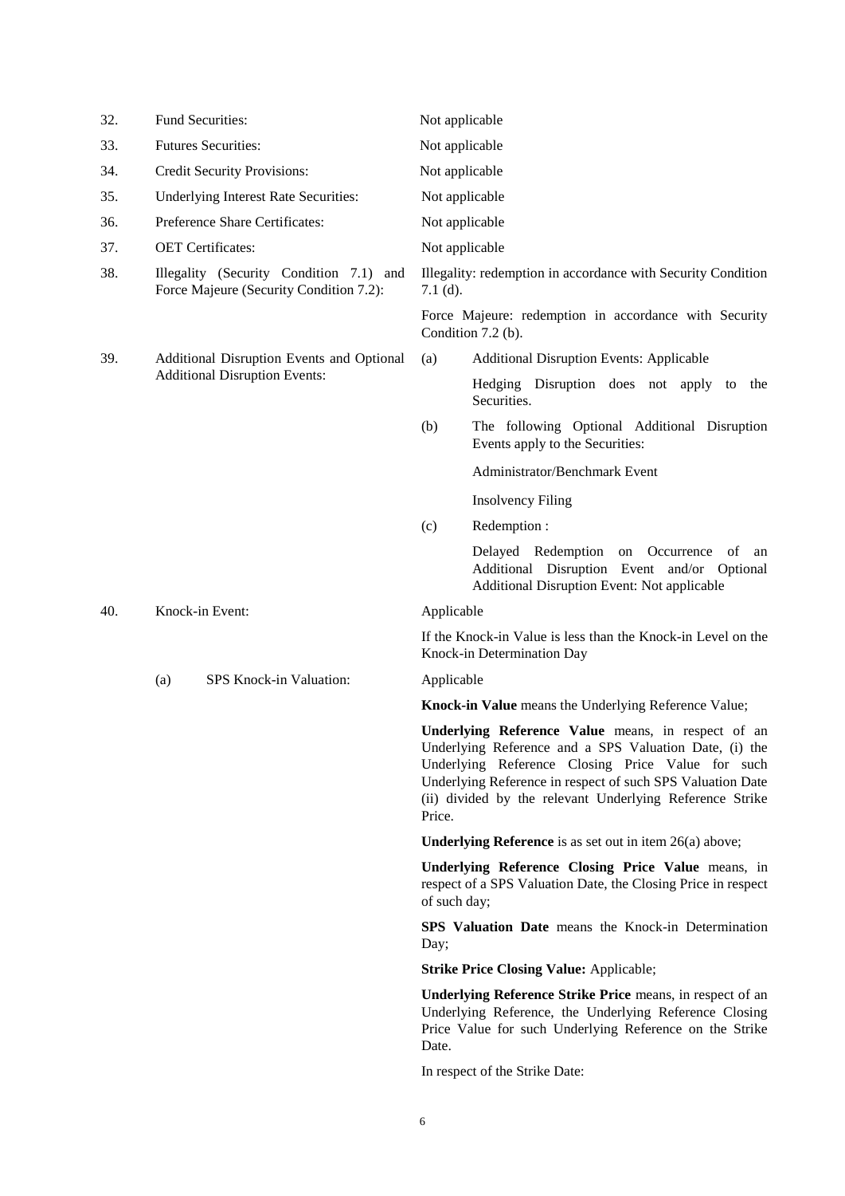| | | |
|---|---|---|
| 32. | Fund Securities: | Not applicable |
| 33. | Futures Securities: | Not applicable |
| 34. | Credit Security Provisions: | Not applicable |
| 35. | Underlying Interest Rate Securities: | Not applicable |
| 36. | Preference Share Certificates: | Not applicable |
| 37. | OET Certificates: | Not applicable |
| 38. | Illegality (Security Condition 7.1) and Force Majeure (Security Condition 7.2): | Illegality: redemption in accordance with Security Condition 7.1 (d).<br><br>Force Majeure: redemption in accordance with Security Condition 7.2 (b). |
| 39. | Additional Disruption Events and Optional Additional Disruption Events: | (a) Additional Disruption Events: Applicable<br><br>Hedging Disruption does not apply to the Securities.<br><br>(b) The following Optional Additional Disruption Events apply to the Securities:<br><br>Administrator/Benchmark Event<br><br>Insolvency Filing<br><br>(c) Redemption :<br><br>Delayed Redemption on Occurrence of an Additional Disruption Event and/or Optional Additional Disruption Event: Not applicable |
| 40. | Knock-in Event: | Applicable<br><br>If the Knock-in Value is less than the Knock-in Level on the Knock-in Determination Day |
| | (a) SPS Knock-in Valuation: | Applicable<br><br>**Knock-in Value** means the Underlying Reference Value;<br><br>**Underlying Reference Value** means, in respect of an Underlying Reference and a SPS Valuation Date, (i) the Underlying Reference Closing Price Value for such Underlying Reference in respect of such SPS Valuation Date (ii) divided by the relevant Underlying Reference Strike Price.<br><br>**Underlying Reference** is as set out in item 26(a) above;<br><br>**Underlying Reference Closing Price Value** means, in respect of a SPS Valuation Date, the Closing Price in respect of such day;<br><br>**SPS Valuation Date** means the Knock-in Determination Day;<br><br>**Strike Price Closing Value:** Applicable;<br><br>**Underlying Reference Strike Price** means, in respect of an Underlying Reference, the Underlying Reference Closing Price Value for such Underlying Reference on the Strike Date.<br><br>In respect of the Strike Date: |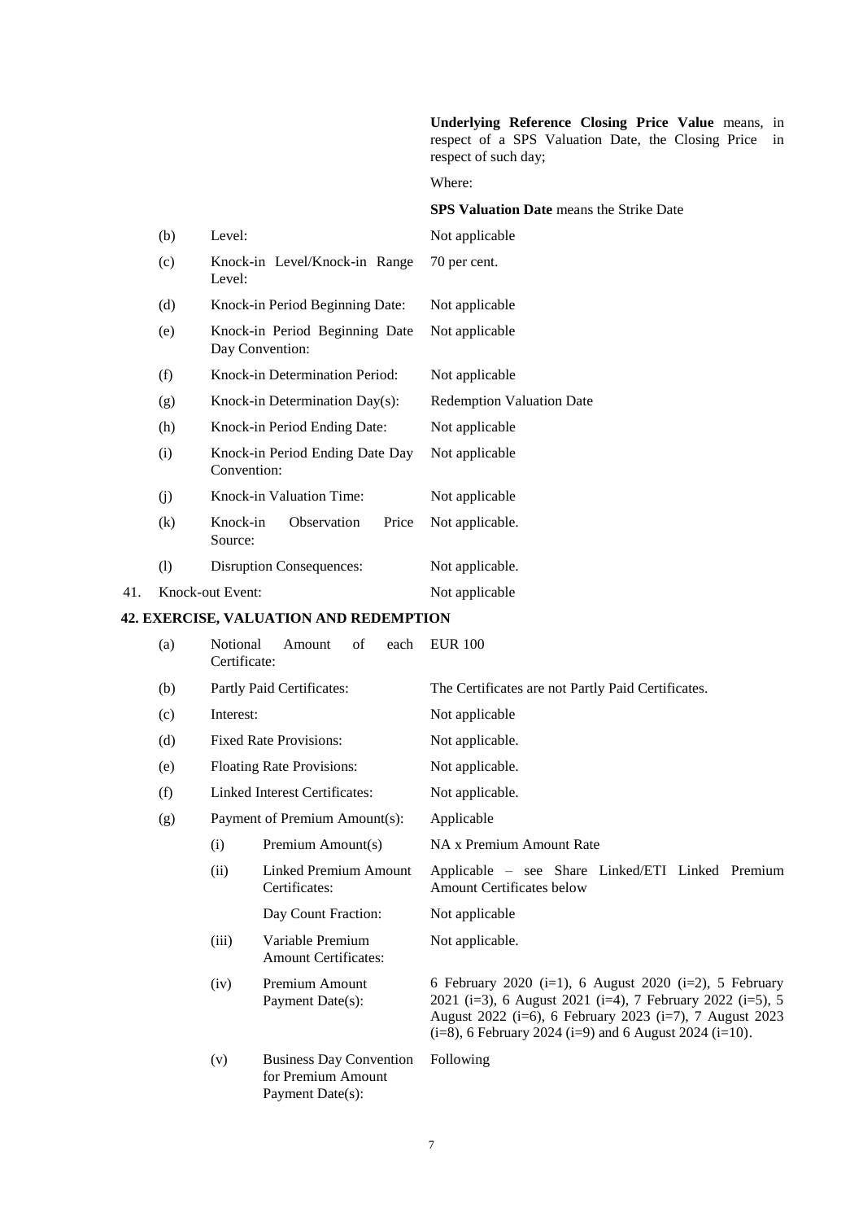| | | | |
|---|---|---|---|
| | | | **Underlying Reference Closing Price Value** means, in respect of a SPS Valuation Date, the Closing Price in respect of such day; |
| | | | Where: |
| | | | **SPS Valuation Date** means the Strike Date |
| | (b) | Level: | Not applicable |
| | (c) | Knock-in Level/Knock-in Range Level: | 70 per cent. |
| | (d) | Knock-in Period Beginning Date: | Not applicable |
| | (e) | Knock-in Period Beginning Date Day Convention: | Not applicable |
| | (f) | Knock-in Determination Period: | Not applicable |
| | (g) | Knock-in Determination Day(s): | Redemption Valuation Date |
| | (h) | Knock-in Period Ending Date: | Not applicable |
| | (i) | Knock-in Period Ending Date Day Convention: | Not applicable |
| | (j) | Knock-in Valuation Time: | Not applicable |
| | (k) | Knock-in Observation Price Source: | Not applicable. |
| | (l) | Disruption Consequences: | Not applicable. |
| 41. | Knock-out Event: | | Not applicable |

**42. EXERCISE, VALUATION AND REDEMPTION**

| | | | |
|---|---|---|---|
| (a) | Notional Amount of each Certificate: | | EUR 100 |
| (b) | Partly Paid Certificates: | | The Certificates are not Partly Paid Certificates. |
| (c) | Interest: | | Not applicable |
| (d) | Fixed Rate Provisions: | | Not applicable. |
| (e) | Floating Rate Provisions: | | Not applicable. |
| (f) | Linked Interest Certificates: | | Not applicable. |
| (g) | Payment of Premium Amount(s): | | Applicable |
| | (i) | Premium Amount(s) | NA x Premium Amount Rate |
| | (ii) | Linked Premium Amount Certificates: | Applicable – see Share Linked/ETI Linked Premium Amount Certificates below |
| | | Day Count Fraction: | Not applicable |
| | (iii) | Variable Premium Amount Certificates: | Not applicable. |
| | (iv) | Premium Amount Payment Date(s): | 6 February 2020 (i=1), 6 August 2020 (i=2), 5 February 2021 (i=3), 6 August 2021 (i=4), 7 February 2022 (i=5), 5 August 2022 (i=6), 6 February 2023 (i=7), 7 August 2023 (i=8), 6 February 2024 (i=9) and 6 August 2024 (i=10). |
| | (v) | Business Day Convention for Premium Amount Payment Date(s): | Following |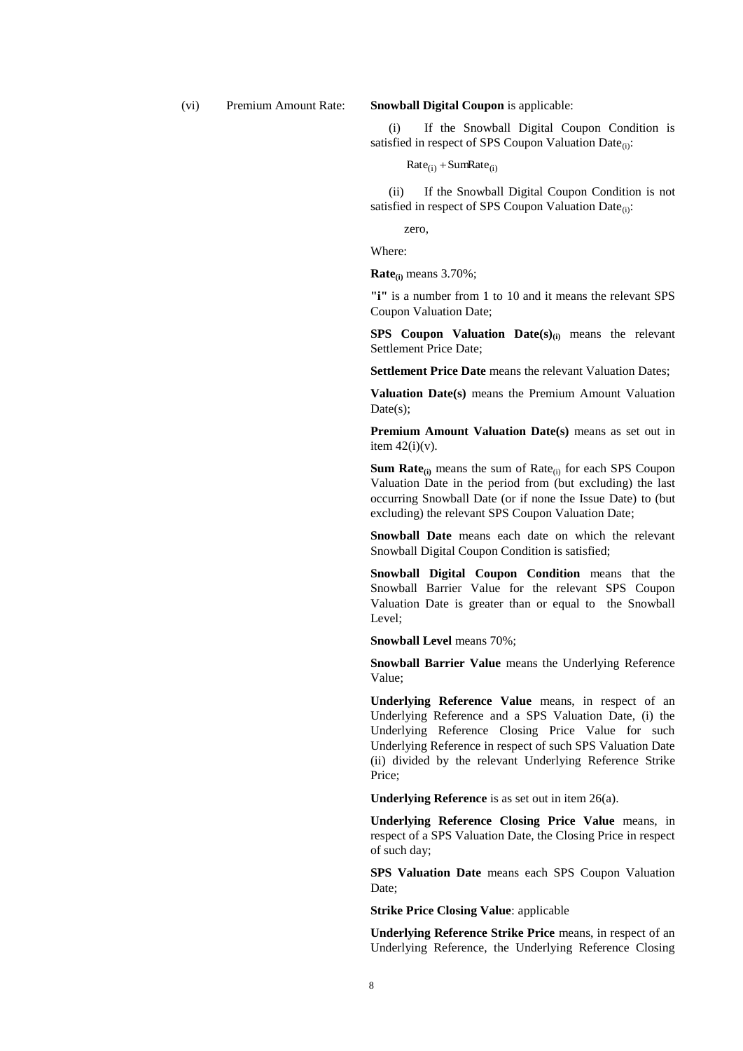(vi) Premium Amount Rate: **Snowball Digital Coupon** is applicable:

(i) If the Snowball Digital Coupon Condition is satisfied in respect of SPS Coupon Valuation $\text{Date}_{(i)}$:

$$\text{Rate}_{(i)} + \text{SumRate}_{(i)}$$

(ii) If the Snowball Digital Coupon Condition is not satisfied in respect of SPS Coupon Valuation $\text{Date}_{(i)}$:

zero,

Where:

$\textbf{Rate}_{(i)}$ means 3.70%;

**"i"** is a number from 1 to 10 and it means the relevant SPS Coupon Valuation Date;

**SPS Coupon Valuation** $\textbf{Date(s)}_{(i)}$ means the relevant Settlement Price Date;

**Settlement Price Date** means the relevant Valuation Dates;

**Valuation Date(s)** means the Premium Amount Valuation Date(s);

**Premium Amount Valuation Date(s)** means as set out in item 42(i)(v).

**Sum** $\textbf{Rate}_{(i)}$ means the sum of $\text{Rate}_{(i)}$ for each SPS Coupon Valuation Date in the period from (but excluding) the last occurring Snowball Date (or if none the Issue Date) to (but excluding) the relevant SPS Coupon Valuation Date;

**Snowball Date** means each date on which the relevant Snowball Digital Coupon Condition is satisfied;

**Snowball Digital Coupon Condition** means that the Snowball Barrier Value for the relevant SPS Coupon Valuation Date is greater than or equal to the Snowball Level;

**Snowball Level** means 70%;

**Snowball Barrier Value** means the Underlying Reference Value;

**Underlying Reference Value** means, in respect of an Underlying Reference and a SPS Valuation Date, (i) the Underlying Reference Closing Price Value for such Underlying Reference in respect of such SPS Valuation Date (ii) divided by the relevant Underlying Reference Strike Price;

**Underlying Reference** is as set out in item 26(a).

**Underlying Reference Closing Price Value** means, in respect of a SPS Valuation Date, the Closing Price in respect of such day;

**SPS Valuation Date** means each SPS Coupon Valuation Date;

**Strike Price Closing Value**: applicable

**Underlying Reference Strike Price** means, in respect of an Underlying Reference, the Underlying Reference Closing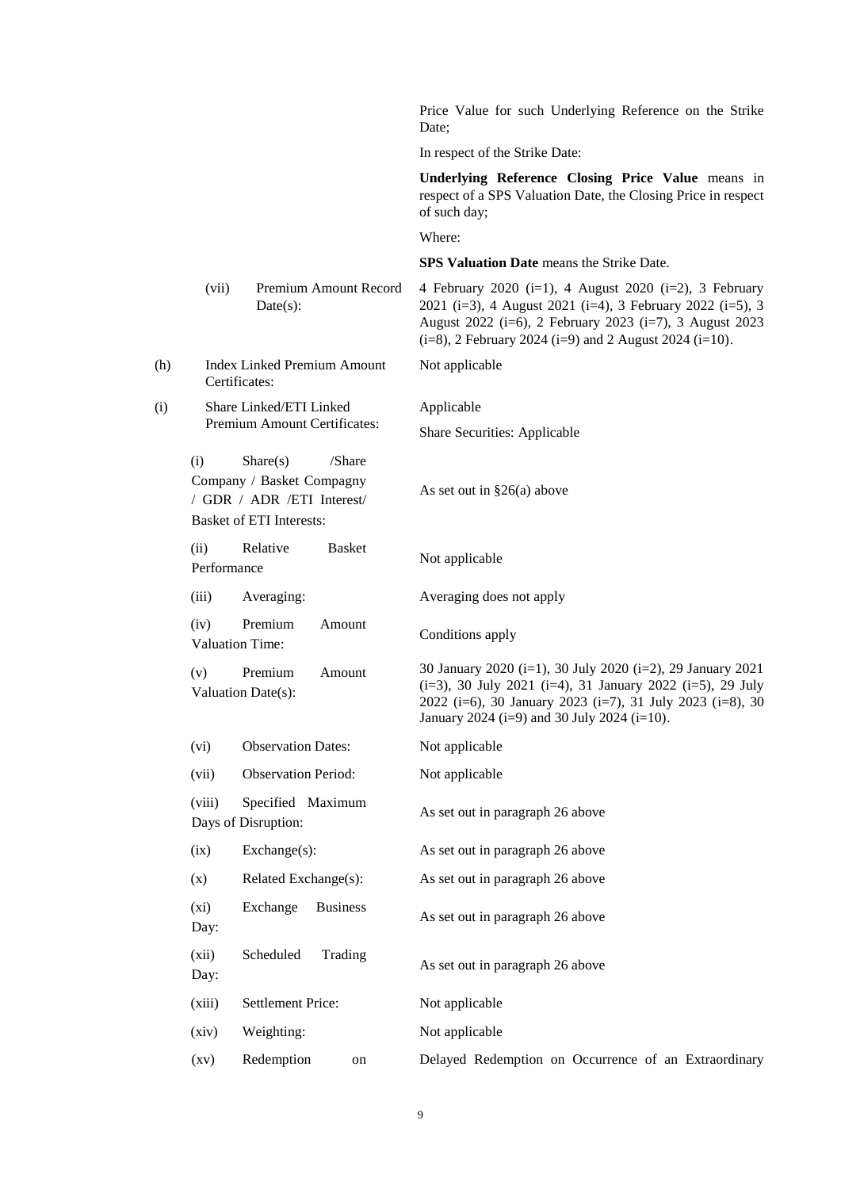| | | |
|---|---|---|
| | | Price Value for such Underlying Reference on the Strike Date; |
| | | In respect of the Strike Date: |
| | | **Underlying Reference Closing Price Value** means in respect of a SPS Valuation Date, the Closing Price in respect of such day; |
| | | Where: |
| | | **SPS Valuation Date** means the Strike Date. |
| | (vii) Premium Amount Record Date(s): | 4 February 2020 (i=1), 4 August 2020 (i=2), 3 February 2021 (i=3), 4 August 2021 (i=4), 3 February 2022 (i=5), 3 August 2022 (i=6), 2 February 2023 (i=7), 3 August 2023 (i=8), 2 February 2024 (i=9) and 2 August 2024 (i=10). |
| (h) | Index Linked Premium Amount Certificates: | Not applicable |
| (i) | Share Linked/ETI Linked Premium Amount Certificates: | Applicable<br>Share Securities: Applicable |
| | (i) Share(s) /Share Company / Basket Compagny / GDR / ADR /ETI Interest/ Basket of ETI Interests: | As set out in §26(a) above |
| | (ii) Relative Basket Performance | Not applicable |
| | (iii) Averaging: | Averaging does not apply |
| | (iv) Premium Amount Valuation Time: | Conditions apply |
| | (v) Premium Amount Valuation Date(s): | 30 January 2020 (i=1), 30 July 2020 (i=2), 29 January 2021 (i=3), 30 July 2021 (i=4), 31 January 2022 (i=5), 29 July 2022 (i=6), 30 January 2023 (i=7), 31 July 2023 (i=8), 30 January 2024 (i=9) and 30 July 2024 (i=10). |
| | (vi) Observation Dates: | Not applicable |
| | (vii) Observation Period: | Not applicable |
| | (viii) Specified Maximum Days of Disruption: | As set out in paragraph 26 above |
| | (ix) Exchange(s): | As set out in paragraph 26 above |
| | (x) Related Exchange(s): | As set out in paragraph 26 above |
| | (xi) Exchange Business Day: | As set out in paragraph 26 above |
| | (xii) Scheduled Trading Day: | As set out in paragraph 26 above |
| | (xiii) Settlement Price: | Not applicable |
| | (xiv) Weighting: | Not applicable |
| | (xv) Redemption on | Delayed Redemption on Occurrence of an Extraordinary |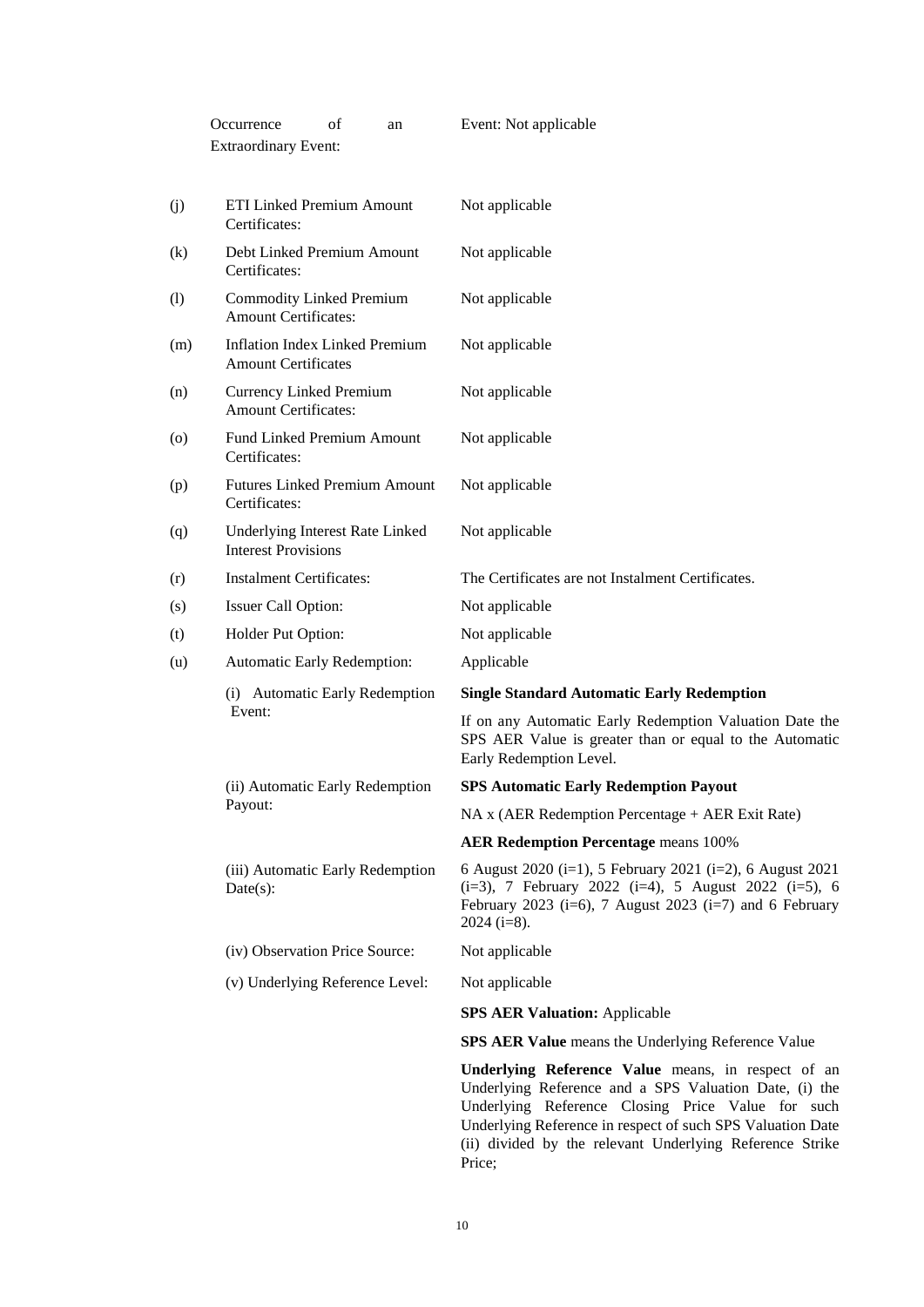| | | |
|---|---|---|
| | Occurrence of an Extraordinary Event: | Event: Not applicable |
| (j) | ETI Linked Premium Amount Certificates: | Not applicable |
| (k) | Debt Linked Premium Amount Certificates: | Not applicable |
| (l) | Commodity Linked Premium Amount Certificates: | Not applicable |
| (m) | Inflation Index Linked Premium Amount Certificates | Not applicable |
| (n) | Currency Linked Premium Amount Certificates: | Not applicable |
| (o) | Fund Linked Premium Amount Certificates: | Not applicable |
| (p) | Futures Linked Premium Amount Certificates: | Not applicable |
| (q) | Underlying Interest Rate Linked Interest Provisions | Not applicable |
| (r) | Instalment Certificates: | The Certificates are not Instalment Certificates. |
| (s) | Issuer Call Option: | Not applicable |
| (t) | Holder Put Option: | Not applicable |
| (u) | Automatic Early Redemption: | Applicable |
| | (i) Automatic Early Redemption Event: | **Single Standard Automatic Early Redemption**<br><br>If on any Automatic Early Redemption Valuation Date the SPS AER Value is greater than or equal to the Automatic Early Redemption Level. |
| | (ii) Automatic Early Redemption Payout: | **SPS Automatic Early Redemption Payout**<br><br>NA x (AER Redemption Percentage + AER Exit Rate)<br><br>**AER Redemption Percentage** means 100% |
| | (iii) Automatic Early Redemption Date(s): | 6 August 2020 (i=1), 5 February 2021 (i=2), 6 August 2021 (i=3), 7 February 2022 (i=4), 5 August 2022 (i=5), 6 February 2023 (i=6), 7 August 2023 (i=7) and 6 February 2024 (i=8). |
| | (iv) Observation Price Source: | Not applicable |
| | (v) Underlying Reference Level: | Not applicable |
| | | **SPS AER Valuation:** Applicable<br><br>**SPS AER Value** means the Underlying Reference Value<br><br>**Underlying Reference Value** means, in respect of an Underlying Reference and a SPS Valuation Date, (i) the Underlying Reference Closing Price Value for such Underlying Reference in respect of such SPS Valuation Date (ii) divided by the relevant Underlying Reference Strike Price; |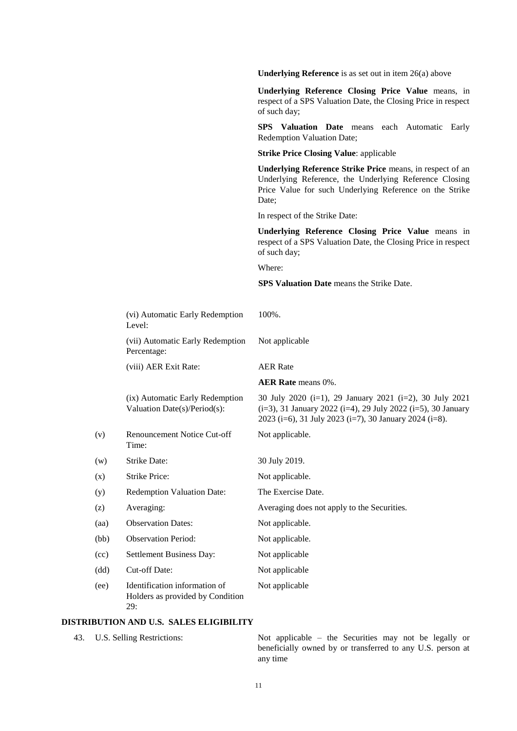**Underlying Reference** is as set out in item 26(a) above

**Underlying Reference Closing Price Value** means, in respect of a SPS Valuation Date, the Closing Price in respect of such day;

**SPS Valuation Date** means each Automatic Early Redemption Valuation Date;

**Strike Price Closing Value**: applicable

**Underlying Reference Strike Price** means, in respect of an Underlying Reference, the Underlying Reference Closing Price Value for such Underlying Reference on the Strike Date;

In respect of the Strike Date:

**Underlying Reference Closing Price Value** means in respect of a SPS Valuation Date, the Closing Price in respect of such day;

Where:

**SPS Valuation Date** means the Strike Date.

| | | |
|---|---|---|
| | (vi) Automatic Early Redemption Level: | 100%. |
| | (vii) Automatic Early Redemption Percentage: | Not applicable |
| | (viii) AER Exit Rate: | AER Rate<br><br>**AER Rate** means 0%. |
| | (ix) Automatic Early Redemption Valuation Date(s)/Period(s): | 30 July 2020 (i=1), 29 January 2021 (i=2), 30 July 2021 (i=3), 31 January 2022 (i=4), 29 July 2022 (i=5), 30 January 2023 (i=6), 31 July 2023 (i=7), 30 January 2024 (i=8). |
| (v) | Renouncement Notice Cut-off Time: | Not applicable. |
| (w) | Strike Date: | 30 July 2019. |
| (x) | Strike Price: | Not applicable. |
| (y) | Redemption Valuation Date: | The Exercise Date. |
| (z) | Averaging: | Averaging does not apply to the Securities. |
| (aa) | Observation Dates: | Not applicable. |
| (bb) | Observation Period: | Not applicable. |
| (cc) | Settlement Business Day: | Not applicable |
| (dd) | Cut-off Date: | Not applicable |
| (ee) | Identification information of Holders as provided by Condition 29: | Not applicable |

**DISTRIBUTION AND U.S. SALES ELIGIBILITY**

43. U.S. Selling Restrictions: Not applicable – the Securities may not be legally or beneficially owned by or transferred to any U.S. person at any time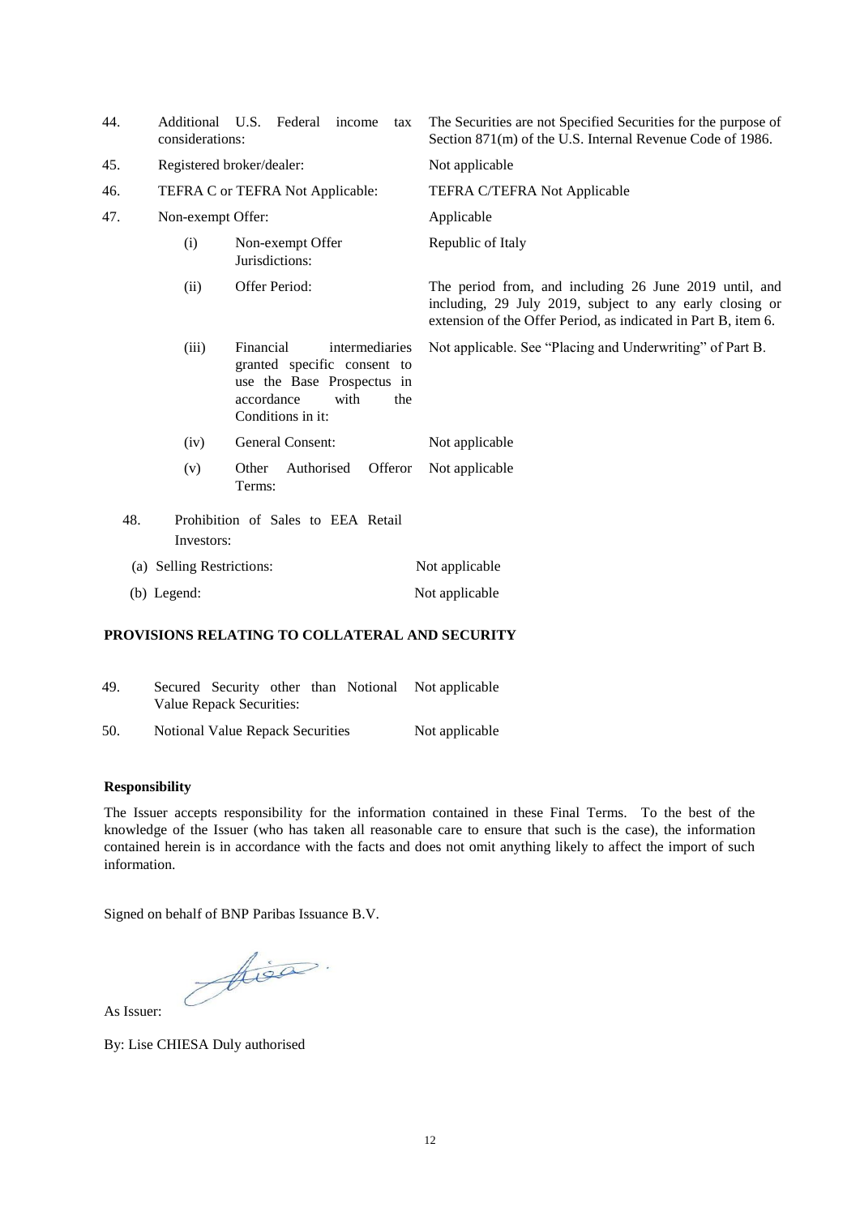| | | | |
|---|---|---|---|
| 44. | Additional U.S. Federal income tax considerations: | | The Securities are not Specified Securities for the purpose of Section 871(m) of the U.S. Internal Revenue Code of 1986. |
| 45. | Registered broker/dealer: | | Not applicable |
| 46. | TEFRA C or TEFRA Not Applicable: | | TEFRA C/TEFRA Not Applicable |
| 47. | Non-exempt Offer: | | Applicable |
| | (i) | Non-exempt Offer Jurisdictions: | Republic of Italy |
| | (ii) | Offer Period: | The period from, and including 26 June 2019 until, and including, 29 July 2019, subject to any early closing or extension of the Offer Period, as indicated in Part B, item 6. |
| | (iii) | Financial intermediaries granted specific consent to use the Base Prospectus in accordance with the Conditions in it: | Not applicable. See "Placing and Underwriting" of Part B. |
| | (iv) | General Consent: | Not applicable |
| | (v) | Other Authorised Offeror Terms: | Not applicable |
| 48. | Prohibition of Sales to EEA Retail Investors: | | |
| | (a) Selling Restrictions: | | Not applicable |
| | (b) Legend: | | Not applicable |

**PROVISIONS RELATING TO COLLATERAL AND SECURITY**

| | | |
|---|---|---|
| 49. | Secured Security other than Notional Value Repack Securities: | Not applicable |
| 50. | Notional Value Repack Securities | Not applicable |

**Responsibility**

The Issuer accepts responsibility for the information contained in these Final Terms. To the best of the knowledge of the Issuer (who has taken all reasonable care to ensure that such is the case), the information contained herein is in accordance with the facts and does not omit anything likely to affect the import of such information.

Signed on behalf of BNP Paribas Issuance B.V.

As Issuer:

By: Lise CHIESA Duly authorised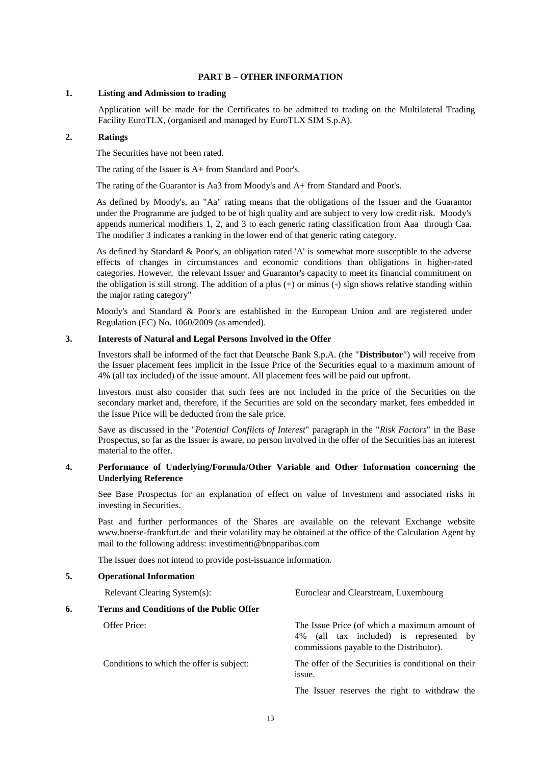## PART B – OTHER INFORMATION

### 1. Listing and Admission to trading

Application will be made for the Certificates to be admitted to trading on the Multilateral Trading Facility EuroTLX, (organised and managed by EuroTLX SIM S.p.A).

### 2. Ratings

The Securities have not been rated.

The rating of the Issuer is A+ from Standard and Poor's.

The rating of the Guarantor is Aa3 from Moody's and A+ from Standard and Poor's.

As defined by Moody's, an "Aa" rating means that the obligations of the Issuer and the Guarantor under the Programme are judged to be of high quality and are subject to very low credit risk. Moody's appends numerical modifiers 1, 2, and 3 to each generic rating classification from Aaa through Caa. The modifier 3 indicates a ranking in the lower end of that generic rating category.

As defined by Standard & Poor's, an obligation rated 'A' is somewhat more susceptible to the adverse effects of changes in circumstances and economic conditions than obligations in higher-rated categories. However, the relevant Issuer and Guarantor's capacity to meet its financial commitment on the obligation is still strong. The addition of a plus (+) or minus (-) sign shows relative standing within the major rating category"

Moody's and Standard & Poor's are established in the European Union and are registered under Regulation (EC) No. 1060/2009 (as amended).

### 3. Interests of Natural and Legal Persons Involved in the Offer

Investors shall be informed of the fact that Deutsche Bank S.p.A. (the "**Distributor**") will receive from the Issuer placement fees implicit in the Issue Price of the Securities equal to a maximum amount of 4% (all tax included) of the issue amount. All placement fees will be paid out upfront.

Investors must also consider that such fees are not included in the price of the Securities on the secondary market and, therefore, if the Securities are sold on the secondary market, fees embedded in the Issue Price will be deducted from the sale price.

Save as discussed in the "*Potential Conflicts of Interest*" paragraph in the "*Risk Factors*" in the Base Prospectus, so far as the Issuer is aware, no person involved in the offer of the Securities has an interest material to the offer.

### 4. Performance of Underlying/Formula/Other Variable and Other Information concerning the Underlying Reference

See Base Prospectus for an explanation of effect on value of Investment and associated risks in investing in Securities.

Past and further performances of the Shares are available on the relevant Exchange website www.boerse-frankfurt.de and their volatility may be obtained at the office of the Calculation Agent by mail to the following address: investimenti@bnpparibas.com

The Issuer does not intend to provide post-issuance information.

### 5. Operational Information

| | |
|---|---|
| Relevant Clearing System(s): | Euroclear and Clearstream, Luxembourg |

### 6. Terms and Conditions of the Public Offer

| | |
|---|---|
| Offer Price: | The Issue Price (of which a maximum amount of 4% (all tax included) is represented by commissions payable to the Distributor). |
| Conditions to which the offer is subject: | The offer of the Securities is conditional on their issue.<br><br>The Issuer reserves the right to withdraw the |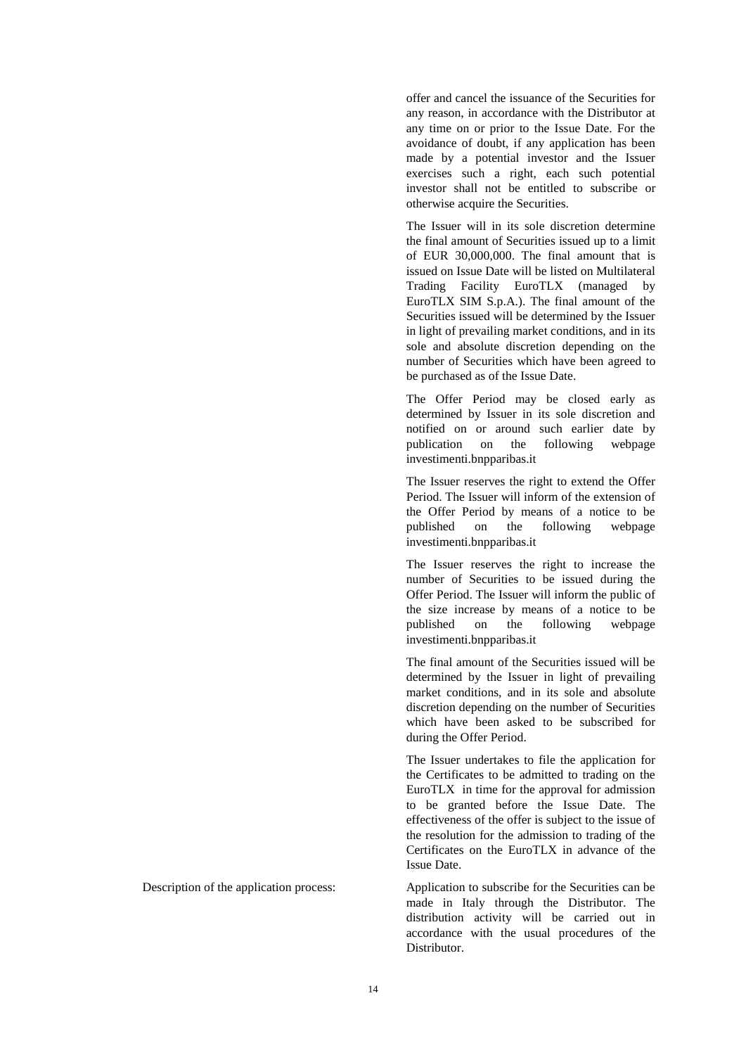offer and cancel the issuance of the Securities for any reason, in accordance with the Distributor at any time on or prior to the Issue Date. For the avoidance of doubt, if any application has been made by a potential investor and the Issuer exercises such a right, each such potential investor shall not be entitled to subscribe or otherwise acquire the Securities.

The Issuer will in its sole discretion determine the final amount of Securities issued up to a limit of EUR 30,000,000. The final amount that is issued on Issue Date will be listed on Multilateral Trading Facility EuroTLX (managed by EuroTLX SIM S.p.A.). The final amount of the Securities issued will be determined by the Issuer in light of prevailing market conditions, and in its sole and absolute discretion depending on the number of Securities which have been agreed to be purchased as of the Issue Date.

The Offer Period may be closed early as determined by Issuer in its sole discretion and notified on or around such earlier date by publication on the following webpage investimenti.bnpparibas.it

The Issuer reserves the right to extend the Offer Period. The Issuer will inform of the extension of the Offer Period by means of a notice to be published on the following webpage investimenti.bnpparibas.it

The Issuer reserves the right to increase the number of Securities to be issued during the Offer Period. The Issuer will inform the public of the size increase by means of a notice to be published on the following webpage investimenti.bnpparibas.it

The final amount of the Securities issued will be determined by the Issuer in light of prevailing market conditions, and in its sole and absolute discretion depending on the number of Securities which have been asked to be subscribed for during the Offer Period.

The Issuer undertakes to file the application for the Certificates to be admitted to trading on the EuroTLX in time for the approval for admission to be granted before the Issue Date. The effectiveness of the offer is subject to the issue of the resolution for the admission to trading of the Certificates on the EuroTLX in advance of the Issue Date.

Description of the application process: Application to subscribe for the Securities can be made in Italy through the Distributor. The distribution activity will be carried out in accordance with the usual procedures of the Distributor.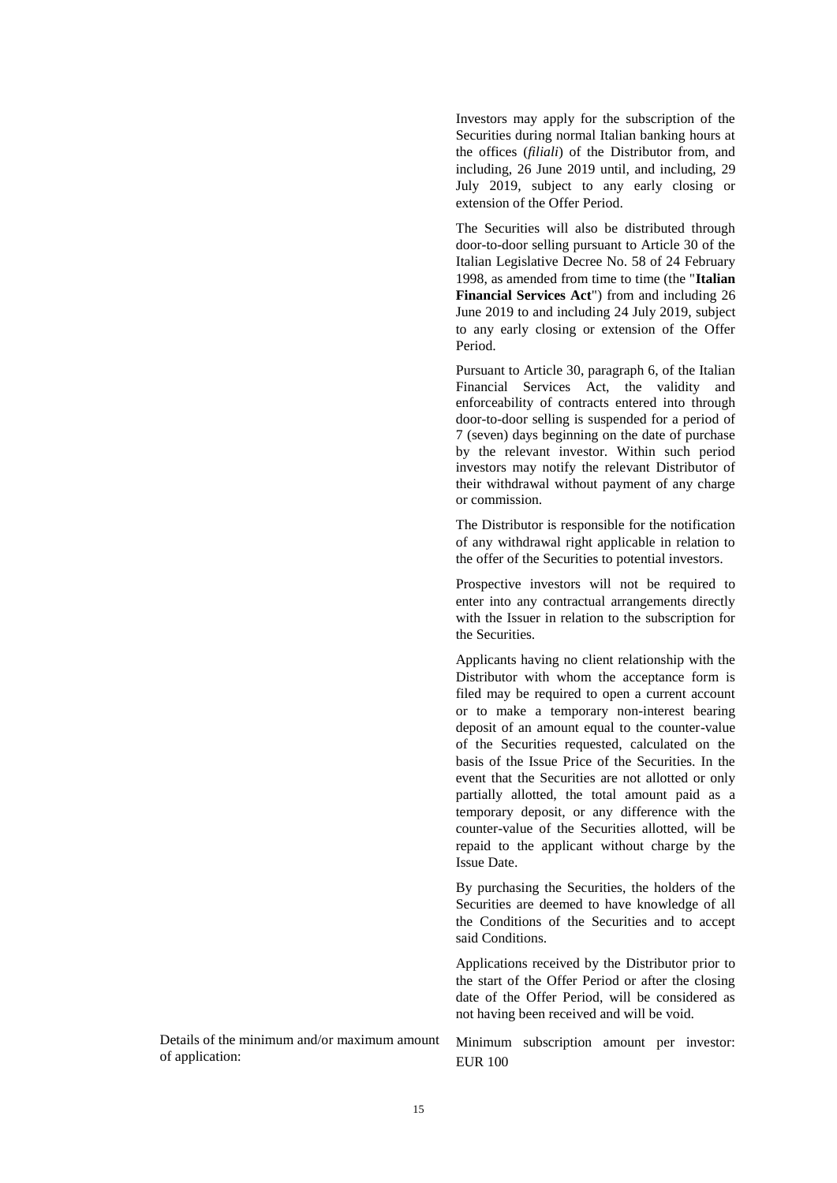Investors may apply for the subscription of the Securities during normal Italian banking hours at the offices (*filiali*) of the Distributor from, and including, 26 June 2019 until, and including, 29 July 2019, subject to any early closing or extension of the Offer Period.

The Securities will also be distributed through door-to-door selling pursuant to Article 30 of the Italian Legislative Decree No. 58 of 24 February 1998, as amended from time to time (the "**Italian Financial Services Act**") from and including 26 June 2019 to and including 24 July 2019, subject to any early closing or extension of the Offer Period.

Pursuant to Article 30, paragraph 6, of the Italian Financial Services Act, the validity and enforceability of contracts entered into through door-to-door selling is suspended for a period of 7 (seven) days beginning on the date of purchase by the relevant investor. Within such period investors may notify the relevant Distributor of their withdrawal without payment of any charge or commission.

The Distributor is responsible for the notification of any withdrawal right applicable in relation to the offer of the Securities to potential investors.

Prospective investors will not be required to enter into any contractual arrangements directly with the Issuer in relation to the subscription for the Securities.

Applicants having no client relationship with the Distributor with whom the acceptance form is filed may be required to open a current account or to make a temporary non-interest bearing deposit of an amount equal to the counter-value of the Securities requested, calculated on the basis of the Issue Price of the Securities. In the event that the Securities are not allotted or only partially allotted, the total amount paid as a temporary deposit, or any difference with the counter-value of the Securities allotted, will be repaid to the applicant without charge by the Issue Date.

By purchasing the Securities, the holders of the Securities are deemed to have knowledge of all the Conditions of the Securities and to accept said Conditions.

Applications received by the Distributor prior to the start of the Offer Period or after the closing date of the Offer Period, will be considered as not having been received and will be void.

| | |
|---|---|
| Details of the minimum and/or maximum amount of application: | Minimum subscription amount per investor: EUR 100 |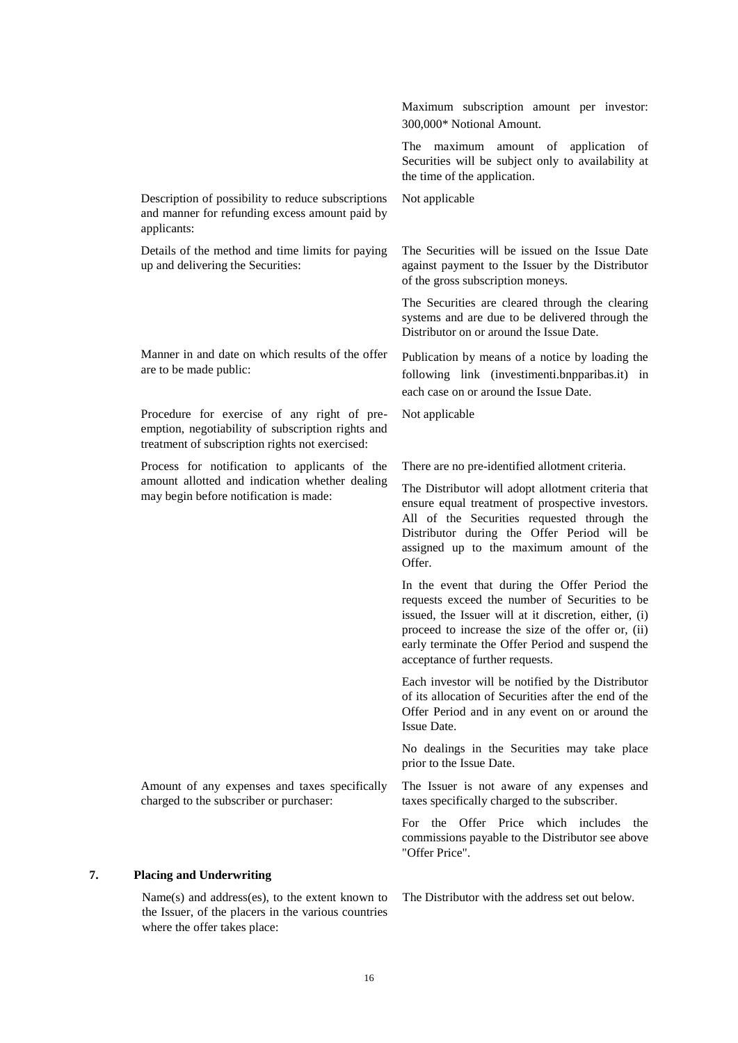| | |
|---|---|
| | Maximum subscription amount per investor: 300,000* Notional Amount. |
| | The maximum amount of application of Securities will be subject only to availability at the time of the application. |
| Description of possibility to reduce subscriptions and manner for refunding excess amount paid by applicants: | Not applicable |
| Details of the method and time limits for paying up and delivering the Securities: | The Securities will be issued on the Issue Date against payment to the Issuer by the Distributor of the gross subscription moneys. |
| | The Securities are cleared through the clearing systems and are due to be delivered through the Distributor on or around the Issue Date. |
| Manner in and date on which results of the offer are to be made public: | Publication by means of a notice by loading the following link (investimenti.bnpparibas.it) in each case on or around the Issue Date. |
| Procedure for exercise of any right of pre-emption, negotiability of subscription rights and treatment of subscription rights not exercised: | Not applicable |
| Process for notification to applicants of the amount allotted and indication whether dealing may begin before notification is made: | There are no pre-identified allotment criteria. |
| | The Distributor will adopt allotment criteria that ensure equal treatment of prospective investors. All of the Securities requested through the Distributor during the Offer Period will be assigned up to the maximum amount of the Offer. |
| | In the event that during the Offer Period the requests exceed the number of Securities to be issued, the Issuer will at it discretion, either, (i) proceed to increase the size of the offer or, (ii) early terminate the Offer Period and suspend the acceptance of further requests. |
| | Each investor will be notified by the Distributor of its allocation of Securities after the end of the Offer Period and in any event on or around the Issue Date. |
| | No dealings in the Securities may take place prior to the Issue Date. |
| Amount of any expenses and taxes specifically charged to the subscriber or purchaser: | The Issuer is not aware of any expenses and taxes specifically charged to the subscriber. |
| | For the Offer Price which includes the commissions payable to the Distributor see above "Offer Price". |

## 7. Placing and Underwriting

| | |
|---|---|
| Name(s) and address(es), to the extent known to the Issuer, of the placers in the various countries where the offer takes place: | The Distributor with the address set out below. |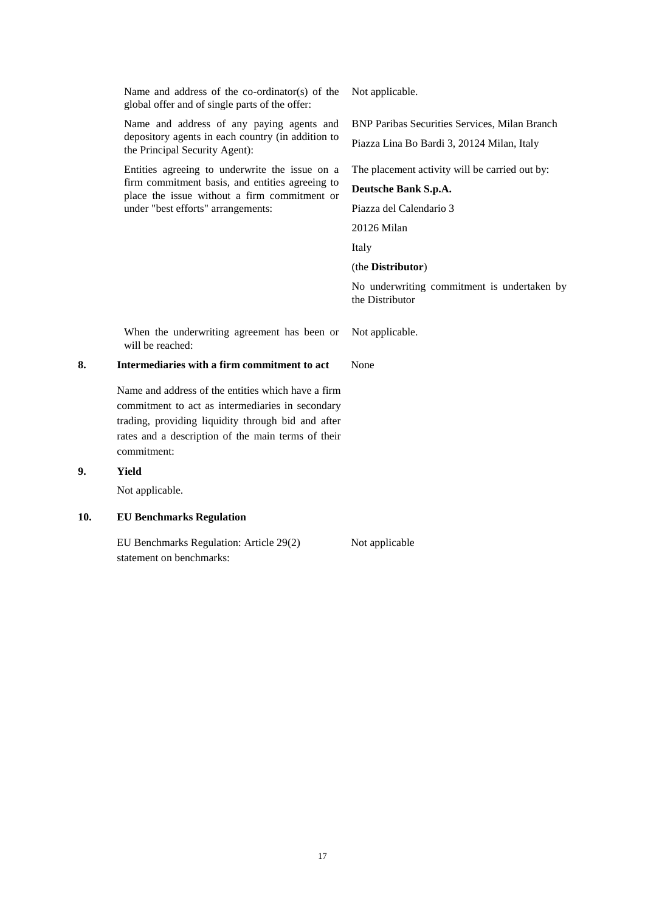| | |
|---|---|
| Name and address of the co-ordinator(s) of the global offer and of single parts of the offer: | Not applicable. |
| Name and address of any paying agents and depository agents in each country (in addition to the Principal Security Agent): | BNP Paribas Securities Services, Milan Branch<br>Piazza Lina Bo Bardi 3, 20124 Milan, Italy |
| Entities agreeing to underwrite the issue on a firm commitment basis, and entities agreeing to place the issue without a firm commitment or under "best efforts" arrangements: | The placement activity will be carried out by:<br>**Deutsche Bank S.p.A.**<br>Piazza del Calendario 3<br>20126 Milan<br>Italy<br>(the **Distributor**)<br>No underwriting commitment is undertaken by the Distributor |
| When the underwriting agreement has been or will be reached: | Not applicable. |

## 8. Intermediaries with a firm commitment to act

| | |
|---|---|
| Name and address of the entities which have a firm commitment to act as intermediaries in secondary trading, providing liquidity through bid and after rates and a description of the main terms of their commitment: | None |

## 9. Yield

Not applicable.

## 10. EU Benchmarks Regulation

| | |
|---|---|
| EU Benchmarks Regulation: Article 29(2) statement on benchmarks: | Not applicable |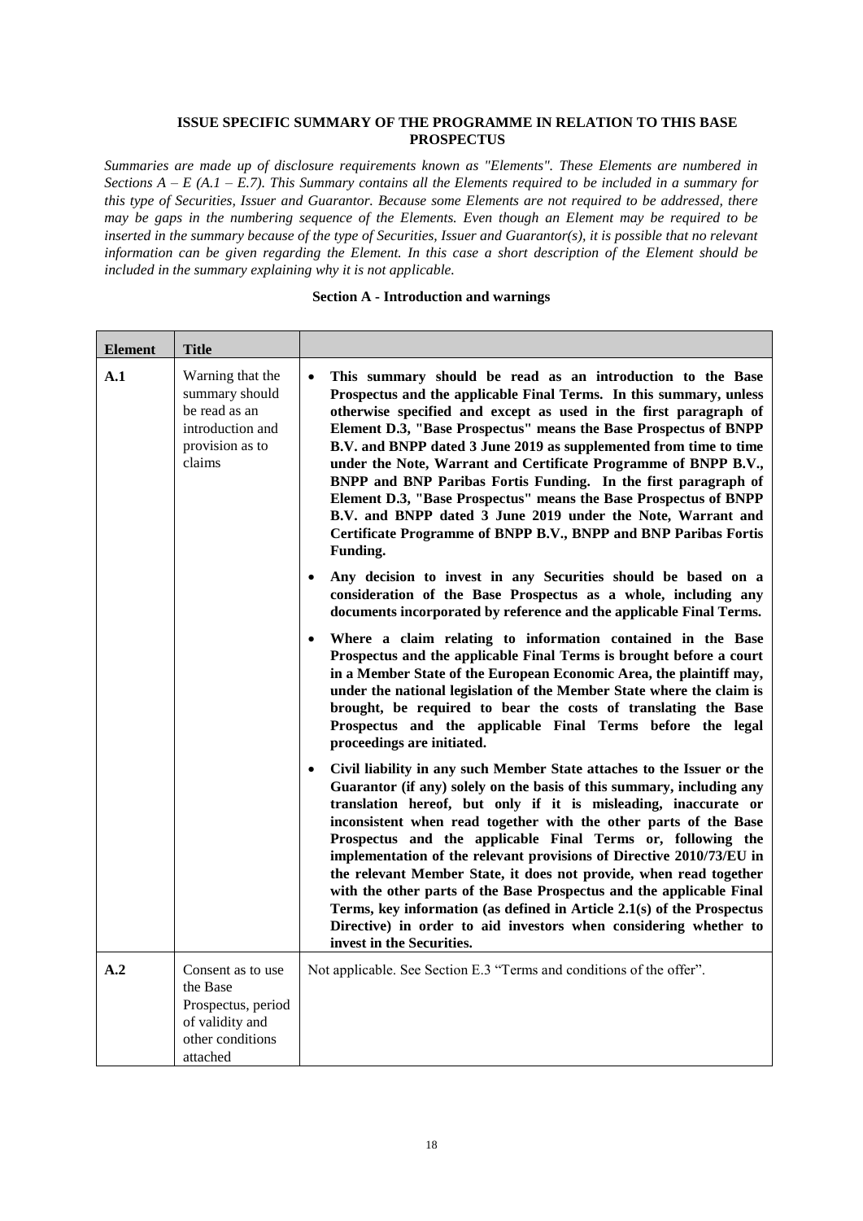## ISSUE SPECIFIC SUMMARY OF THE PROGRAMME IN RELATION TO THIS BASE PROSPECTUS

*Summaries are made up of disclosure requirements known as "Elements". These Elements are numbered in Sections A – E (A.1 – E.7). This Summary contains all the Elements required to be included in a summary for this type of Securities, Issuer and Guarantor. Because some Elements are not required to be addressed, there may be gaps in the numbering sequence of the Elements. Even though an Element may be required to be inserted in the summary because of the type of Securities, Issuer and Guarantor(s), it is possible that no relevant information can be given regarding the Element. In this case a short description of the Element should be included in the summary explaining why it is not applicable.*

### Section A - Introduction and warnings

| Element | Title | |
|---|---|---|
| **A.1** | Warning that the summary should be read as an introduction and provision as to claims | • **This summary should be read as an introduction to the Base Prospectus and the applicable Final Terms. In this summary, unless otherwise specified and except as used in the first paragraph of Element D.3, "Base Prospectus" means the Base Prospectus of BNPP B.V. and BNPP dated 3 June 2019 as supplemented from time to time under the Note, Warrant and Certificate Programme of BNPP B.V., BNPP and BNP Paribas Fortis Funding. In the first paragraph of Element D.3, "Base Prospectus" means the Base Prospectus of BNPP B.V. and BNPP dated 3 June 2019 under the Note, Warrant and Certificate Programme of BNPP B.V., BNPP and BNP Paribas Fortis Funding.**<br><br>• **Any decision to invest in any Securities should be based on a consideration of the Base Prospectus as a whole, including any documents incorporated by reference and the applicable Final Terms.**<br><br>• **Where a claim relating to information contained in the Base Prospectus and the applicable Final Terms is brought before a court in a Member State of the European Economic Area, the plaintiff may, under the national legislation of the Member State where the claim is brought, be required to bear the costs of translating the Base Prospectus and the applicable Final Terms before the legal proceedings are initiated.**<br><br>• **Civil liability in any such Member State attaches to the Issuer or the Guarantor (if any) solely on the basis of this summary, including any translation hereof, but only if it is misleading, inaccurate or inconsistent when read together with the other parts of the Base Prospectus and the applicable Final Terms or, following the implementation of the relevant provisions of Directive 2010/73/EU in the relevant Member State, it does not provide, when read together with the other parts of the Base Prospectus and the applicable Final Terms, key information (as defined in Article 2.1(s) of the Prospectus Directive) in order to aid investors when considering whether to invest in the Securities.** |
| **A.2** | Consent as to use the Base Prospectus, period of validity and other conditions attached | Not applicable. See Section E.3 "Terms and conditions of the offer". |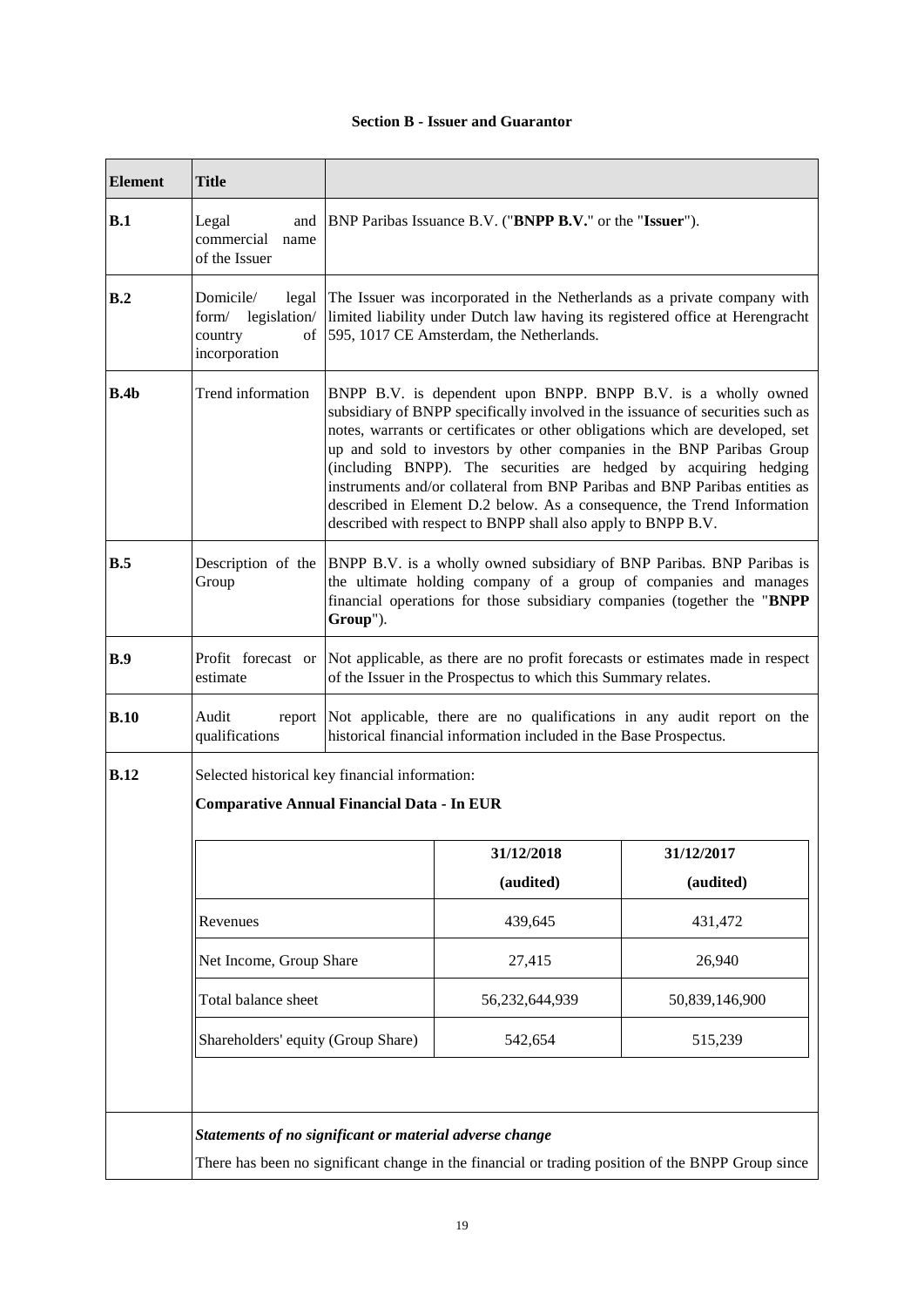**Section B - Issuer and Guarantor**

| Element | Title | |
|---|---|---|
| **B.1** | Legal and commercial name of the Issuer | BNP Paribas Issuance B.V. ("**BNPP B.V.**" or the "**Issuer**"). |
| **B.2** | Domicile/ legal form/ legislation/ country of incorporation | The Issuer was incorporated in the Netherlands as a private company with limited liability under Dutch law having its registered office at Herengracht 595, 1017 CE Amsterdam, the Netherlands. |
| **B.4b** | Trend information | BNPP B.V. is dependent upon BNPP. BNPP B.V. is a wholly owned subsidiary of BNPP specifically involved in the issuance of securities such as notes, warrants or certificates or other obligations which are developed, set up and sold to investors by other companies in the BNP Paribas Group (including BNPP). The securities are hedged by acquiring hedging instruments and/or collateral from BNP Paribas and BNP Paribas entities as described in Element D.2 below. As a consequence, the Trend Information described with respect to BNPP shall also apply to BNPP B.V. |
| **B.5** | Description of the Group | BNPP B.V. is a wholly owned subsidiary of BNP Paribas. BNP Paribas is the ultimate holding company of a group of companies and manages financial operations for those subsidiary companies (together the "**BNPP Group**"). |
| **B.9** | Profit forecast or estimate | Not applicable, as there are no profit forecasts or estimates made in respect of the Issuer in the Prospectus to which this Summary relates. |
| **B.10** | Audit report qualifications | Not applicable, there are no qualifications in any audit report on the historical financial information included in the Base Prospectus. |
| **B.12** | Selected historical key financial information: **Comparative Annual Financial Data - In EUR** | |

| | 31/12/2018 (audited) | 31/12/2017 (audited) |
|---|---|---|
| Revenues | 439,645 | 431,472 |
| Net Income, Group Share | 27,415 | 26,940 |
| Total balance sheet | 56,232,644,939 | 50,839,146,900 |
| Shareholders' equity (Group Share) | 542,654 | 515,239 |

***Statements of no significant or material adverse change***

There has been no significant change in the financial or trading position of the BNPP Group since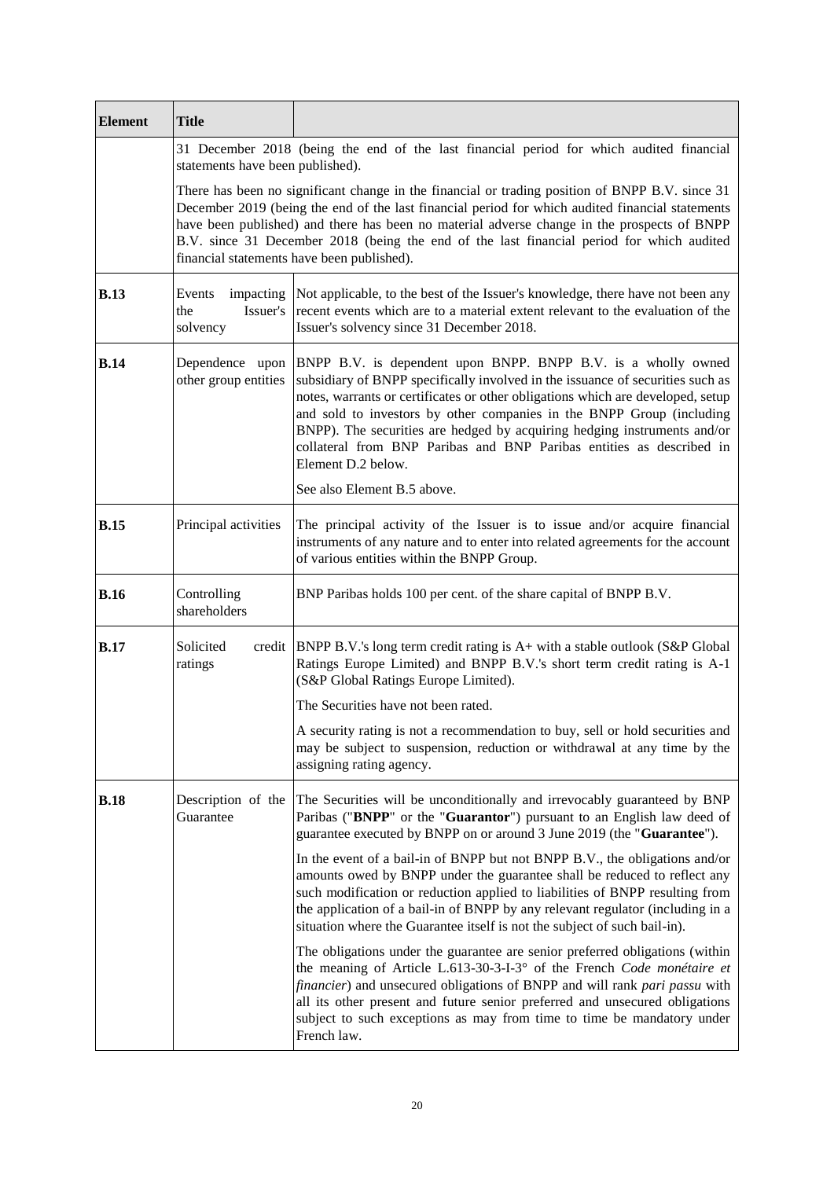| Element | Title | |
|---|---|---|
| | 31 December 2018 (being the end of the last financial period for which audited financial statements have been published).<br><br>There has been no significant change in the financial or trading position of BNPP B.V. since 31 December 2019 (being the end of the last financial period for which audited financial statements have been published) and there has been no material adverse change in the prospects of BNPP B.V. since 31 December 2018 (being the end of the last financial period for which audited financial statements have been published). | |
| **B.13** | Events impacting the Issuer's solvency | Not applicable, to the best of the Issuer's knowledge, there have not been any recent events which are to a material extent relevant to the evaluation of the Issuer's solvency since 31 December 2018. |
| **B.14** | Dependence upon other group entities | BNPP B.V. is dependent upon BNPP. BNPP B.V. is a wholly owned subsidiary of BNPP specifically involved in the issuance of securities such as notes, warrants or certificates or other obligations which are developed, setup and sold to investors by other companies in the BNPP Group (including BNPP). The securities are hedged by acquiring hedging instruments and/or collateral from BNP Paribas and BNP Paribas entities as described in Element D.2 below.<br><br>See also Element B.5 above. |
| **B.15** | Principal activities | The principal activity of the Issuer is to issue and/or acquire financial instruments of any nature and to enter into related agreements for the account of various entities within the BNPP Group. |
| **B.16** | Controlling shareholders | BNP Paribas holds 100 per cent. of the share capital of BNPP B.V. |
| **B.17** | Solicited credit ratings | BNPP B.V.'s long term credit rating is A+ with a stable outlook (S&P Global Ratings Europe Limited) and BNPP B.V.'s short term credit rating is A-1 (S&P Global Ratings Europe Limited).<br><br>The Securities have not been rated.<br><br>A security rating is not a recommendation to buy, sell or hold securities and may be subject to suspension, reduction or withdrawal at any time by the assigning rating agency. |
| **B.18** | Description of the Guarantee | The Securities will be unconditionally and irrevocably guaranteed by BNP Paribas ("**BNPP**" or the "**Guarantor**") pursuant to an English law deed of guarantee executed by BNPP on or around 3 June 2019 (the "**Guarantee**").<br><br>In the event of a bail-in of BNPP but not BNPP B.V., the obligations and/or amounts owed by BNPP under the guarantee shall be reduced to reflect any such modification or reduction applied to liabilities of BNPP resulting from the application of a bail-in of BNPP by any relevant regulator (including in a situation where the Guarantee itself is not the subject of such bail-in).<br><br>The obligations under the guarantee are senior preferred obligations (within the meaning of Article L.613-30-3-I-3° of the French *Code monétaire et financier*) and unsecured obligations of BNPP and will rank *pari passu* with all its other present and future senior preferred and unsecured obligations subject to such exceptions as may from time to time be mandatory under French law. |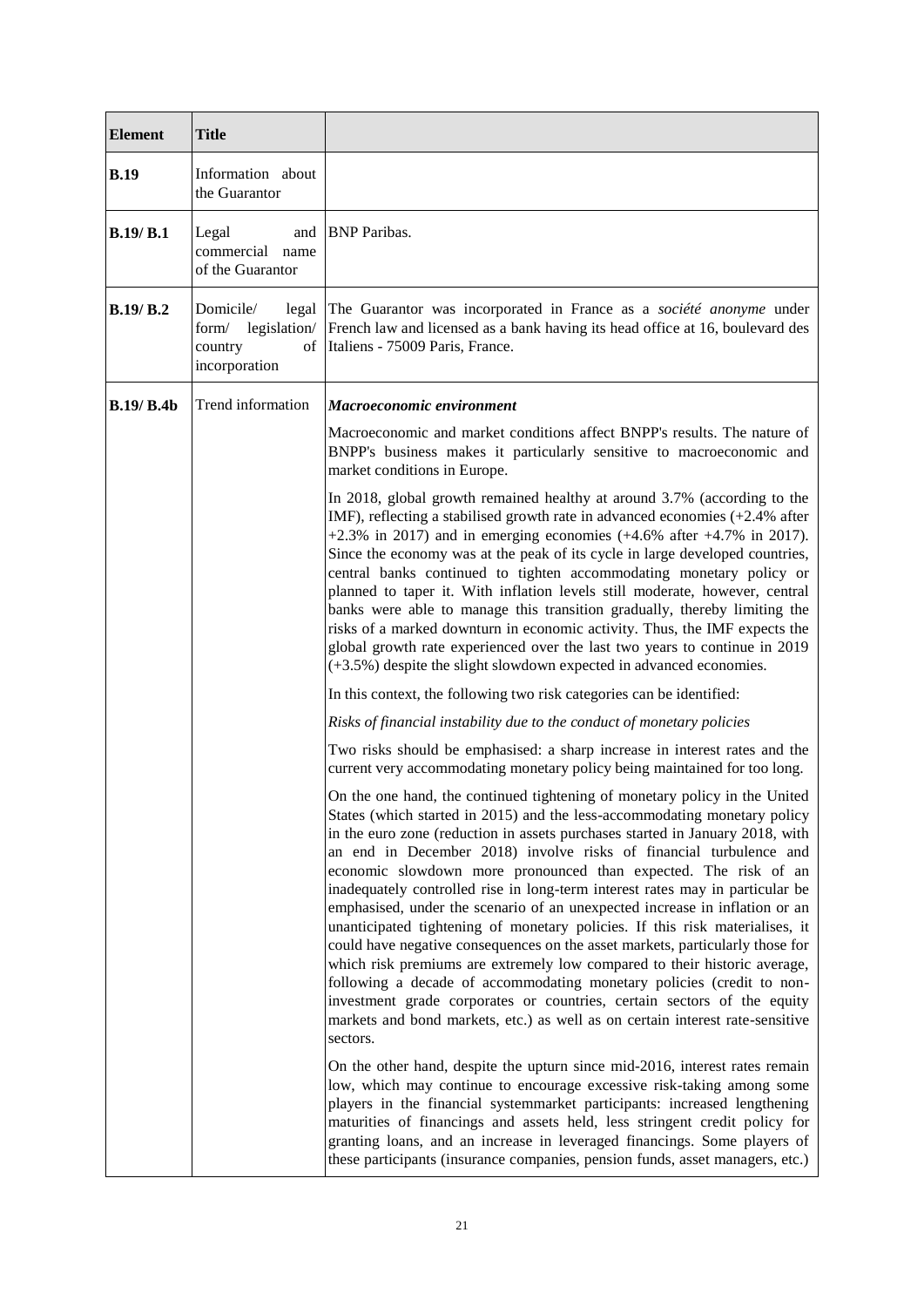| Element | Title | |
|---|---|---|
| **B.19** | Information about the Guarantor | |
| **B.19/ B.1** | Legal and commercial name of the Guarantor | BNP Paribas. |
| **B.19/ B.2** | Domicile/ legal form/ legislation/ country of incorporation | The Guarantor was incorporated in France as a *société anonyme* under French law and licensed as a bank having its head office at 16, boulevard des Italiens - 75009 Paris, France. |
| **B.19/ B.4b** | Trend information | ***Macroeconomic environment***<br><br>Macroeconomic and market conditions affect BNPP's results. The nature of BNPP's business makes it particularly sensitive to macroeconomic and market conditions in Europe.<br><br>In 2018, global growth remained healthy at around 3.7% (according to the IMF), reflecting a stabilised growth rate in advanced economies (+2.4% after +2.3% in 2017) and in emerging economies (+4.6% after +4.7% in 2017). Since the economy was at the peak of its cycle in large developed countries, central banks continued to tighten accommodating monetary policy or planned to taper it. With inflation levels still moderate, however, central banks were able to manage this transition gradually, thereby limiting the risks of a marked downturn in economic activity. Thus, the IMF expects the global growth rate experienced over the last two years to continue in 2019 (+3.5%) despite the slight slowdown expected in advanced economies.<br><br>In this context, the following two risk categories can be identified:<br><br>*Risks of financial instability due to the conduct of monetary policies*<br><br>Two risks should be emphasised: a sharp increase in interest rates and the current very accommodating monetary policy being maintained for too long.<br><br>On the one hand, the continued tightening of monetary policy in the United States (which started in 2015) and the less-accommodating monetary policy in the euro zone (reduction in assets purchases started in January 2018, with an end in December 2018) involve risks of financial turbulence and economic slowdown more pronounced than expected. The risk of an inadequately controlled rise in long-term interest rates may in particular be emphasised, under the scenario of an unexpected increase in inflation or an unanticipated tightening of monetary policies. If this risk materialises, it could have negative consequences on the asset markets, particularly those for which risk premiums are extremely low compared to their historic average, following a decade of accommodating monetary policies (credit to non-investment grade corporates or countries, certain sectors of the equity markets and bond markets, etc.) as well as on certain interest rate-sensitive sectors.<br><br>On the other hand, despite the upturn since mid-2016, interest rates remain low, which may continue to encourage excessive risk-taking among some players in the financial systemmarket participants: increased lengthening maturities of financings and assets held, less stringent credit policy for granting loans, and an increase in leveraged financings. Some players of these participants (insurance companies, pension funds, asset managers, etc.) |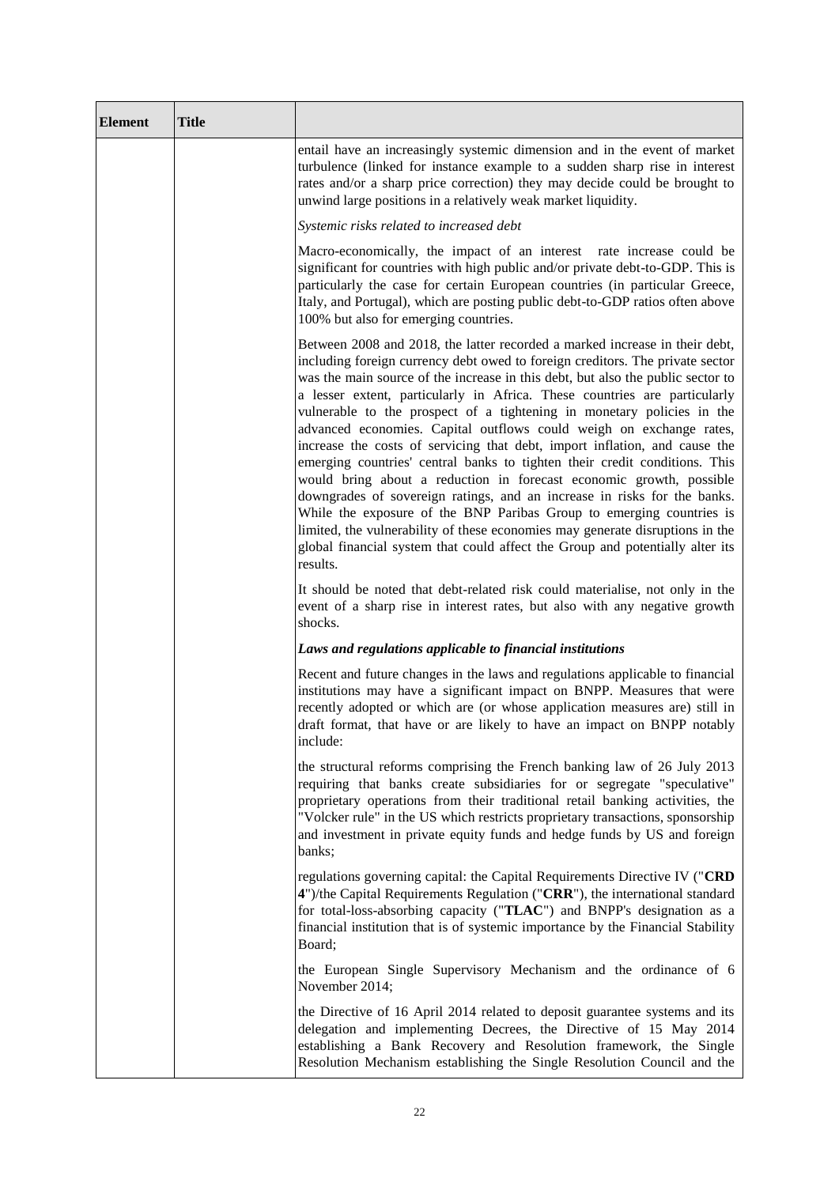| Element | Title | |
|---|---|---|
| | | entail have an increasingly systemic dimension and in the event of market turbulence (linked for instance example to a sudden sharp rise in interest rates and/or a sharp price correction) they may decide could be brought to unwind large positions in a relatively weak market liquidity.<br><br>*Systemic risks related to increased debt*<br><br>Macro-economically, the impact of an interest rate increase could be significant for countries with high public and/or private debt-to-GDP. This is particularly the case for certain European countries (in particular Greece, Italy, and Portugal), which are posting public debt-to-GDP ratios often above 100% but also for emerging countries.<br><br>Between 2008 and 2018, the latter recorded a marked increase in their debt, including foreign currency debt owed to foreign creditors. The private sector was the main source of the increase in this debt, but also the public sector to a lesser extent, particularly in Africa. These countries are particularly vulnerable to the prospect of a tightening in monetary policies in the advanced economies. Capital outflows could weigh on exchange rates, increase the costs of servicing that debt, import inflation, and cause the emerging countries' central banks to tighten their credit conditions. This would bring about a reduction in forecast economic growth, possible downgrades of sovereign ratings, and an increase in risks for the banks. While the exposure of the BNP Paribas Group to emerging countries is limited, the vulnerability of these economies may generate disruptions in the global financial system that could affect the Group and potentially alter its results.<br><br>It should be noted that debt-related risk could materialise, not only in the event of a sharp rise in interest rates, but also with any negative growth shocks.<br><br>***Laws and regulations applicable to financial institutions***<br><br>Recent and future changes in the laws and regulations applicable to financial institutions may have a significant impact on BNPP. Measures that were recently adopted or which are (or whose application measures are) still in draft format, that have or are likely to have an impact on BNPP notably include:<br><br>the structural reforms comprising the French banking law of 26 July 2013 requiring that banks create subsidiaries for or segregate "speculative" proprietary operations from their traditional retail banking activities, the "Volcker rule" in the US which restricts proprietary transactions, sponsorship and investment in private equity funds and hedge funds by US and foreign banks;<br><br>regulations governing capital: the Capital Requirements Directive IV ("**CRD 4**")/the Capital Requirements Regulation ("**CRR**"), the international standard for total-loss-absorbing capacity ("**TLAC**") and BNPP's designation as a financial institution that is of systemic importance by the Financial Stability Board;<br><br>the European Single Supervisory Mechanism and the ordinance of 6 November 2014;<br><br>the Directive of 16 April 2014 related to deposit guarantee systems and its delegation and implementing Decrees, the Directive of 15 May 2014 establishing a Bank Recovery and Resolution framework, the Single Resolution Mechanism establishing the Single Resolution Council and the |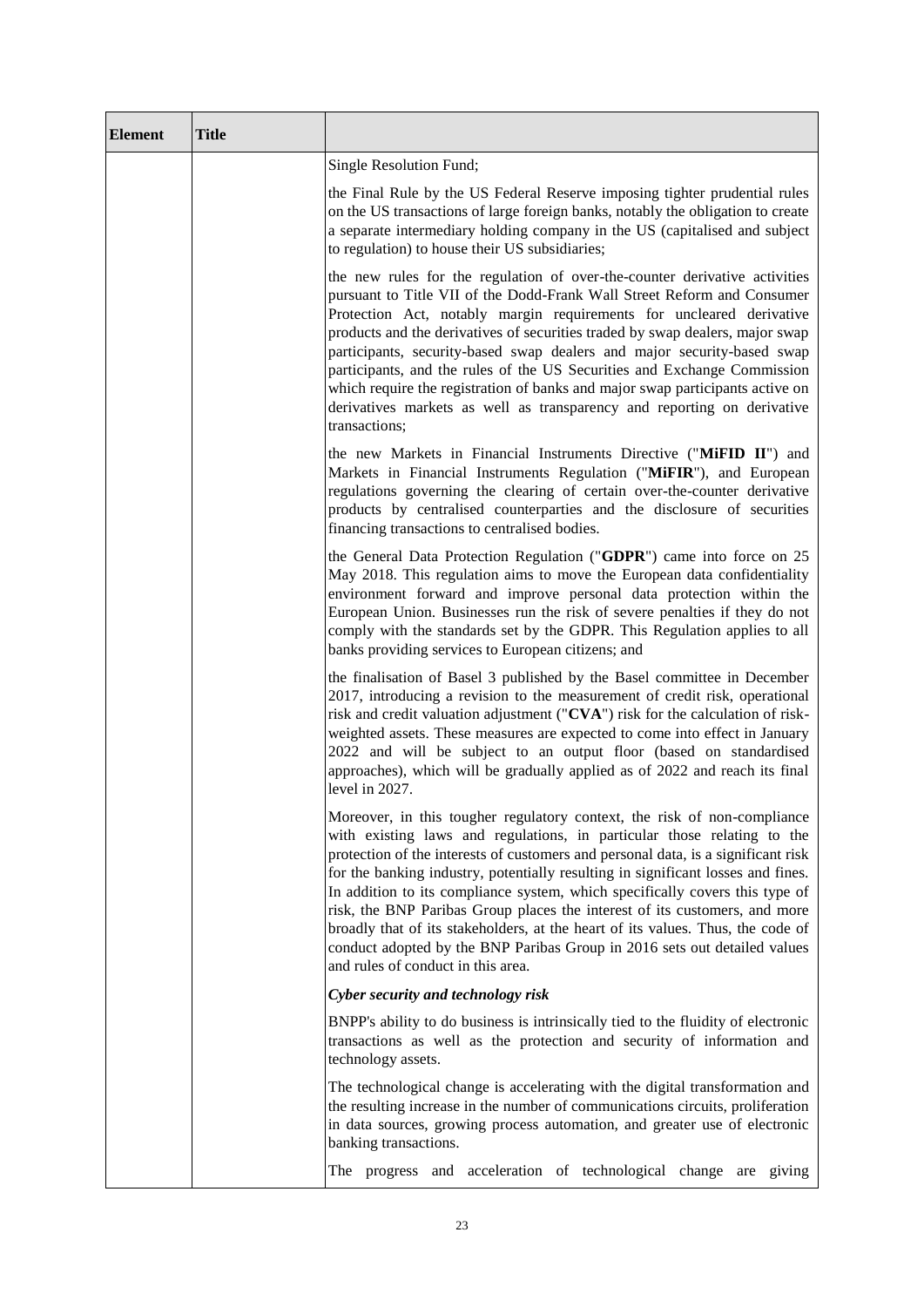| Element | Title | |
|---|---|---|
| | | Single Resolution Fund;<br><br>the Final Rule by the US Federal Reserve imposing tighter prudential rules on the US transactions of large foreign banks, notably the obligation to create a separate intermediary holding company in the US (capitalised and subject to regulation) to house their US subsidiaries;<br><br>the new rules for the regulation of over-the-counter derivative activities pursuant to Title VII of the Dodd-Frank Wall Street Reform and Consumer Protection Act, notably margin requirements for uncleared derivative products and the derivatives of securities traded by swap dealers, major swap participants, security-based swap dealers and major security-based swap participants, and the rules of the US Securities and Exchange Commission which require the registration of banks and major swap participants active on derivatives markets as well as transparency and reporting on derivative transactions;<br><br>the new Markets in Financial Instruments Directive ("**MiFID II**") and Markets in Financial Instruments Regulation ("**MiFIR**"), and European regulations governing the clearing of certain over-the-counter derivative products by centralised counterparties and the disclosure of securities financing transactions to centralised bodies.<br><br>the General Data Protection Regulation ("**GDPR**") came into force on 25 May 2018. This regulation aims to move the European data confidentiality environment forward and improve personal data protection within the European Union. Businesses run the risk of severe penalties if they do not comply with the standards set by the GDPR. This Regulation applies to all banks providing services to European citizens; and<br><br>the finalisation of Basel 3 published by the Basel committee in December 2017, introducing a revision to the measurement of credit risk, operational risk and credit valuation adjustment ("**CVA**") risk for the calculation of risk-weighted assets. These measures are expected to come into effect in January 2022 and will be subject to an output floor (based on standardised approaches), which will be gradually applied as of 2022 and reach its final level in 2027.<br><br>Moreover, in this tougher regulatory context, the risk of non-compliance with existing laws and regulations, in particular those relating to the protection of the interests of customers and personal data, is a significant risk for the banking industry, potentially resulting in significant losses and fines. In addition to its compliance system, which specifically covers this type of risk, the BNP Paribas Group places the interest of its customers, and more broadly that of its stakeholders, at the heart of its values. Thus, the code of conduct adopted by the BNP Paribas Group in 2016 sets out detailed values and rules of conduct in this area.<br><br>***Cyber security and technology risk***<br><br>BNPP's ability to do business is intrinsically tied to the fluidity of electronic transactions as well as the protection and security of information and technology assets.<br><br>The technological change is accelerating with the digital transformation and the resulting increase in the number of communications circuits, proliferation in data sources, growing process automation, and greater use of electronic banking transactions.<br><br>The progress and acceleration of technological change are giving |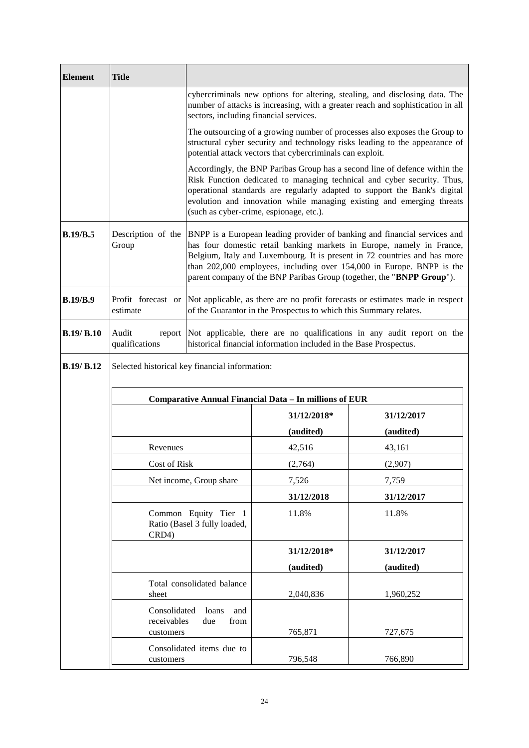| Element | Title | |
|---|---|---|
| | | cybercriminals new options for altering, stealing, and disclosing data. The number of attacks is increasing, with a greater reach and sophistication in all sectors, including financial services.<br><br>The outsourcing of a growing number of processes also exposes the Group to structural cyber security and technology risks leading to the appearance of potential attack vectors that cybercriminals can exploit.<br><br>Accordingly, the BNP Paribas Group has a second line of defence within the Risk Function dedicated to managing technical and cyber security. Thus, operational standards are regularly adapted to support the Bank's digital evolution and innovation while managing existing and emerging threats (such as cyber-crime, espionage, etc.). |
| **B.19/B.5** | Description of the Group | BNPP is a European leading provider of banking and financial services and has four domestic retail banking markets in Europe, namely in France, Belgium, Italy and Luxembourg. It is present in 72 countries and has more than 202,000 employees, including over 154,000 in Europe. BNPP is the parent company of the BNP Paribas Group (together, the "**BNPP Group**"). |
| **B.19/B.9** | Profit forecast or estimate | Not applicable, as there are no profit forecasts or estimates made in respect of the Guarantor in the Prospectus to which this Summary relates. |
| **B.19/ B.10** | Audit report qualifications | Not applicable, there are no qualifications in any audit report on the historical financial information included in the Base Prospectus. |
| **B.19/ B.12** | Selected historical key financial information: | |

**Comparative Annual Financial Data – In millions of EUR**

| | 31/12/2018* (audited) | 31/12/2017 (audited) |
|---|---|---|
| Revenues | 42,516 | 43,161 |
| Cost of Risk | (2,764) | (2,907) |
| Net income, Group share | 7,526 | 7,759 |
| | **31/12/2018** | **31/12/2017** |
| Common Equity Tier 1 Ratio (Basel 3 fully loaded, CRD4) | 11.8% | 11.8% |
| | **31/12/2018* (audited)** | **31/12/2017 (audited)** |
| Total consolidated balance sheet | 2,040,836 | 1,960,252 |
| Consolidated loans and receivables due from customers | 765,871 | 727,675 |
| Consolidated items due to customers | 796,548 | 766,890 |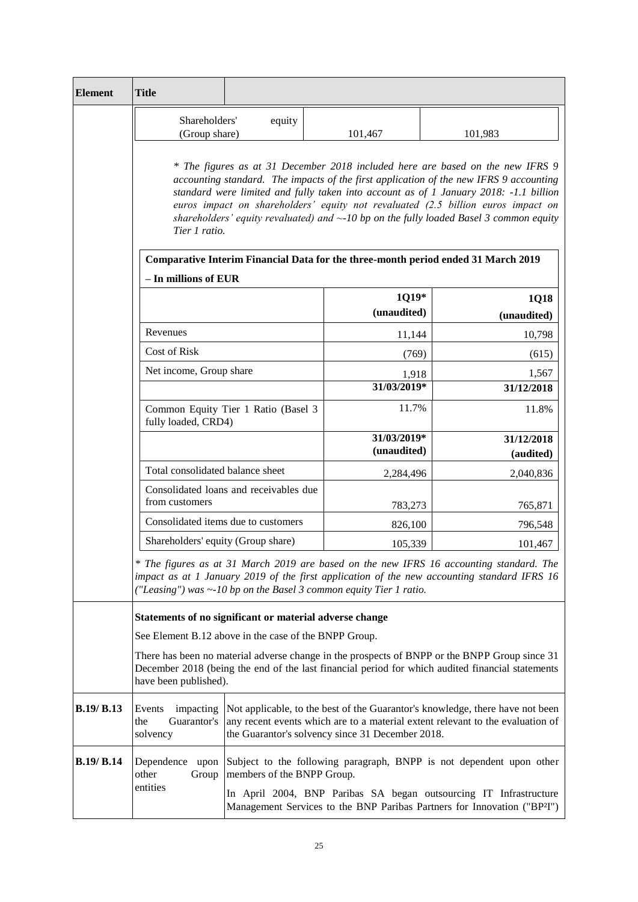| Element | Title | |
|---|---|---|
| | | |

| | | |
|---|---|---|
| Shareholders' equity (Group share) | 101,467 | 101,983 |

*\* The figures as at 31 December 2018 included here are based on the new IFRS 9 accounting standard. The impacts of the first application of the new IFRS 9 accounting standard were limited and fully taken into account as of 1 January 2018: -1.1 billion euros impact on shareholders' equity not revaluated (2.5 billion euros impact on shareholders' equity revaluated) and ~-10 bp on the fully loaded Basel 3 common equity Tier 1 ratio.*

**Comparative Interim Financial Data for the three-month period ended 31 March 2019**

**– In millions of EUR**

| | 1Q19* (unaudited) | 1Q18 (unaudited) |
|---|---|---|
| Revenues | 11,144 | 10,798 |
| Cost of Risk | (769) | (615) |
| Net income, Group share | 1,918 | 1,567 |
| | **31/03/2019*** | **31/12/2018** |
| Common Equity Tier 1 Ratio (Basel 3 fully loaded, CRD4) | 11.7% | 11.8% |
| | **31/03/2019* (unaudited)** | **31/12/2018 (audited)** |
| Total consolidated balance sheet | 2,284,496 | 2,040,836 |
| Consolidated loans and receivables due from customers | 783,273 | 765,871 |
| Consolidated items due to customers | 826,100 | 796,548 |
| Shareholders' equity (Group share) | 105,339 | 101,467 |

*\* The figures as at 31 March 2019 are based on the new IFRS 16 accounting standard. The impact as at 1 January 2019 of the first application of the new accounting standard IFRS 16 ("Leasing") was ~-10 bp on the Basel 3 common equity Tier 1 ratio.*

**Statements of no significant or material adverse change**

See Element B.12 above in the case of the BNPP Group.

There has been no material adverse change in the prospects of BNPP or the BNPP Group since 31 December 2018 (being the end of the last financial period for which audited financial statements have been published).

| Element | Title | |
|---|---|---|
| **B.19/ B.13** | Events impacting the Guarantor's solvency | Not applicable, to the best of the Guarantor's knowledge, there have not been any recent events which are to a material extent relevant to the evaluation of the Guarantor's solvency since 31 December 2018. |
| **B.19/ B.14** | Dependence upon other Group entities | Subject to the following paragraph, BNPP is not dependent upon other members of the BNPP Group.<br><br>In April 2004, BNP Paribas SA began outsourcing IT Infrastructure Management Services to the BNP Paribas Partners for Innovation ("BP²I") |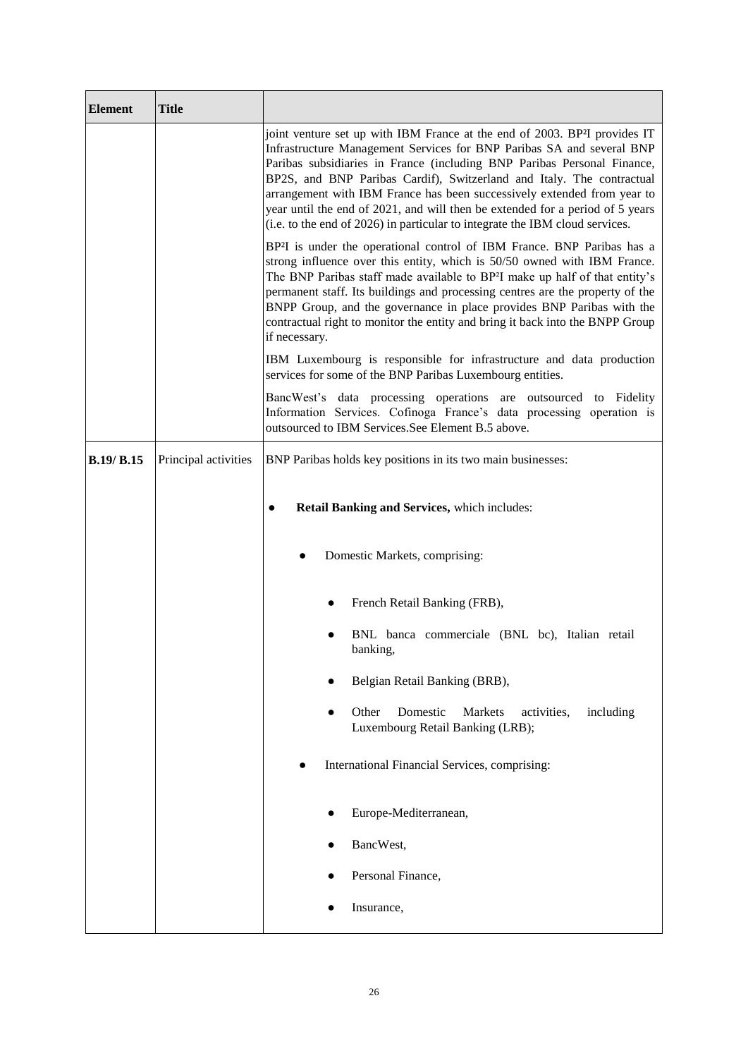| Element | Title | |
|---|---|---|
| | | joint venture set up with IBM France at the end of 2003. BP²I provides IT Infrastructure Management Services for BNP Paribas SA and several BNP Paribas subsidiaries in France (including BNP Paribas Personal Finance, BP2S, and BNP Paribas Cardif), Switzerland and Italy. The contractual arrangement with IBM France has been successively extended from year to year until the end of 2021, and will then be extended for a period of 5 years (i.e. to the end of 2026) in particular to integrate the IBM cloud services.<br><br>BP²I is under the operational control of IBM France. BNP Paribas has a strong influence over this entity, which is 50/50 owned with IBM France. The BNP Paribas staff made available to BP²I make up half of that entity's permanent staff. Its buildings and processing centres are the property of the BNPP Group, and the governance in place provides BNP Paribas with the contractual right to monitor the entity and bring it back into the BNPP Group if necessary.<br><br>IBM Luxembourg is responsible for infrastructure and data production services for some of the BNP Paribas Luxembourg entities.<br><br>BancWest's data processing operations are outsourced to Fidelity Information Services. Cofinoga France's data processing operation is outsourced to IBM Services.See Element B.5 above. |
| **B.19/ B.15** | Principal activities | BNP Paribas holds key positions in its two main businesses:<br><br>● **Retail Banking and Services,** which includes:<br><br>&nbsp;&nbsp;&nbsp;&nbsp;● Domestic Markets, comprising:<br><br>&nbsp;&nbsp;&nbsp;&nbsp;&nbsp;&nbsp;&nbsp;&nbsp;● French Retail Banking (FRB),<br><br>&nbsp;&nbsp;&nbsp;&nbsp;&nbsp;&nbsp;&nbsp;&nbsp;● BNL banca commerciale (BNL bc), Italian retail banking,<br><br>&nbsp;&nbsp;&nbsp;&nbsp;&nbsp;&nbsp;&nbsp;&nbsp;● Belgian Retail Banking (BRB),<br><br>&nbsp;&nbsp;&nbsp;&nbsp;&nbsp;&nbsp;&nbsp;&nbsp;● Other Domestic Markets activities, including Luxembourg Retail Banking (LRB);<br><br>&nbsp;&nbsp;&nbsp;&nbsp;● International Financial Services, comprising:<br><br>&nbsp;&nbsp;&nbsp;&nbsp;&nbsp;&nbsp;&nbsp;&nbsp;● Europe-Mediterranean,<br><br>&nbsp;&nbsp;&nbsp;&nbsp;&nbsp;&nbsp;&nbsp;&nbsp;● BancWest,<br><br>&nbsp;&nbsp;&nbsp;&nbsp;&nbsp;&nbsp;&nbsp;&nbsp;● Personal Finance,<br><br>&nbsp;&nbsp;&nbsp;&nbsp;&nbsp;&nbsp;&nbsp;&nbsp;● Insurance, |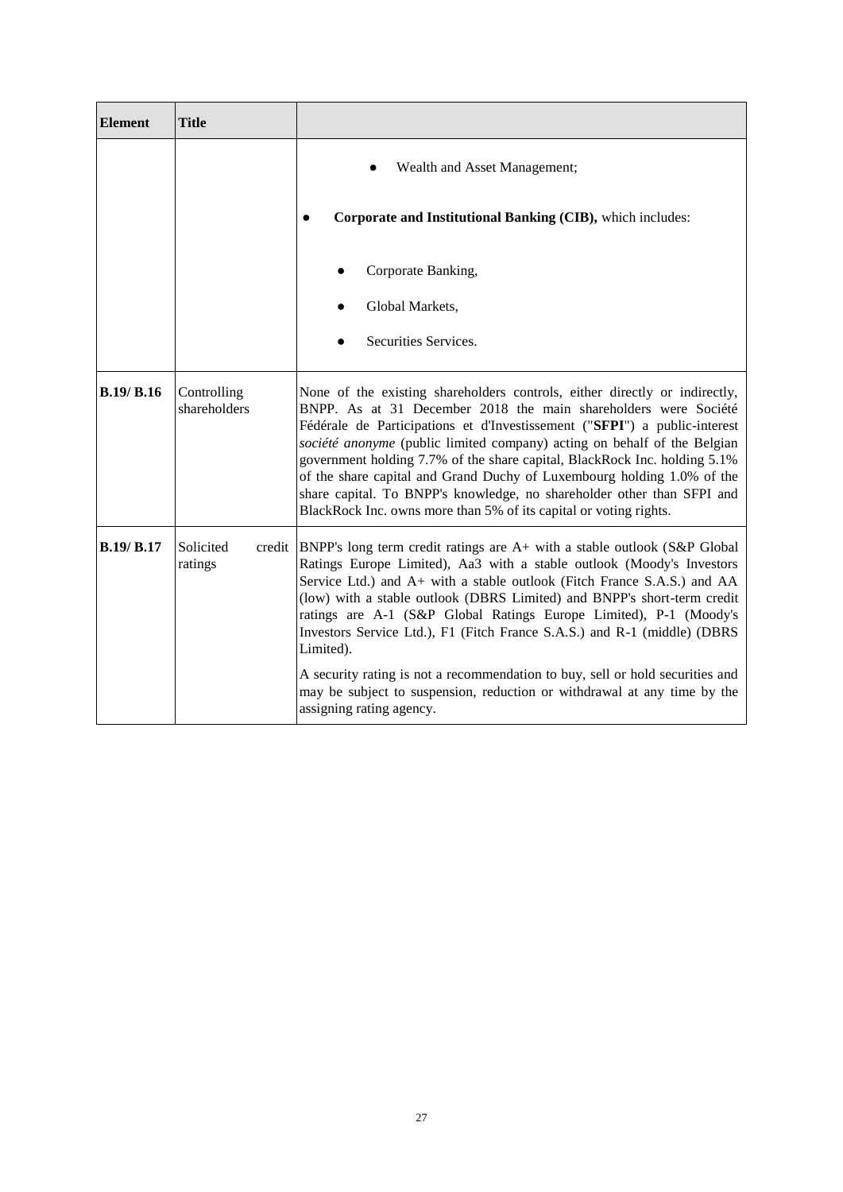| Element | Title | |
|---|---|---|
| | | ● Wealth and Asset Management;<br><br>● **Corporate and Institutional Banking (CIB),** which includes:<br><br>● Corporate Banking,<br>● Global Markets,<br>● Securities Services. |
| **B.19/ B.16** | Controlling shareholders | None of the existing shareholders controls, either directly or indirectly, BNPP. As at 31 December 2018 the main shareholders were Société Fédérale de Participations et d'Investissement ("**SFPI**") a public-interest *société anonyme* (public limited company) acting on behalf of the Belgian government holding 7.7% of the share capital, BlackRock Inc. holding 5.1% of the share capital and Grand Duchy of Luxembourg holding 1.0% of the share capital. To BNPP's knowledge, no shareholder other than SFPI and BlackRock Inc. owns more than 5% of its capital or voting rights. |
| **B.19/ B.17** | Solicited credit ratings | BNPP's long term credit ratings are A+ with a stable outlook (S&P Global Ratings Europe Limited), Aa3 with a stable outlook (Moody's Investors Service Ltd.) and A+ with a stable outlook (Fitch France S.A.S.) and AA (low) with a stable outlook (DBRS Limited) and BNPP's short-term credit ratings are A-1 (S&P Global Ratings Europe Limited), P-1 (Moody's Investors Service Ltd.), F1 (Fitch France S.A.S.) and R-1 (middle) (DBRS Limited).<br><br>A security rating is not a recommendation to buy, sell or hold securities and may be subject to suspension, reduction or withdrawal at any time by the assigning rating agency. |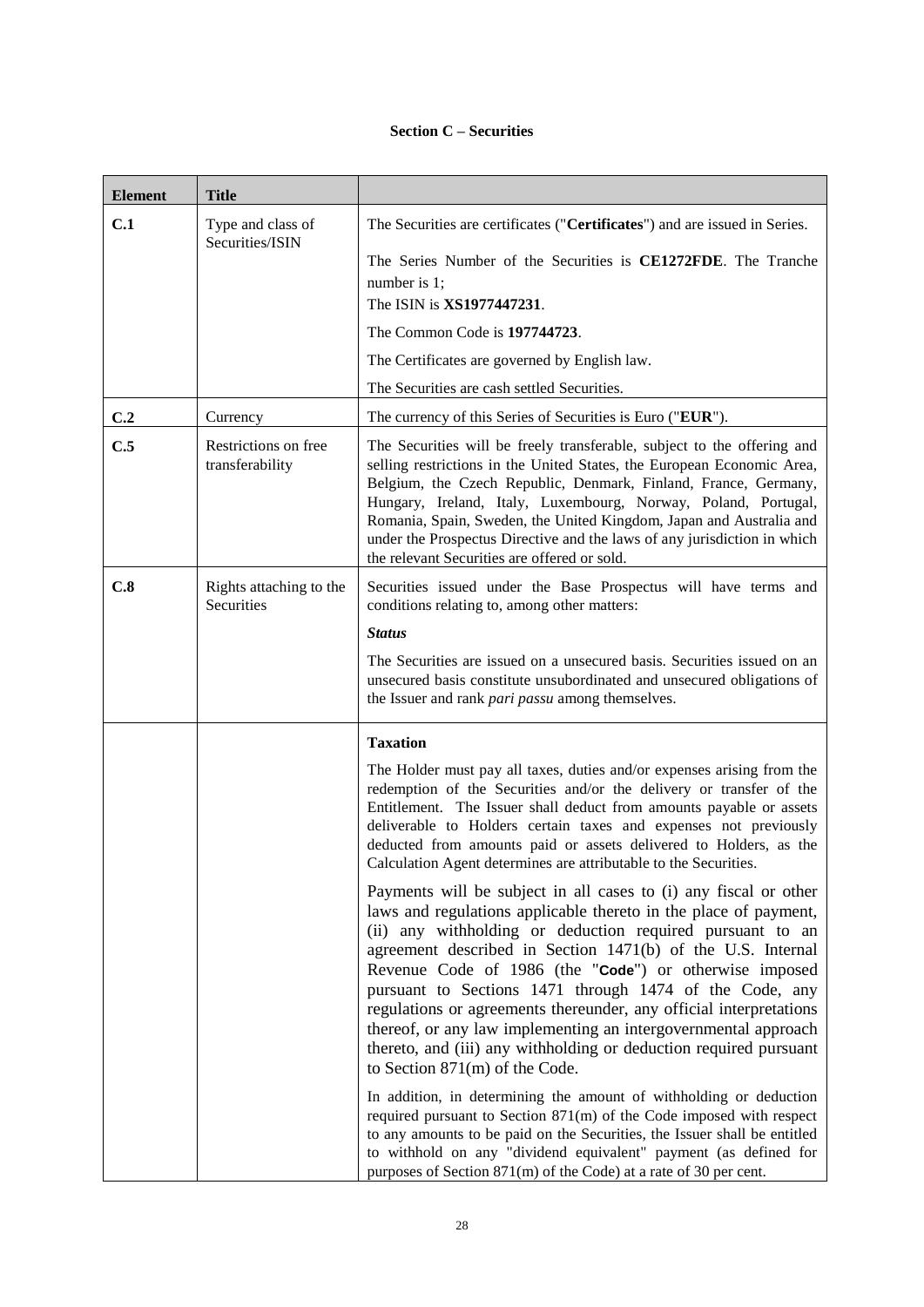**Section C – Securities**

| Element | Title | |
|---|---|---|
| **C.1** | Type and class of Securities/ISIN | The Securities are certificates ("**Certificates**") and are issued in Series.<br><br>The Series Number of the Securities is **CE1272FDE**. The Tranche number is 1;<br>The ISIN is **XS1977447231**.<br><br>The Common Code is **197744723**.<br><br>The Certificates are governed by English law.<br><br>The Securities are cash settled Securities. |
| **C.2** | Currency | The currency of this Series of Securities is Euro ("**EUR**"). |
| **C.5** | Restrictions on free transferability | The Securities will be freely transferable, subject to the offering and selling restrictions in the United States, the European Economic Area, Belgium, the Czech Republic, Denmark, Finland, France, Germany, Hungary, Ireland, Italy, Luxembourg, Norway, Poland, Portugal, Romania, Spain, Sweden, the United Kingdom, Japan and Australia and under the Prospectus Directive and the laws of any jurisdiction in which the relevant Securities are offered or sold. |
| **C.8** | Rights attaching to the Securities | Securities issued under the Base Prospectus will have terms and conditions relating to, among other matters:<br><br>***Status***<br><br>The Securities are issued on a unsecured basis. Securities issued on an unsecured basis constitute unsubordinated and unsecured obligations of the Issuer and rank *pari passu* among themselves. |
| | | **Taxation**<br><br>The Holder must pay all taxes, duties and/or expenses arising from the redemption of the Securities and/or the delivery or transfer of the Entitlement. The Issuer shall deduct from amounts payable or assets deliverable to Holders certain taxes and expenses not previously deducted from amounts paid or assets delivered to Holders, as the Calculation Agent determines are attributable to the Securities.<br><br>Payments will be subject in all cases to (i) any fiscal or other laws and regulations applicable thereto in the place of payment, (ii) any withholding or deduction required pursuant to an agreement described in Section 1471(b) of the U.S. Internal Revenue Code of 1986 (the "**Code**") or otherwise imposed pursuant to Sections 1471 through 1474 of the Code, any regulations or agreements thereunder, any official interpretations thereof, or any law implementing an intergovernmental approach thereto, and (iii) any withholding or deduction required pursuant to Section 871(m) of the Code.<br><br>In addition, in determining the amount of withholding or deduction required pursuant to Section 871(m) of the Code imposed with respect to any amounts to be paid on the Securities, the Issuer shall be entitled to withhold on any "dividend equivalent" payment (as defined for purposes of Section 871(m) of the Code) at a rate of 30 per cent. |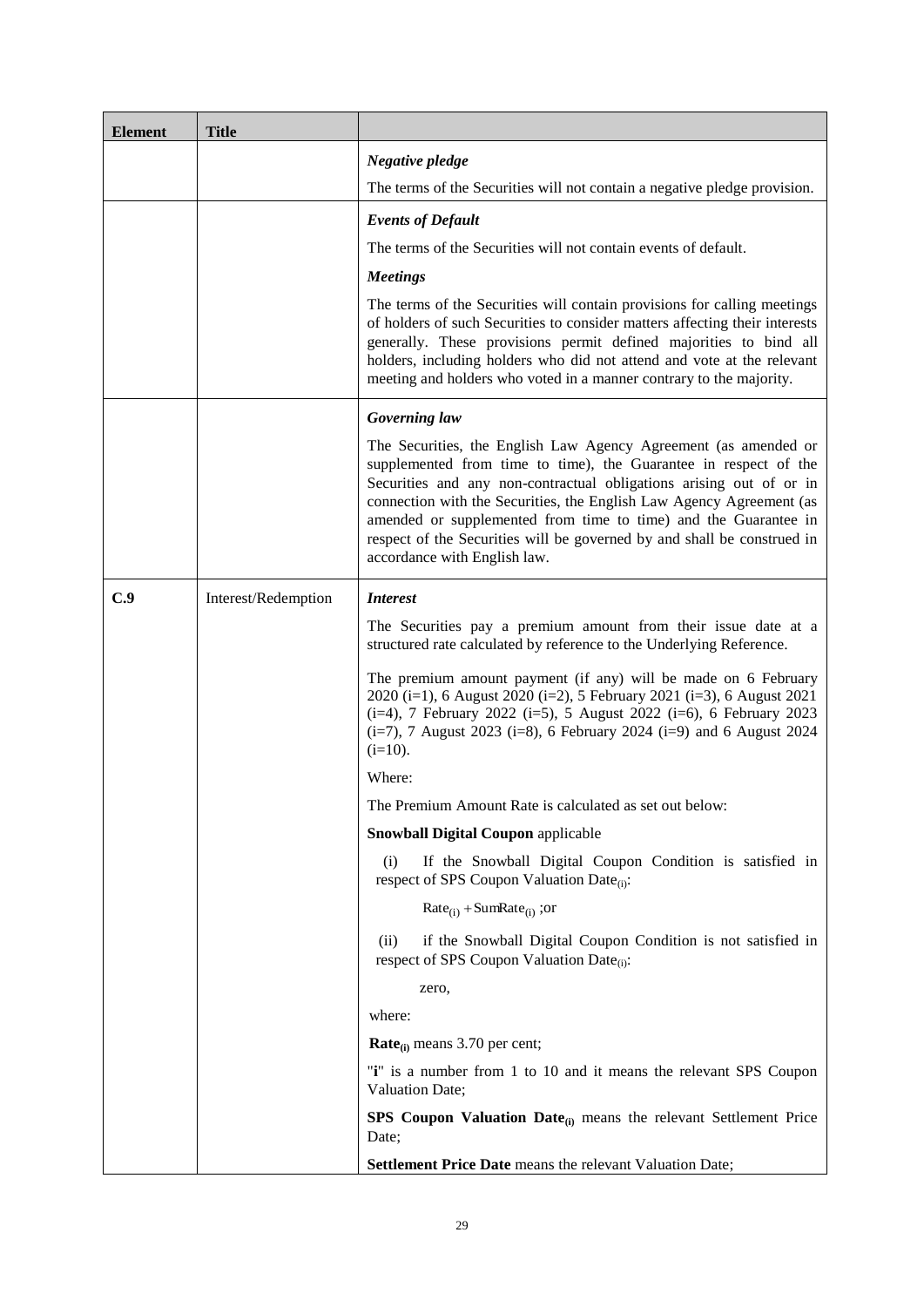| Element | Title | |
|---|---|---|
| | | ***Negative pledge***<br><br>The terms of the Securities will not contain a negative pledge provision. |
| | | ***Events of Default***<br><br>The terms of the Securities will not contain events of default.<br><br>***Meetings***<br><br>The terms of the Securities will contain provisions for calling meetings of holders of such Securities to consider matters affecting their interests generally. These provisions permit defined majorities to bind all holders, including holders who did not attend and vote at the relevant meeting and holders who voted in a manner contrary to the majority. |
| | | ***Governing law***<br><br>The Securities, the English Law Agency Agreement (as amended or supplemented from time to time), the Guarantee in respect of the Securities and any non-contractual obligations arising out of or in connection with the Securities, the English Law Agency Agreement (as amended or supplemented from time to time) and the Guarantee in respect of the Securities will be governed by and shall be construed in accordance with English law. |
| **C.9** | Interest/Redemption | ***Interest***<br><br>The Securities pay a premium amount from their issue date at a structured rate calculated by reference to the Underlying Reference.<br><br>The premium amount payment (if any) will be made on 6 February 2020 (i=1), 6 August 2020 (i=2), 5 February 2021 (i=3), 6 August 2021 (i=4), 7 February 2022 (i=5), 5 August 2022 (i=6), 6 February 2023 (i=7), 7 August 2023 (i=8), 6 February 2024 (i=9) and 6 August 2024 (i=10).<br><br>Where:<br><br>The Premium Amount Rate is calculated as set out below:<br><br>**Snowball Digital Coupon** applicable<br><br>(i) If the Snowball Digital Coupon Condition is satisfied in respect of SPS Coupon Valuation $\text{Date}_{(i)}$:<br><br>$\text{Rate}_{(i)} + \text{SumRate}_{(i)}$ ;or<br><br>(ii) if the Snowball Digital Coupon Condition is not satisfied in respect of SPS Coupon Valuation $\text{Date}_{(i)}$:<br><br>zero,<br><br>where:<br><br>$\textbf{Rate}_{(i)}$ means 3.70 per cent;<br><br>"**i**" is a number from 1 to 10 and it means the relevant SPS Coupon Valuation Date;<br><br>**SPS Coupon Valuation** $\textbf{Date}_{(i)}$ means the relevant Settlement Price Date;<br><br>**Settlement Price Date** means the relevant Valuation Date; |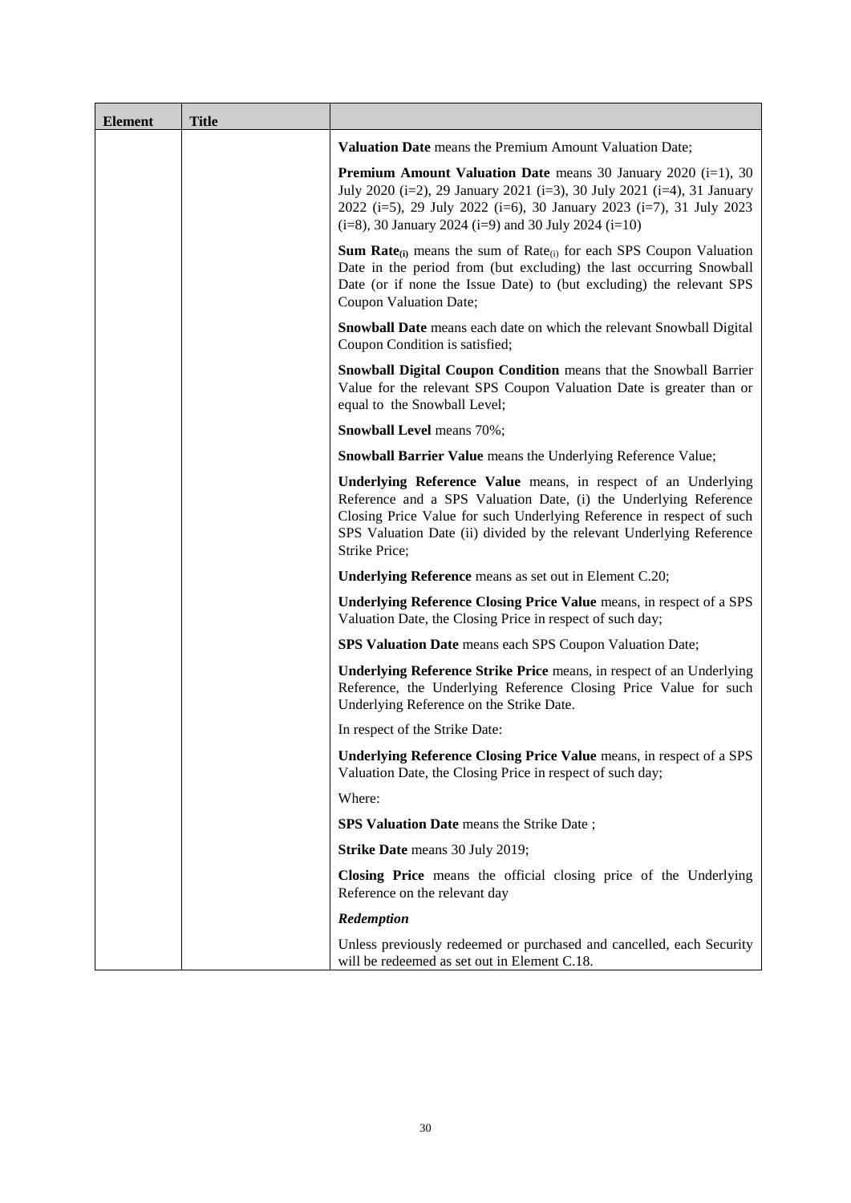| Element | Title | |
|---|---|---|
| | | **Valuation Date** means the Premium Amount Valuation Date; |
| | | **Premium Amount Valuation Date** means 30 January 2020 (i=1), 30 July 2020 (i=2), 29 January 2021 (i=3), 30 July 2021 (i=4), 31 January 2022 (i=5), 29 July 2022 (i=6), 30 January 2023 (i=7), 31 July 2023 (i=8), 30 January 2024 (i=9) and 30 July 2024 (i=10) |
| | | **Sum Rate$_{(i)}$** means the sum of Rate$_{(i)}$ for each SPS Coupon Valuation Date in the period from (but excluding) the last occurring Snowball Date (or if none the Issue Date) to (but excluding) the relevant SPS Coupon Valuation Date; |
| | | **Snowball Date** means each date on which the relevant Snowball Digital Coupon Condition is satisfied; |
| | | **Snowball Digital Coupon Condition** means that the Snowball Barrier Value for the relevant SPS Coupon Valuation Date is greater than or equal to the Snowball Level; |
| | | **Snowball Level** means 70%; |
| | | **Snowball Barrier Value** means the Underlying Reference Value; |
| | | **Underlying Reference Value** means, in respect of an Underlying Reference and a SPS Valuation Date, (i) the Underlying Reference Closing Price Value for such Underlying Reference in respect of such SPS Valuation Date (ii) divided by the relevant Underlying Reference Strike Price; |
| | | **Underlying Reference** means as set out in Element C.20; |
| | | **Underlying Reference Closing Price Value** means, in respect of a SPS Valuation Date, the Closing Price in respect of such day; |
| | | **SPS Valuation Date** means each SPS Coupon Valuation Date; |
| | | **Underlying Reference Strike Price** means, in respect of an Underlying Reference, the Underlying Reference Closing Price Value for such Underlying Reference on the Strike Date. |
| | | In respect of the Strike Date: |
| | | **Underlying Reference Closing Price Value** means, in respect of a SPS Valuation Date, the Closing Price in respect of such day; |
| | | Where: |
| | | **SPS Valuation Date** means the Strike Date ; |
| | | **Strike Date** means 30 July 2019; |
| | | **Closing Price** means the official closing price of the Underlying Reference on the relevant day |
| | | ***Redemption*** |
| | | Unless previously redeemed or purchased and cancelled, each Security will be redeemed as set out in Element C.18. |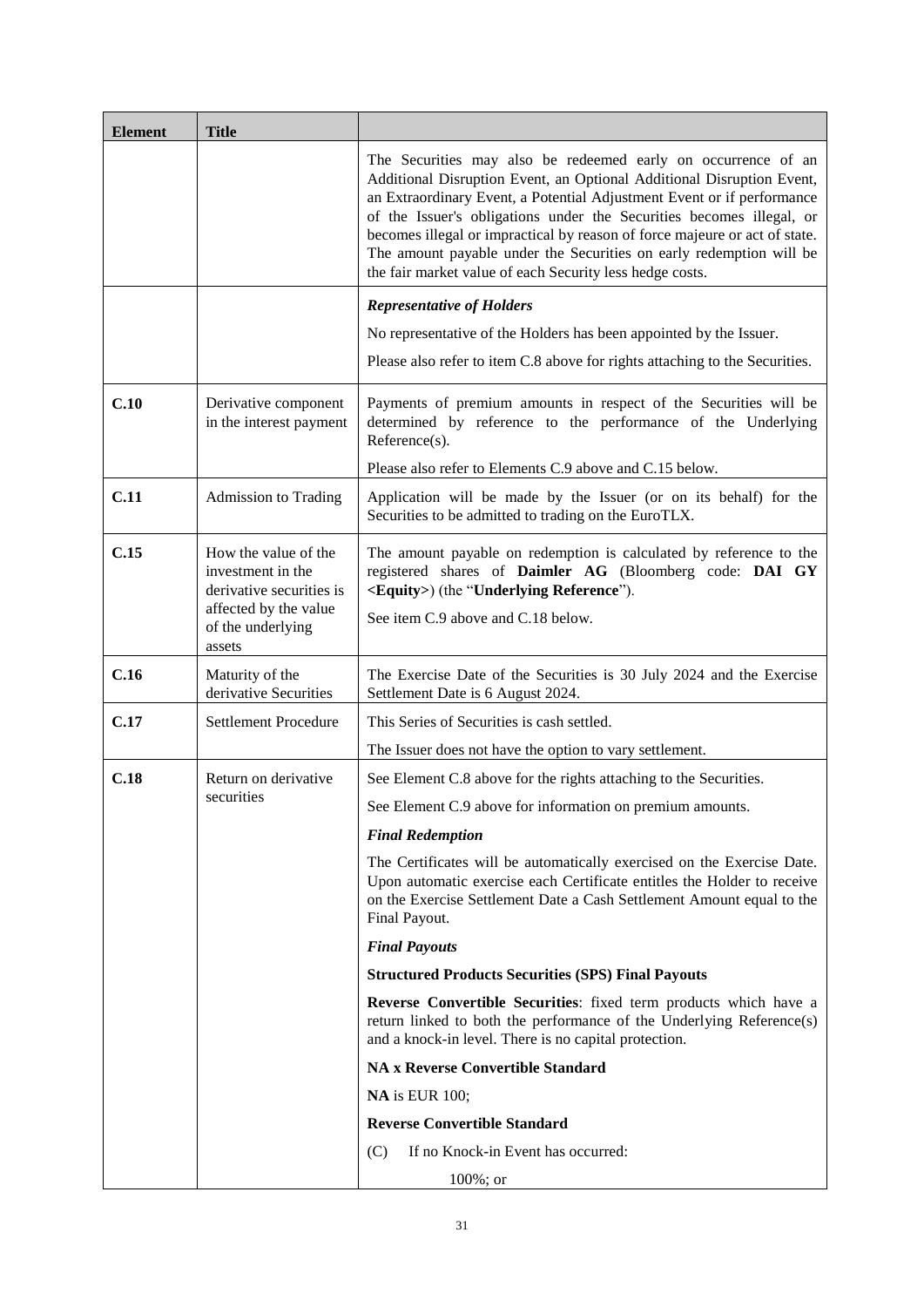| Element | Title | |
|---|---|---|
| | | The Securities may also be redeemed early on occurrence of an Additional Disruption Event, an Optional Additional Disruption Event, an Extraordinary Event, a Potential Adjustment Event or if performance of the Issuer's obligations under the Securities becomes illegal, or becomes illegal or impractical by reason of force majeure or act of state. The amount payable under the Securities on early redemption will be the fair market value of each Security less hedge costs. |
| | | ***Representative of Holders***<br><br>No representative of the Holders has been appointed by the Issuer.<br><br>Please also refer to item C.8 above for rights attaching to the Securities. |
| **C.10** | Derivative component in the interest payment | Payments of premium amounts in respect of the Securities will be determined by reference to the performance of the Underlying Reference(s).<br><br>Please also refer to Elements C.9 above and C.15 below. |
| **C.11** | Admission to Trading | Application will be made by the Issuer (or on its behalf) for the Securities to be admitted to trading on the EuroTLX. |
| **C.15** | How the value of the investment in the derivative securities is affected by the value of the underlying assets | The amount payable on redemption is calculated by reference to the registered shares of **Daimler AG** (Bloomberg code: **DAI GY <Equity>**) (the "**Underlying Reference**").<br><br>See item C.9 above and C.18 below. |
| **C.16** | Maturity of the derivative Securities | The Exercise Date of the Securities is 30 July 2024 and the Exercise Settlement Date is 6 August 2024. |
| **C.17** | Settlement Procedure | This Series of Securities is cash settled.<br><br>The Issuer does not have the option to vary settlement. |
| **C.18** | Return on derivative securities | See Element C.8 above for the rights attaching to the Securities.<br><br>See Element C.9 above for information on premium amounts.<br><br>***Final Redemption***<br><br>The Certificates will be automatically exercised on the Exercise Date. Upon automatic exercise each Certificate entitles the Holder to receive on the Exercise Settlement Date a Cash Settlement Amount equal to the Final Payout.<br><br>***Final Payouts***<br><br>**Structured Products Securities (SPS) Final Payouts**<br><br>**Reverse Convertible Securities**: fixed term products which have a return linked to both the performance of the Underlying Reference(s) and a knock-in level. There is no capital protection.<br><br>**NA x Reverse Convertible Standard**<br><br>**NA** is EUR 100;<br><br>**Reverse Convertible Standard**<br><br>(C) If no Knock-in Event has occurred:<br><br>100%; or |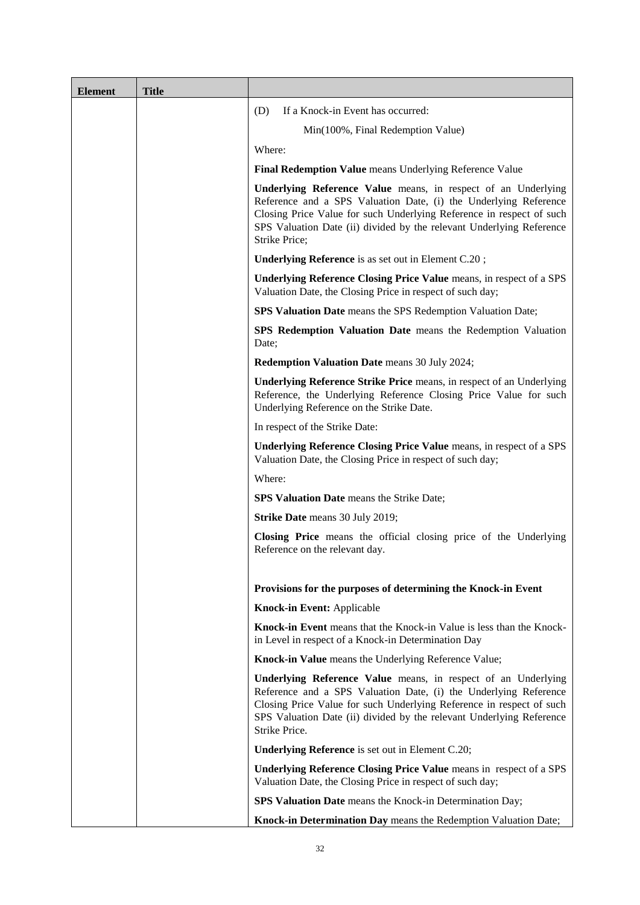| Element | Title | |
|---|---|---|
| | | (D) If a Knock-in Event has occurred:<br><br>Min(100%, Final Redemption Value)<br><br>Where:<br><br>**Final Redemption Value** means Underlying Reference Value<br><br>**Underlying Reference Value** means, in respect of an Underlying Reference and a SPS Valuation Date, (i) the Underlying Reference Closing Price Value for such Underlying Reference in respect of such SPS Valuation Date (ii) divided by the relevant Underlying Reference Strike Price;<br><br>**Underlying Reference** is as set out in Element C.20 ;<br><br>**Underlying Reference Closing Price Value** means, in respect of a SPS Valuation Date, the Closing Price in respect of such day;<br><br>**SPS Valuation Date** means the SPS Redemption Valuation Date;<br><br>**SPS Redemption Valuation Date** means the Redemption Valuation Date;<br><br>**Redemption Valuation Date** means 30 July 2024;<br><br>**Underlying Reference Strike Price** means, in respect of an Underlying Reference, the Underlying Reference Closing Price Value for such Underlying Reference on the Strike Date.<br><br>In respect of the Strike Date:<br><br>**Underlying Reference Closing Price Value** means, in respect of a SPS Valuation Date, the Closing Price in respect of such day;<br><br>Where:<br><br>**SPS Valuation Date** means the Strike Date;<br><br>**Strike Date** means 30 July 2019;<br><br>**Closing Price** means the official closing price of the Underlying Reference on the relevant day.<br><br>**Provisions for the purposes of determining the Knock-in Event**<br><br>**Knock-in Event:** Applicable<br><br>**Knock-in Event** means that the Knock-in Value is less than the Knock-in Level in respect of a Knock-in Determination Day<br><br>**Knock-in Value** means the Underlying Reference Value;<br><br>**Underlying Reference Value** means, in respect of an Underlying Reference and a SPS Valuation Date, (i) the Underlying Reference Closing Price Value for such Underlying Reference in respect of such SPS Valuation Date (ii) divided by the relevant Underlying Reference Strike Price.<br><br>**Underlying Reference** is set out in Element C.20;<br><br>**Underlying Reference Closing Price Value** means in respect of a SPS Valuation Date, the Closing Price in respect of such day;<br><br>**SPS Valuation Date** means the Knock-in Determination Day;<br><br>**Knock-in Determination Day** means the Redemption Valuation Date; |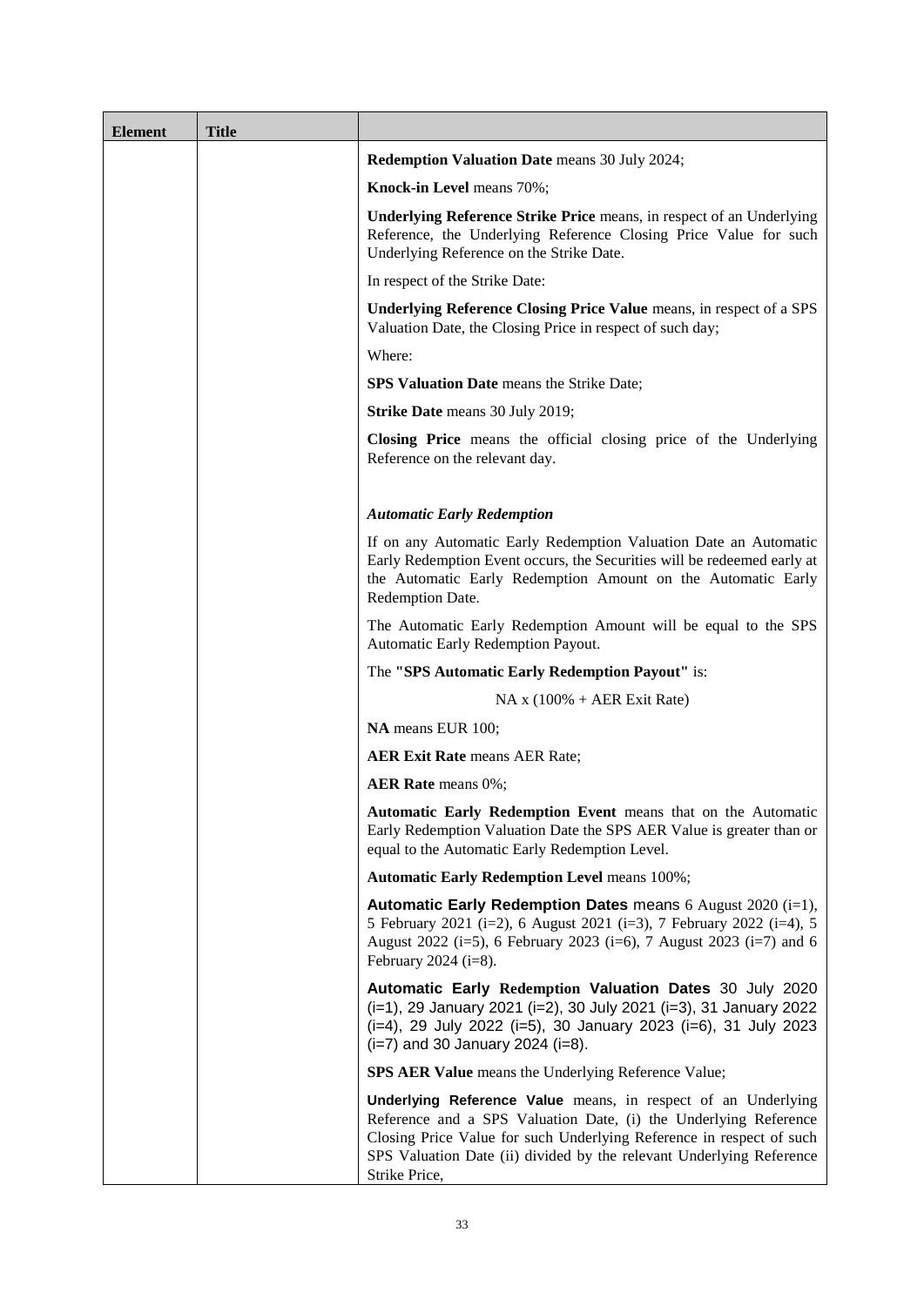| Element | Title | |
|---|---|---|
| | | **Redemption Valuation Date** means 30 July 2024;<br><br>**Knock-in Level** means 70%;<br><br>**Underlying Reference Strike Price** means, in respect of an Underlying Reference, the Underlying Reference Closing Price Value for such Underlying Reference on the Strike Date.<br><br>In respect of the Strike Date:<br><br>**Underlying Reference Closing Price Value** means, in respect of a SPS Valuation Date, the Closing Price in respect of such day;<br><br>Where:<br><br>**SPS Valuation Date** means the Strike Date;<br><br>**Strike Date** means 30 July 2019;<br><br>**Closing Price** means the official closing price of the Underlying Reference on the relevant day.<br><br>***Automatic Early Redemption***<br><br>If on any Automatic Early Redemption Valuation Date an Automatic Early Redemption Event occurs, the Securities will be redeemed early at the Automatic Early Redemption Amount on the Automatic Early Redemption Date.<br><br>The Automatic Early Redemption Amount will be equal to the SPS Automatic Early Redemption Payout.<br><br>The **"SPS Automatic Early Redemption Payout"** is:<br><br>NA x (100% + AER Exit Rate)<br><br>**NA** means EUR 100;<br><br>**AER Exit Rate** means AER Rate;<br><br>**AER Rate** means 0%;<br><br>**Automatic Early Redemption Event** means that on the Automatic Early Redemption Valuation Date the SPS AER Value is greater than or equal to the Automatic Early Redemption Level.<br><br>**Automatic Early Redemption Level** means 100%;<br><br>**Automatic Early Redemption Dates** means 6 August 2020 (i=1), 5 February 2021 (i=2), 6 August 2021 (i=3), 7 February 2022 (i=4), 5 August 2022 (i=5), 6 February 2023 (i=6), 7 August 2023 (i=7) and 6 February 2024 (i=8).<br><br>**Automatic Early Redemption Valuation Dates** 30 July 2020 (i=1), 29 January 2021 (i=2), 30 July 2021 (i=3), 31 January 2022 (i=4), 29 July 2022 (i=5), 30 January 2023 (i=6), 31 July 2023 (i=7) and 30 January 2024 (i=8).<br><br>**SPS AER Value** means the Underlying Reference Value;<br><br>**Underlying Reference Value** means, in respect of an Underlying Reference and a SPS Valuation Date, (i) the Underlying Reference Closing Price Value for such Underlying Reference in respect of such SPS Valuation Date (ii) divided by the relevant Underlying Reference Strike Price, |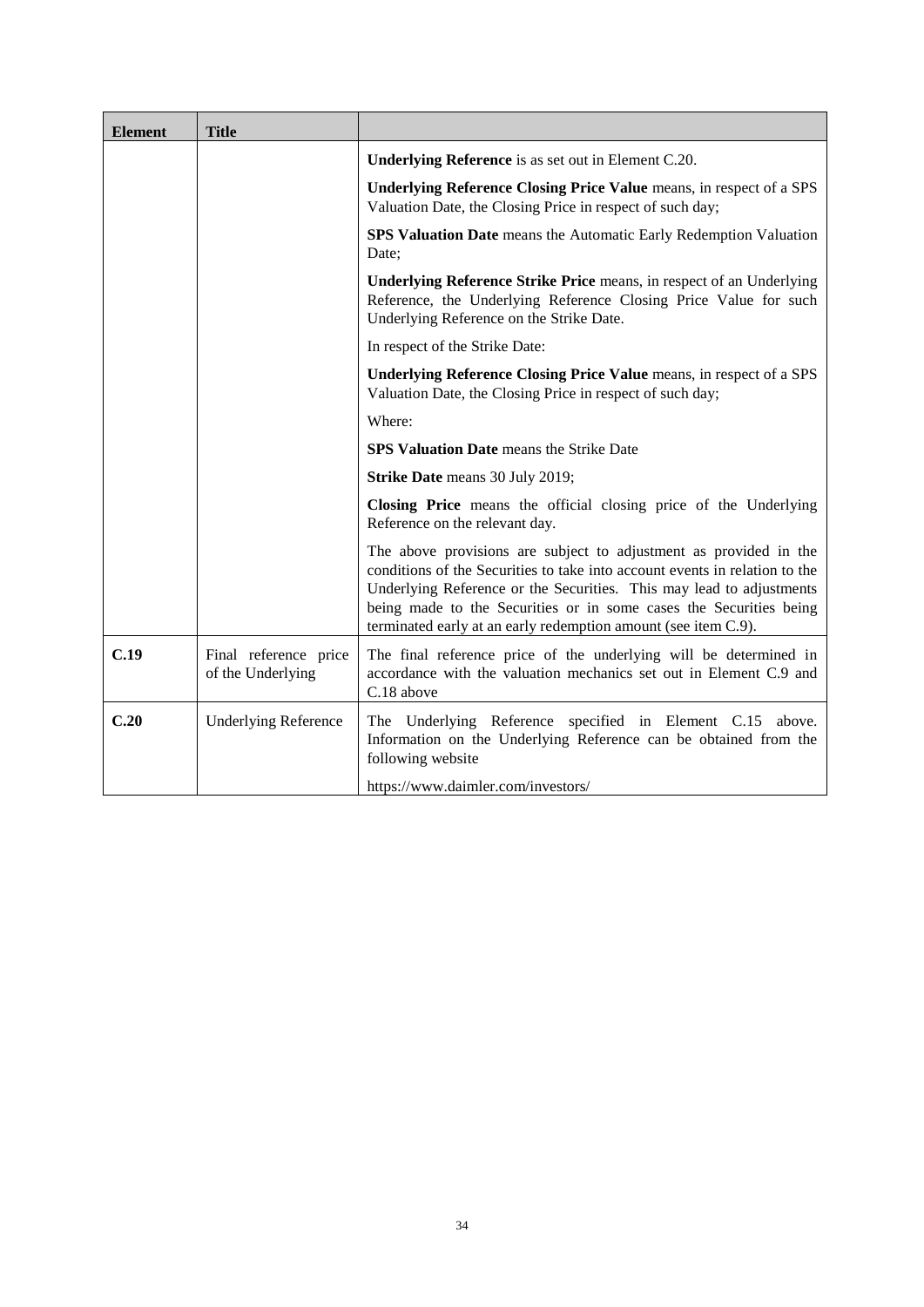| Element | Title | |
| --- | --- | --- |
| | | **Underlying Reference** is as set out in Element C.20.<br><br>**Underlying Reference Closing Price Value** means, in respect of a SPS Valuation Date, the Closing Price in respect of such day;<br><br>**SPS Valuation Date** means the Automatic Early Redemption Valuation Date;<br><br>**Underlying Reference Strike Price** means, in respect of an Underlying Reference, the Underlying Reference Closing Price Value for such Underlying Reference on the Strike Date.<br><br>In respect of the Strike Date:<br><br>**Underlying Reference Closing Price Value** means, in respect of a SPS Valuation Date, the Closing Price in respect of such day;<br><br>Where:<br><br>**SPS Valuation Date** means the Strike Date<br><br>**Strike Date** means 30 July 2019;<br><br>**Closing Price** means the official closing price of the Underlying Reference on the relevant day.<br><br>The above provisions are subject to adjustment as provided in the conditions of the Securities to take into account events in relation to the Underlying Reference or the Securities. This may lead to adjustments being made to the Securities or in some cases the Securities being terminated early at an early redemption amount (see item C.9). |
| **C.19** | Final reference price of the Underlying | The final reference price of the underlying will be determined in accordance with the valuation mechanics set out in Element C.9 and C.18 above |
| **C.20** | Underlying Reference | The Underlying Reference specified in Element C.15 above. Information on the Underlying Reference can be obtained from the following website<br><br>https://www.daimler.com/investors/ |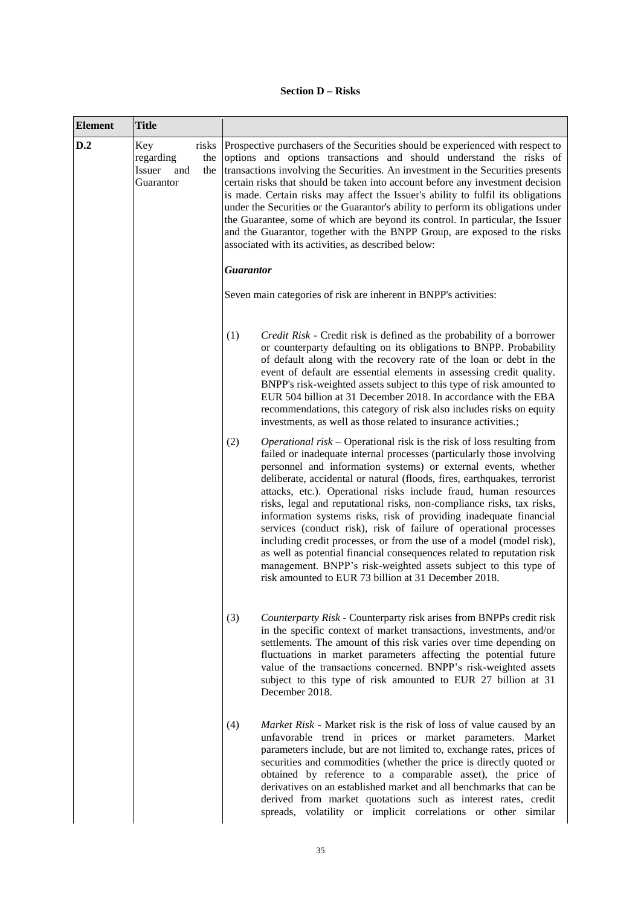**Section D – Risks**

| Element | Title | |
|---|---|---|
| D.2 | Key risks regarding the Issuer and the Guarantor | Prospective purchasers of the Securities should be experienced with respect to options and options transactions and should understand the risks of transactions involving the Securities. An investment in the Securities presents certain risks that should be taken into account before any investment decision is made. Certain risks may affect the Issuer's ability to fulfil its obligations under the Securities or the Guarantor's ability to perform its obligations under the Guarantee, some of which are beyond its control. In particular, the Issuer and the Guarantor, together with the BNPP Group, are exposed to the risks associated with its activities, as described below:<br><br>***Guarantor***<br><br>Seven main categories of risk are inherent in BNPP's activities:<br><br>(1) *Credit Risk* - Credit risk is defined as the probability of a borrower or counterparty defaulting on its obligations to BNPP. Probability of default along with the recovery rate of the loan or debt in the event of default are essential elements in assessing credit quality. BNPP's risk-weighted assets subject to this type of risk amounted to EUR 504 billion at 31 December 2018. In accordance with the EBA recommendations, this category of risk also includes risks on equity investments, as well as those related to insurance activities.;<br><br>(2) *Operational risk* – Operational risk is the risk of loss resulting from failed or inadequate internal processes (particularly those involving personnel and information systems) or external events, whether deliberate, accidental or natural (floods, fires, earthquakes, terrorist attacks, etc.). Operational risks include fraud, human resources risks, legal and reputational risks, non-compliance risks, tax risks, information systems risks, risk of providing inadequate financial services (conduct risk), risk of failure of operational processes including credit processes, or from the use of a model (model risk), as well as potential financial consequences related to reputation risk management. BNPP's risk-weighted assets subject to this type of risk amounted to EUR 73 billion at 31 December 2018.<br><br>(3) *Counterparty Risk* - Counterparty risk arises from BNPPs credit risk in the specific context of market transactions, investments, and/or settlements. The amount of this risk varies over time depending on fluctuations in market parameters affecting the potential future value of the transactions concerned. BNPP's risk-weighted assets subject to this type of risk amounted to EUR 27 billion at 31 December 2018.<br><br>(4) *Market Risk* - Market risk is the risk of loss of value caused by an unfavorable trend in prices or market parameters. Market parameters include, but are not limited to, exchange rates, prices of securities and commodities (whether the price is directly quoted or obtained by reference to a comparable asset), the price of derivatives on an established market and all benchmarks that can be derived from market quotations such as interest rates, credit spreads, volatility or implicit correlations or other similar |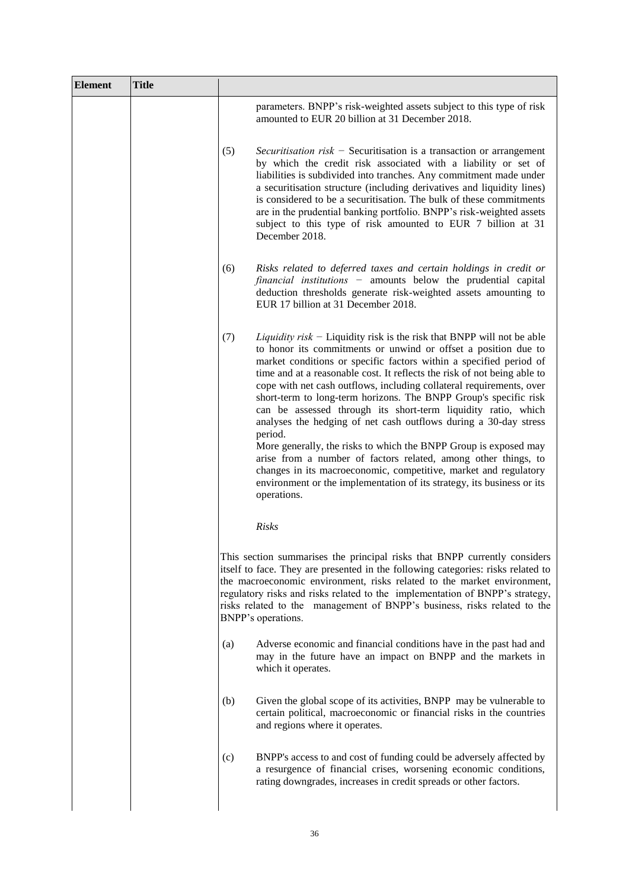| Element | Title | |
|---|---|---|
| | | parameters. BNPP's risk-weighted assets subject to this type of risk amounted to EUR 20 billion at 31 December 2018.<br><br>(5) *Securitisation risk* − Securitisation is a transaction or arrangement by which the credit risk associated with a liability or set of liabilities is subdivided into tranches. Any commitment made under a securitisation structure (including derivatives and liquidity lines) is considered to be a securitisation. The bulk of these commitments are in the prudential banking portfolio. BNPP's risk-weighted assets subject to this type of risk amounted to EUR 7 billion at 31 December 2018.<br><br>(6) *Risks related to deferred taxes and certain holdings in credit or financial institutions* − amounts below the prudential capital deduction thresholds generate risk-weighted assets amounting to EUR 17 billion at 31 December 2018.<br><br>(7) *Liquidity risk* − Liquidity risk is the risk that BNPP will not be able to honor its commitments or unwind or offset a position due to market conditions or specific factors within a specified period of time and at a reasonable cost. It reflects the risk of not being able to cope with net cash outflows, including collateral requirements, over short-term to long-term horizons. The BNPP Group's specific risk can be assessed through its short-term liquidity ratio, which analyses the hedging of net cash outflows during a 30-day stress period.<br>More generally, the risks to which the BNPP Group is exposed may arise from a number of factors related, among other things, to changes in its macroeconomic, competitive, market and regulatory environment or the implementation of its strategy, its business or its operations.<br><br>*Risks*<br><br>This section summarises the principal risks that BNPP currently considers itself to face. They are presented in the following categories: risks related to the macroeconomic environment, risks related to the market environment, regulatory risks and risks related to the implementation of BNPP's strategy, risks related to the management of BNPP's business, risks related to the BNPP's operations.<br><br>(a) Adverse economic and financial conditions have in the past had and may in the future have an impact on BNPP and the markets in which it operates.<br><br>(b) Given the global scope of its activities, BNPP may be vulnerable to certain political, macroeconomic or financial risks in the countries and regions where it operates.<br><br>(c) BNPP's access to and cost of funding could be adversely affected by a resurgence of financial crises, worsening economic conditions, rating downgrades, increases in credit spreads or other factors. |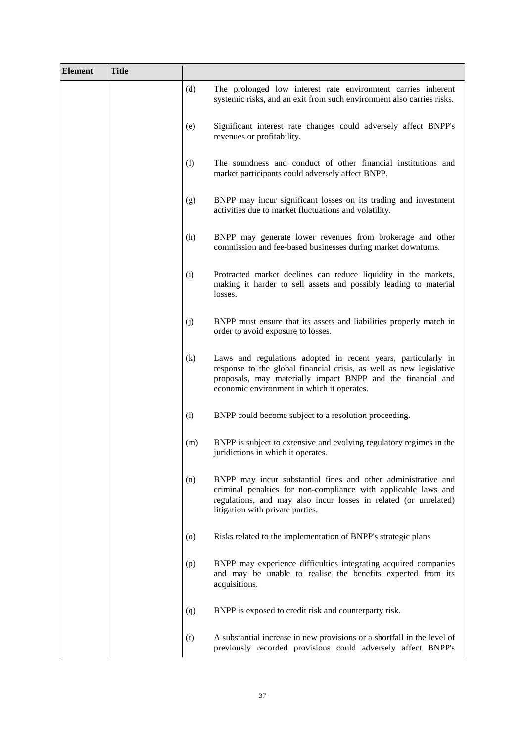| Element | Title | | |
|---|---|---|---|
| | | (d) | The prolonged low interest rate environment carries inherent systemic risks, and an exit from such environment also carries risks. |
| | | (e) | Significant interest rate changes could adversely affect BNPP's revenues or profitability. |
| | | (f) | The soundness and conduct of other financial institutions and market participants could adversely affect BNPP. |
| | | (g) | BNPP may incur significant losses on its trading and investment activities due to market fluctuations and volatility. |
| | | (h) | BNPP may generate lower revenues from brokerage and other commission and fee-based businesses during market downturns. |
| | | (i) | Protracted market declines can reduce liquidity in the markets, making it harder to sell assets and possibly leading to material losses. |
| | | (j) | BNPP must ensure that its assets and liabilities properly match in order to avoid exposure to losses. |
| | | (k) | Laws and regulations adopted in recent years, particularly in response to the global financial crisis, as well as new legislative proposals, may materially impact BNPP and the financial and economic environment in which it operates. |
| | | (l) | BNPP could become subject to a resolution proceeding. |
| | | (m) | BNPP is subject to extensive and evolving regulatory regimes in the juridictions in which it operates. |
| | | (n) | BNPP may incur substantial fines and other administrative and criminal penalties for non-compliance with applicable laws and regulations, and may also incur losses in related (or unrelated) litigation with private parties. |
| | | (o) | Risks related to the implementation of BNPP's strategic plans |
| | | (p) | BNPP may experience difficulties integrating acquired companies and may be unable to realise the benefits expected from its acquisitions. |
| | | (q) | BNPP is exposed to credit risk and counterparty risk. |
| | | (r) | A substantial increase in new provisions or a shortfall in the level of previously recorded provisions could adversely affect BNPP's |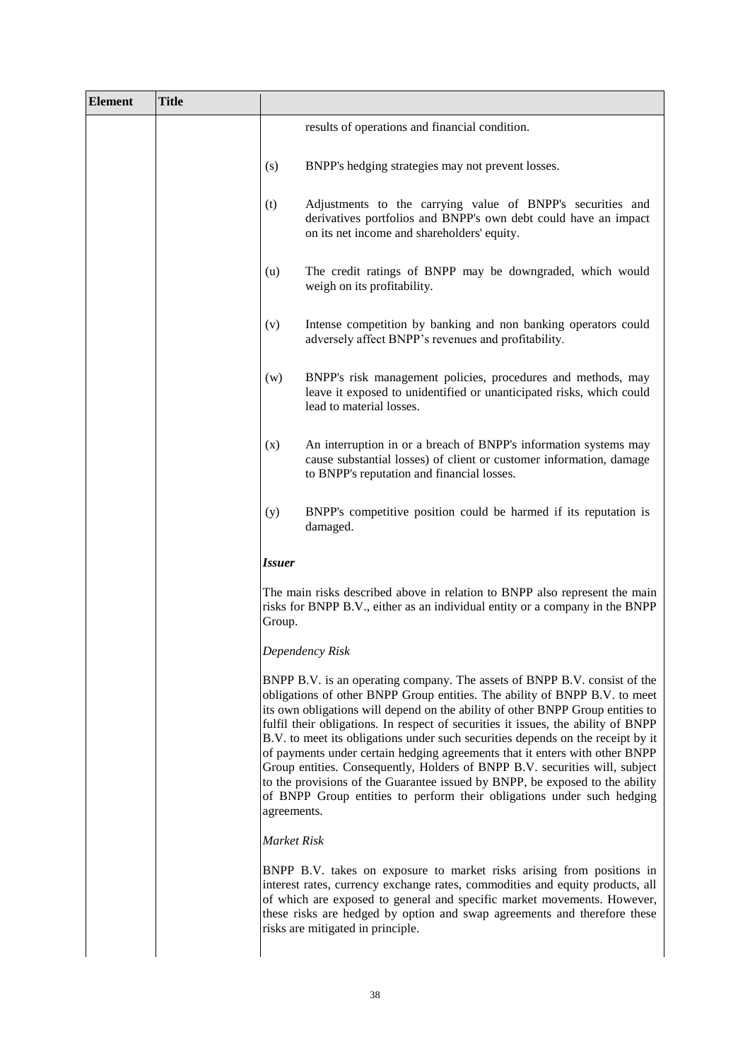| Element | Title | |
|---|---|---|
| | | results of operations and financial condition.<br><br>(s) BNPP's hedging strategies may not prevent losses.<br><br>(t) Adjustments to the carrying value of BNPP's securities and derivatives portfolios and BNPP's own debt could have an impact on its net income and shareholders' equity.<br><br>(u) The credit ratings of BNPP may be downgraded, which would weigh on its profitability.<br><br>(v) Intense competition by banking and non banking operators could adversely affect BNPP's revenues and profitability.<br><br>(w) BNPP's risk management policies, procedures and methods, may leave it exposed to unidentified or unanticipated risks, which could lead to material losses.<br><br>(x) An interruption in or a breach of BNPP's information systems may cause substantial losses) of client or customer information, damage to BNPP's reputation and financial losses.<br><br>(y) BNPP's competitive position could be harmed if its reputation is damaged.<br><br>***Issuer***<br><br>The main risks described above in relation to BNPP also represent the main risks for BNPP B.V., either as an individual entity or a company in the BNPP Group.<br><br>*Dependency Risk*<br><br>BNPP B.V. is an operating company. The assets of BNPP B.V. consist of the obligations of other BNPP Group entities. The ability of BNPP B.V. to meet its own obligations will depend on the ability of other BNPP Group entities to fulfil their obligations. In respect of securities it issues, the ability of BNPP B.V. to meet its obligations under such securities depends on the receipt by it of payments under certain hedging agreements that it enters with other BNPP Group entities. Consequently, Holders of BNPP B.V. securities will, subject to the provisions of the Guarantee issued by BNPP, be exposed to the ability of BNPP Group entities to perform their obligations under such hedging agreements.<br><br>*Market Risk*<br><br>BNPP B.V. takes on exposure to market risks arising from positions in interest rates, currency exchange rates, commodities and equity products, all of which are exposed to general and specific market movements. However, these risks are hedged by option and swap agreements and therefore these risks are mitigated in principle. |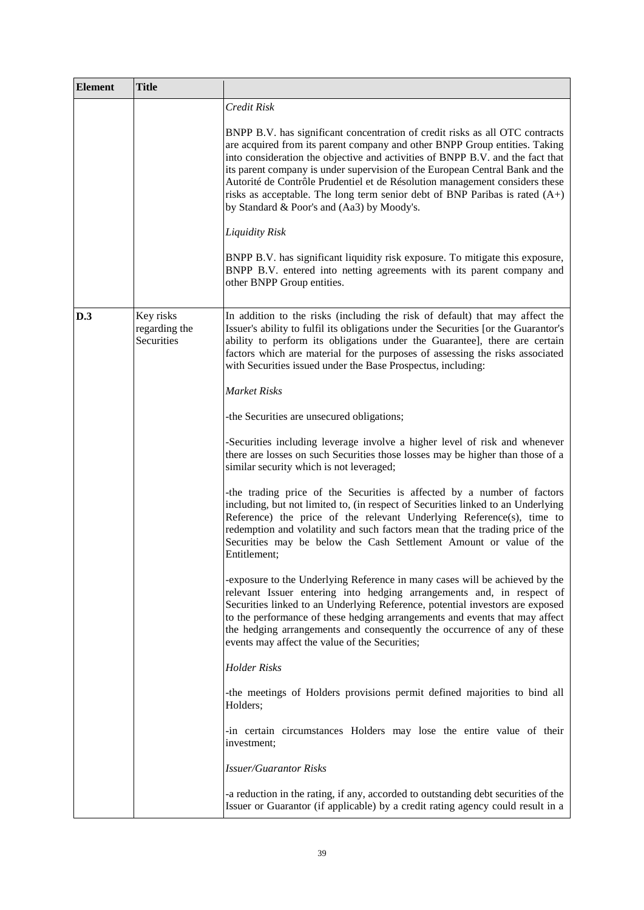| Element | Title | |
|---|---|---|
| | | *Credit Risk*<br><br>BNPP B.V. has significant concentration of credit risks as all OTC contracts are acquired from its parent company and other BNPP Group entities. Taking into consideration the objective and activities of BNPP B.V. and the fact that its parent company is under supervision of the European Central Bank and the Autorité de Contrôle Prudentiel et de Résolution management considers these risks as acceptable. The long term senior debt of BNP Paribas is rated (A+) by Standard & Poor's and (Aa3) by Moody's.<br><br>*Liquidity Risk*<br><br>BNPP B.V. has significant liquidity risk exposure. To mitigate this exposure, BNPP B.V. entered into netting agreements with its parent company and other BNPP Group entities. |
| **D.3** | Key risks regarding the Securities | In addition to the risks (including the risk of default) that may affect the Issuer's ability to fulfil its obligations under the Securities [or the Guarantor's ability to perform its obligations under the Guarantee], there are certain factors which are material for the purposes of assessing the risks associated with Securities issued under the Base Prospectus, including:<br><br>*Market Risks*<br><br>-the Securities are unsecured obligations;<br><br>-Securities including leverage involve a higher level of risk and whenever there are losses on such Securities those losses may be higher than those of a similar security which is not leveraged;<br><br>-the trading price of the Securities is affected by a number of factors including, but not limited to, (in respect of Securities linked to an Underlying Reference) the price of the relevant Underlying Reference(s), time to redemption and volatility and such factors mean that the trading price of the Securities may be below the Cash Settlement Amount or value of the Entitlement;<br><br>-exposure to the Underlying Reference in many cases will be achieved by the relevant Issuer entering into hedging arrangements and, in respect of Securities linked to an Underlying Reference, potential investors are exposed to the performance of these hedging arrangements and events that may affect the hedging arrangements and consequently the occurrence of any of these events may affect the value of the Securities;<br><br>*Holder Risks*<br><br>-the meetings of Holders provisions permit defined majorities to bind all Holders;<br><br>-in certain circumstances Holders may lose the entire value of their investment;<br><br>*Issuer/Guarantor Risks*<br><br>-a reduction in the rating, if any, accorded to outstanding debt securities of the Issuer or Guarantor (if applicable) by a credit rating agency could result in a |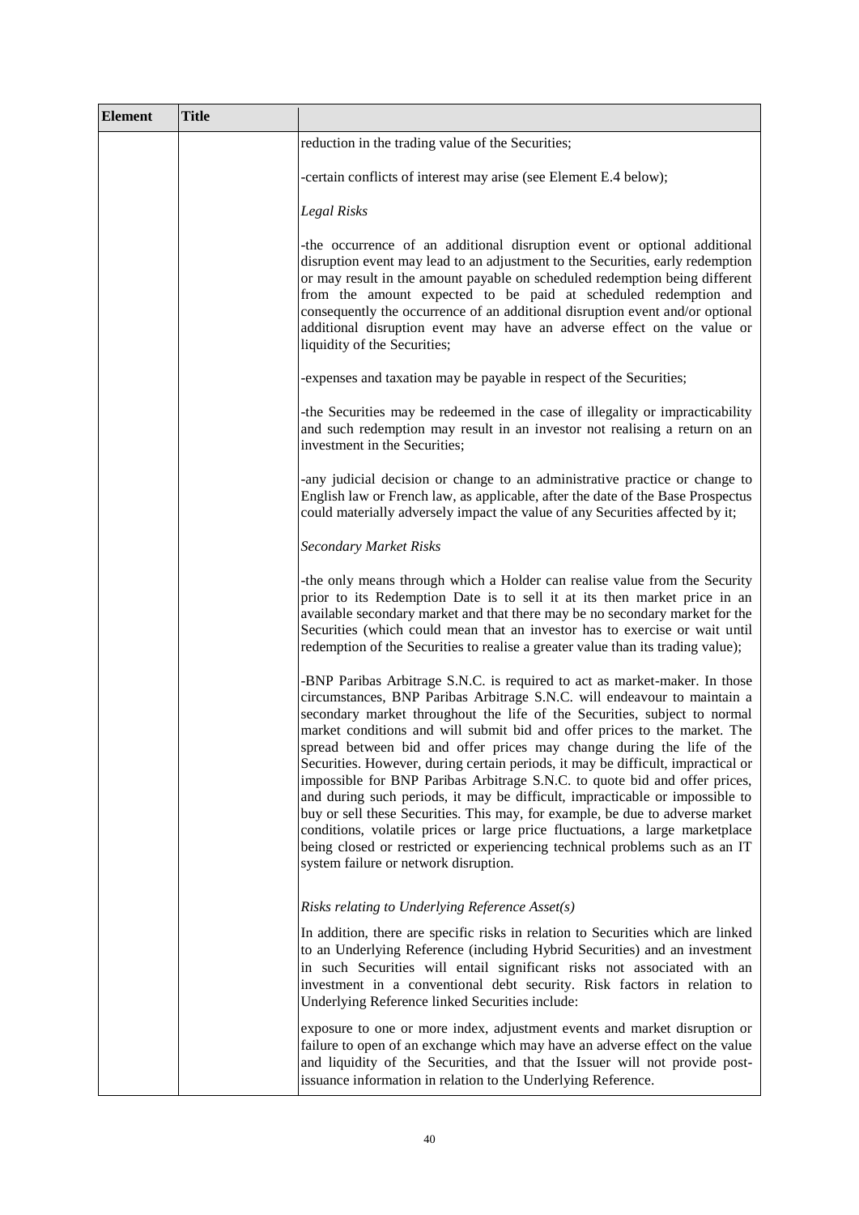| Element | Title | |
|---|---|---|
| | | reduction in the trading value of the Securities;<br><br>-certain conflicts of interest may arise (see Element E.4 below);<br><br>*Legal Risks*<br><br>-the occurrence of an additional disruption event or optional additional disruption event may lead to an adjustment to the Securities, early redemption or may result in the amount payable on scheduled redemption being different from the amount expected to be paid at scheduled redemption and consequently the occurrence of an additional disruption event and/or optional additional disruption event may have an adverse effect on the value or liquidity of the Securities;<br><br>-expenses and taxation may be payable in respect of the Securities;<br><br>-the Securities may be redeemed in the case of illegality or impracticability and such redemption may result in an investor not realising a return on an investment in the Securities;<br><br>-any judicial decision or change to an administrative practice or change to English law or French law, as applicable, after the date of the Base Prospectus could materially adversely impact the value of any Securities affected by it;<br><br>*Secondary Market Risks*<br><br>-the only means through which a Holder can realise value from the Security prior to its Redemption Date is to sell it at its then market price in an available secondary market and that there may be no secondary market for the Securities (which could mean that an investor has to exercise or wait until redemption of the Securities to realise a greater value than its trading value);<br><br>-BNP Paribas Arbitrage S.N.C. is required to act as market-maker. In those circumstances, BNP Paribas Arbitrage S.N.C. will endeavour to maintain a secondary market throughout the life of the Securities, subject to normal market conditions and will submit bid and offer prices to the market. The spread between bid and offer prices may change during the life of the Securities. However, during certain periods, it may be difficult, impractical or impossible for BNP Paribas Arbitrage S.N.C. to quote bid and offer prices, and during such periods, it may be difficult, impracticable or impossible to buy or sell these Securities. This may, for example, be due to adverse market conditions, volatile prices or large price fluctuations, a large marketplace being closed or restricted or experiencing technical problems such as an IT system failure or network disruption.<br><br>*Risks relating to Underlying Reference Asset(s)*<br><br>In addition, there are specific risks in relation to Securities which are linked to an Underlying Reference (including Hybrid Securities) and an investment in such Securities will entail significant risks not associated with an investment in a conventional debt security. Risk factors in relation to Underlying Reference linked Securities include:<br><br>exposure to one or more index, adjustment events and market disruption or failure to open of an exchange which may have an adverse effect on the value and liquidity of the Securities, and that the Issuer will not provide post-issuance information in relation to the Underlying Reference. |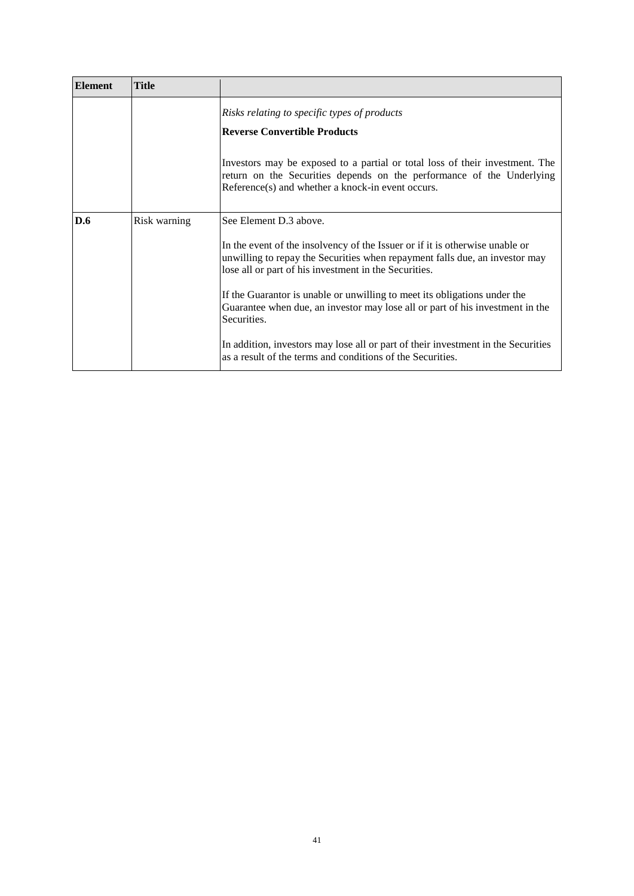| Element | Title | |
|---|---|---|
| | | *Risks relating to specific types of products*<br><br>**Reverse Convertible Products**<br><br>Investors may be exposed to a partial or total loss of their investment. The return on the Securities depends on the performance of the Underlying Reference(s) and whether a knock-in event occurs. |
| **D.6** | Risk warning | See Element D.3 above.<br><br>In the event of the insolvency of the Issuer or if it is otherwise unable or unwilling to repay the Securities when repayment falls due, an investor may lose all or part of his investment in the Securities.<br><br>If the Guarantor is unable or unwilling to meet its obligations under the Guarantee when due, an investor may lose all or part of his investment in the Securities.<br><br>In addition, investors may lose all or part of their investment in the Securities as a result of the terms and conditions of the Securities. |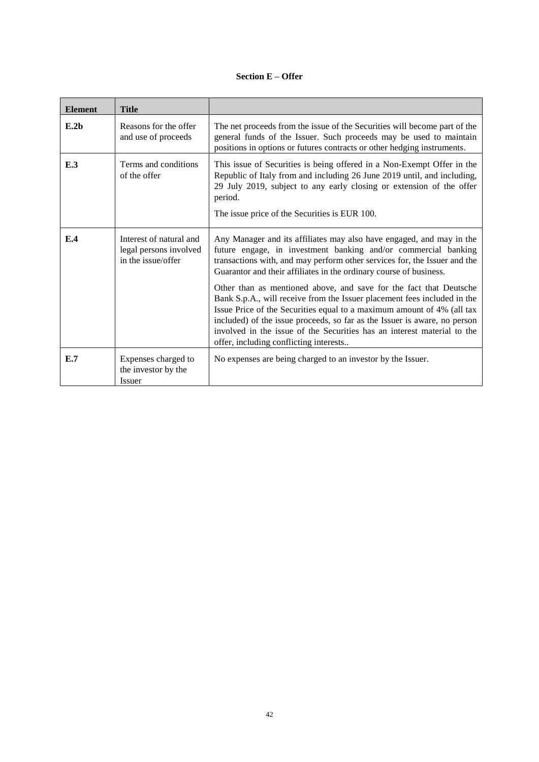**Section E – Offer**

| Element | Title | |
|---|---|---|
| **E.2b** | Reasons for the offer and use of proceeds | The net proceeds from the issue of the Securities will become part of the general funds of the Issuer. Such proceeds may be used to maintain positions in options or futures contracts or other hedging instruments. |
| **E.3** | Terms and conditions of the offer | This issue of Securities is being offered in a Non-Exempt Offer in the Republic of Italy from and including 26 June 2019 until, and including, 29 July 2019, subject to any early closing or extension of the offer period.<br><br>The issue price of the Securities is EUR 100. |
| **E.4** | Interest of natural and legal persons involved in the issue/offer | Any Manager and its affiliates may also have engaged, and may in the future engage, in investment banking and/or commercial banking transactions with, and may perform other services for, the Issuer and the Guarantor and their affiliates in the ordinary course of business.<br><br>Other than as mentioned above, and save for the fact that Deutsche Bank S.p.A., will receive from the Issuer placement fees included in the Issue Price of the Securities equal to a maximum amount of 4% (all tax included) of the issue proceeds, so far as the Issuer is aware, no person involved in the issue of the Securities has an interest material to the offer, including conflicting interests.. |
| **E.7** | Expenses charged to the investor by the Issuer | No expenses are being charged to an investor by the Issuer. |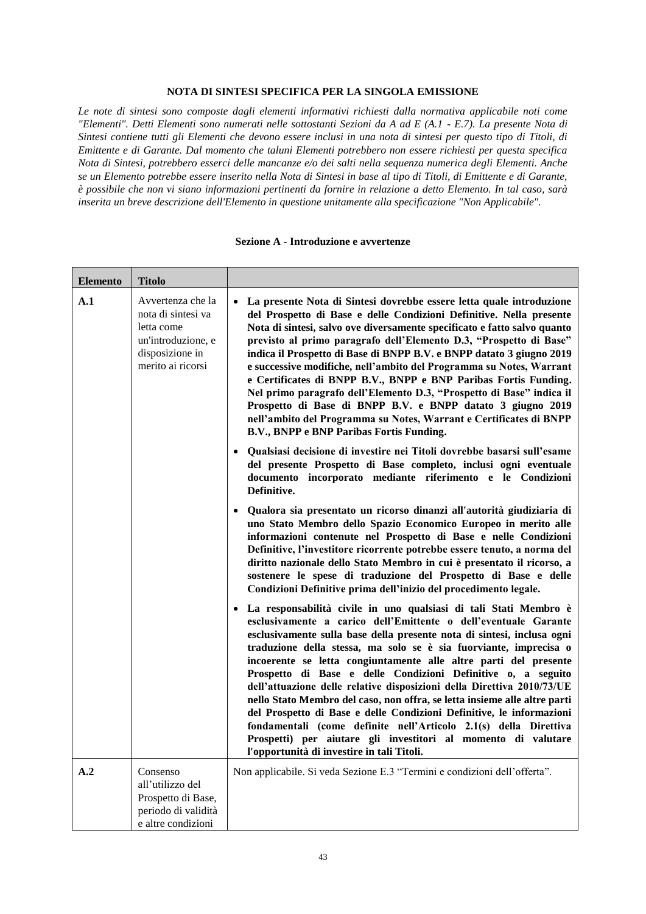**NOTA DI SINTESI SPECIFICA PER LA SINGOLA EMISSIONE**

*Le note di sintesi sono composte dagli elementi informativi richiesti dalla normativa applicabile noti come "Elementi". Detti Elementi sono numerati nelle sottostanti Sezioni da A ad E (A.1 - E.7). La presente Nota di Sintesi contiene tutti gli Elementi che devono essere inclusi in una nota di sintesi per questo tipo di Titoli, di Emittente e di Garante. Dal momento che taluni Elementi potrebbero non essere richiesti per questa specifica Nota di Sintesi, potrebbero esserci delle mancanze e/o dei salti nella sequenza numerica degli Elementi. Anche se un Elemento potrebbe essere inserito nella Nota di Sintesi in base al tipo di Titoli, di Emittente e di Garante, è possibile che non vi siano informazioni pertinenti da fornire in relazione a detto Elemento. In tal caso, sarà inserita un breve descrizione dell'Elemento in questione unitamente alla specificazione "Non Applicabile".*

**Sezione A - Introduzione e avvertenze**

| Elemento | Titolo | |
|---|---|---|
| **A.1** | Avvertenza che la nota di sintesi va letta come un'introduzione, e disposizione in merito ai ricorsi | • **La presente Nota di Sintesi dovrebbe essere letta quale introduzione del Prospetto di Base e delle Condizioni Definitive. Nella presente Nota di sintesi, salvo ove diversamente specificato e fatto salvo quanto previsto al primo paragrafo dell'Elemento D.3, "Prospetto di Base" indica il Prospetto di Base di BNPP B.V. e BNPP datato 3 giugno 2019 e successive modifiche, nell'ambito del Programma su Notes, Warrant e Certificates di BNPP B.V., BNPP e BNP Paribas Fortis Funding. Nel primo paragrafo dell'Elemento D.3, "Prospetto di Base" indica il Prospetto di Base di BNPP B.V. e BNPP datato 3 giugno 2019 nell'ambito del Programma su Notes, Warrant e Certificates di BNPP B.V., BNPP e BNP Paribas Fortis Funding.**<br><br>• **Qualsiasi decisione di investire nei Titoli dovrebbe basarsi sull'esame del presente Prospetto di Base completo, inclusi ogni eventuale documento incorporato mediante riferimento e le Condizioni Definitive.**<br><br>• **Qualora sia presentato un ricorso dinanzi all'autorità giudiziaria di uno Stato Membro dello Spazio Economico Europeo in merito alle informazioni contenute nel Prospetto di Base e nelle Condizioni Definitive, l'investitore ricorrente potrebbe essere tenuto, a norma del diritto nazionale dello Stato Membro in cui è presentato il ricorso, a sostenere le spese di traduzione del Prospetto di Base e delle Condizioni Definitive prima dell'inizio del procedimento legale.**<br><br>• **La responsabilità civile in uno qualsiasi di tali Stati Membro è esclusivamente a carico dell'Emittente o dell'eventuale Garante esclusivamente sulla base della presente nota di sintesi, inclusa ogni traduzione della stessa, ma solo se è sia fuorviante, imprecisa o incoerente se letta congiuntamente alle altre parti del presente Prospetto di Base e delle Condizioni Definitive o, a seguito dell'attuazione delle relative disposizioni della Direttiva 2010/73/UE nello Stato Membro del caso, non offra, se letta insieme alle altre parti del Prospetto di Base e delle Condizioni Definitive, le informazioni fondamentali (come definite nell'Articolo 2.1(s) della Direttiva Prospetti) per aiutare gli investitori al momento di valutare l'opportunità di investire in tali Titoli.** |
| **A.2** | Consenso all'utilizzo del Prospetto di Base, periodo di validità e altre condizioni | Non applicabile. Si veda Sezione E.3 "Termini e condizioni dell'offerta". |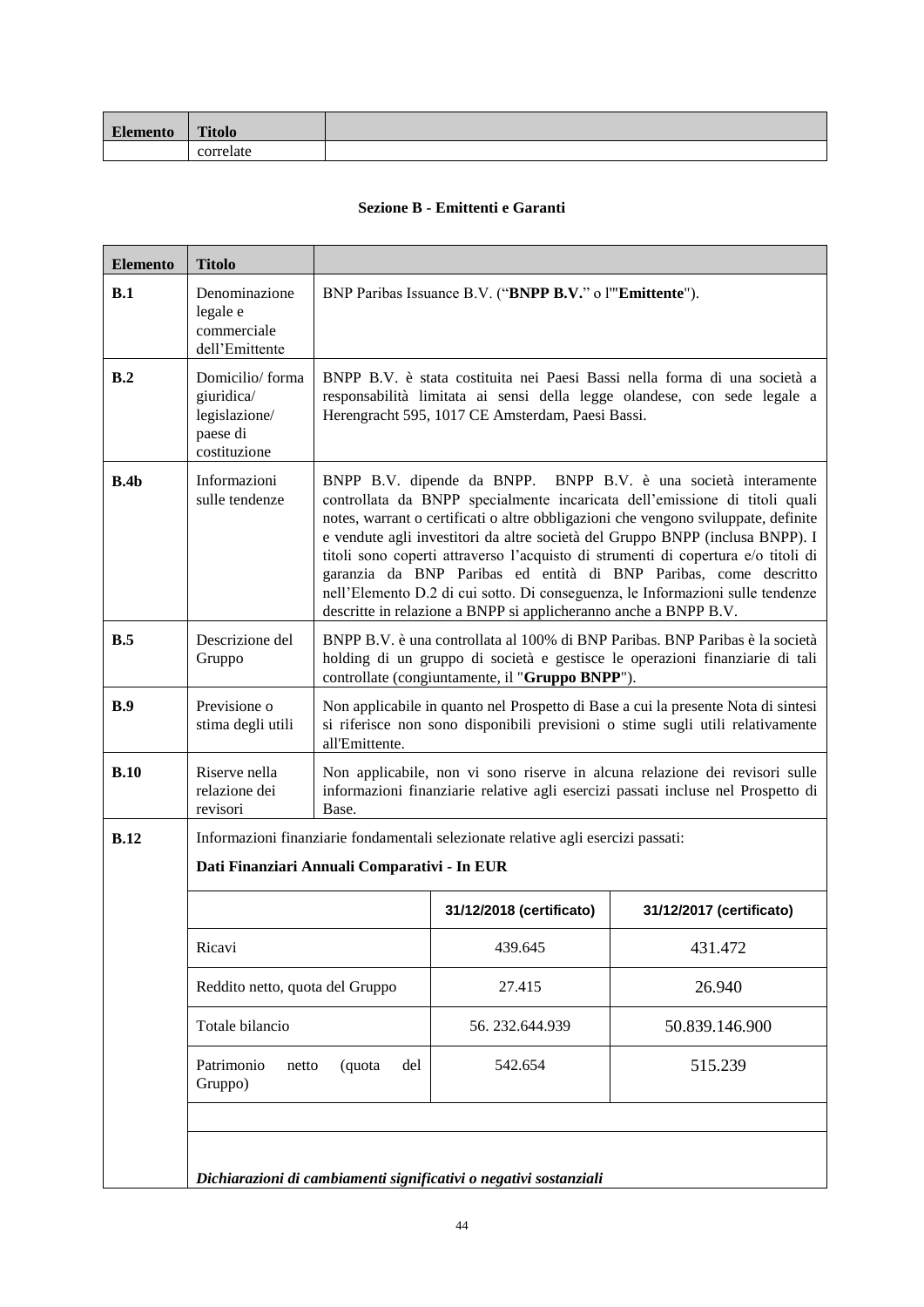| Elemento | Titolo | |
|---|---|---|
| | correlate | |

**Sezione B - Emittenti e Garanti**

| Elemento | Titolo | |
|---|---|---|
| **B.1** | Denominazione legale e commerciale dell'Emittente | BNP Paribas Issuance B.V. ("**BNPP B.V.**" o l'"**Emittente**"). |
| **B.2** | Domicilio/ forma giuridica/ legislazione/ paese di costituzione | BNPP B.V. è stata costituita nei Paesi Bassi nella forma di una società a responsabilità limitata ai sensi della legge olandese, con sede legale a Herengracht 595, 1017 CE Amsterdam, Paesi Bassi. |
| **B.4b** | Informazioni sulle tendenze | BNPP B.V. dipende da BNPP. BNPP B.V. è una società interamente controllata da BNPP specialmente incaricata dell'emissione di titoli quali notes, warrant o certificati o altre obbligazioni che vengono sviluppate, definite e vendute agli investitori da altre società del Gruppo BNPP (inclusa BNPP). I titoli sono coperti attraverso l'acquisto di strumenti di copertura e/o titoli di garanzia da BNP Paribas ed entità di BNP Paribas, come descritto nell'Elemento D.2 di cui sotto. Di conseguenza, le Informazioni sulle tendenze descritte in relazione a BNPP si applicheranno anche a BNPP B.V. |
| **B.5** | Descrizione del Gruppo | BNPP B.V. è una controllata al 100% di BNP Paribas. BNP Paribas è la società holding di un gruppo di società e gestisce le operazioni finanziarie di tali controllate (congiuntamente, il "**Gruppo BNPP**"). |
| **B.9** | Previsione o stima degli utili | Non applicabile in quanto nel Prospetto di Base a cui la presente Nota di sintesi si riferisce non sono disponibili previsioni o stime sugli utili relativamente all'Emittente. |
| **B.10** | Riserve nella relazione dei revisori | Non applicabile, non vi sono riserve in alcuna relazione dei revisori sulle informazioni finanziarie relative agli esercizi passati incluse nel Prospetto di Base. |
| **B.12** | Informazioni finanziarie fondamentali selezionate relative agli esercizi passati: **Dati Finanziari Annuali Comparativi - In EUR** | |

| | 31/12/2018 (certificato) | 31/12/2017 (certificato) |
|---|---|---|
| Ricavi | 439.645 | 431.472 |
| Reddito netto, quota del Gruppo | 27.415 | 26.940 |
| Totale bilancio | 56. 232.644.939 | 50.839.146.900 |
| Patrimonio netto (quota del Gruppo) | 542.654 | 515.239 |

***Dichiarazioni di cambiamenti significativi o negativi sostanziali***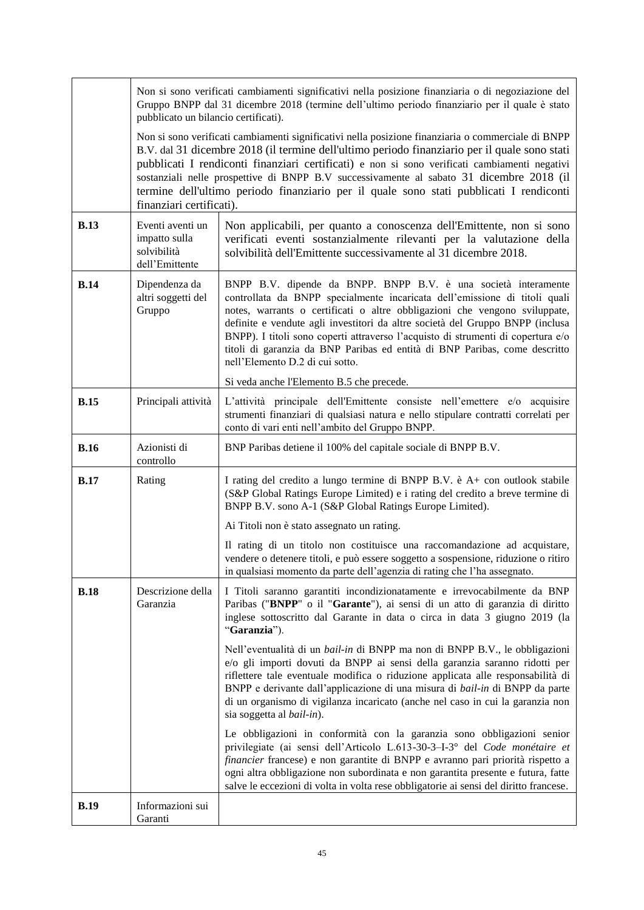| | | |
|---|---|---|
| | Non si sono verificati cambiamenti significativi nella posizione finanziaria o di negoziazione del Gruppo BNPP dal 31 dicembre 2018 (termine dell'ultimo periodo finanziario per il quale è stato pubblicato un bilancio certificati).<br><br>Non si sono verificati cambiamenti significativi nella posizione finanziaria o commerciale di BNPP B.V. dal 31 dicembre 2018 (il termine dell'ultimo periodo finanziario per il quale sono stati pubblicati I rendiconti finanziari certificati) e non si sono verificati cambiamenti negativi sostanziali nelle prospettive di BNPP B.V successivamente al sabato 31 dicembre 2018 (il termine dell'ultimo periodo finanziario per il quale sono stati pubblicati I rendiconti finanziari certificati). | |
| **B.13** | Eventi aventi un impatto sulla solvibilità dell'Emittente | Non applicabili, per quanto a conoscenza dell'Emittente, non si sono verificati eventi sostanzialmente rilevanti per la valutazione della solvibilità dell'Emittente successivamente al 31 dicembre 2018. |
| **B.14** | Dipendenza da altri soggetti del Gruppo | BNPP B.V. dipende da BNPP. BNPP B.V. è una società interamente controllata da BNPP specialmente incaricata dell'emissione di titoli quali notes, warrants o certificati o altre obbligazioni che vengono sviluppate, definite e vendute agli investitori da altre società del Gruppo BNPP (inclusa BNPP). I titoli sono coperti attraverso l'acquisto di strumenti di copertura e/o titoli di garanzia da BNP Paribas ed entità di BNP Paribas, come descritto nell'Elemento D.2 di cui sotto.<br><br>Si veda anche l'Elemento B.5 che precede. |
| **B.15** | Principali attività | L'attività principale dell'Emittente consiste nell'emettere e/o acquisire strumenti finanziari di qualsiasi natura e nello stipulare contratti correlati per conto di vari enti nell'ambito del Gruppo BNPP. |
| **B.16** | Azionisti di controllo | BNP Paribas detiene il 100% del capitale sociale di BNPP B.V. |
| **B.17** | Rating | I rating del credito a lungo termine di BNPP B.V. è A+ con outlook stabile (S&P Global Ratings Europe Limited) e i rating del credito a breve termine di BNPP B.V. sono A-1 (S&P Global Ratings Europe Limited).<br><br>Ai Titoli non è stato assegnato un rating.<br><br>Il rating di un titolo non costituisce una raccomandazione ad acquistare, vendere o detenere titoli, e può essere soggetto a sospensione, riduzione o ritiro in qualsiasi momento da parte dell'agenzia di rating che l'ha assegnato. |
| **B.18** | Descrizione della Garanzia | I Titoli saranno garantiti incondizionatamente e irrevocabilmente da BNP Paribas ("**BNPP**" o il "**Garante**"), ai sensi di un atto di garanzia di diritto inglese sottoscritto dal Garante in data o circa in data 3 giugno 2019 (la "**Garanzia**").<br><br>Nell'eventualità di un *bail-in* di BNPP ma non di BNPP B.V., le obbligazioni e/o gli importi dovuti da BNPP ai sensi della garanzia saranno ridotti per riflettere tale eventuale modifica o riduzione applicata alle responsabilità di BNPP e derivante dall'applicazione di una misura di *bail-in* di BNPP da parte di un organismo di vigilanza incaricato (anche nel caso in cui la garanzia non sia soggetta al *bail-in*).<br><br>Le obbligazioni in conformità con la garanzia sono obbligazioni senior privilegiate (ai sensi dell'Articolo L.613-30-3–I-3° del *Code monétaire et financier* francese) e non garantite di BNPP e avranno pari priorità rispetto a ogni altra obbligazione non subordinata e non garantita presente e futura, fatte salve le eccezioni di volta in volta rese obbligatorie ai sensi del diritto francese. |
| **B.19** | Informazioni sui Garanti | |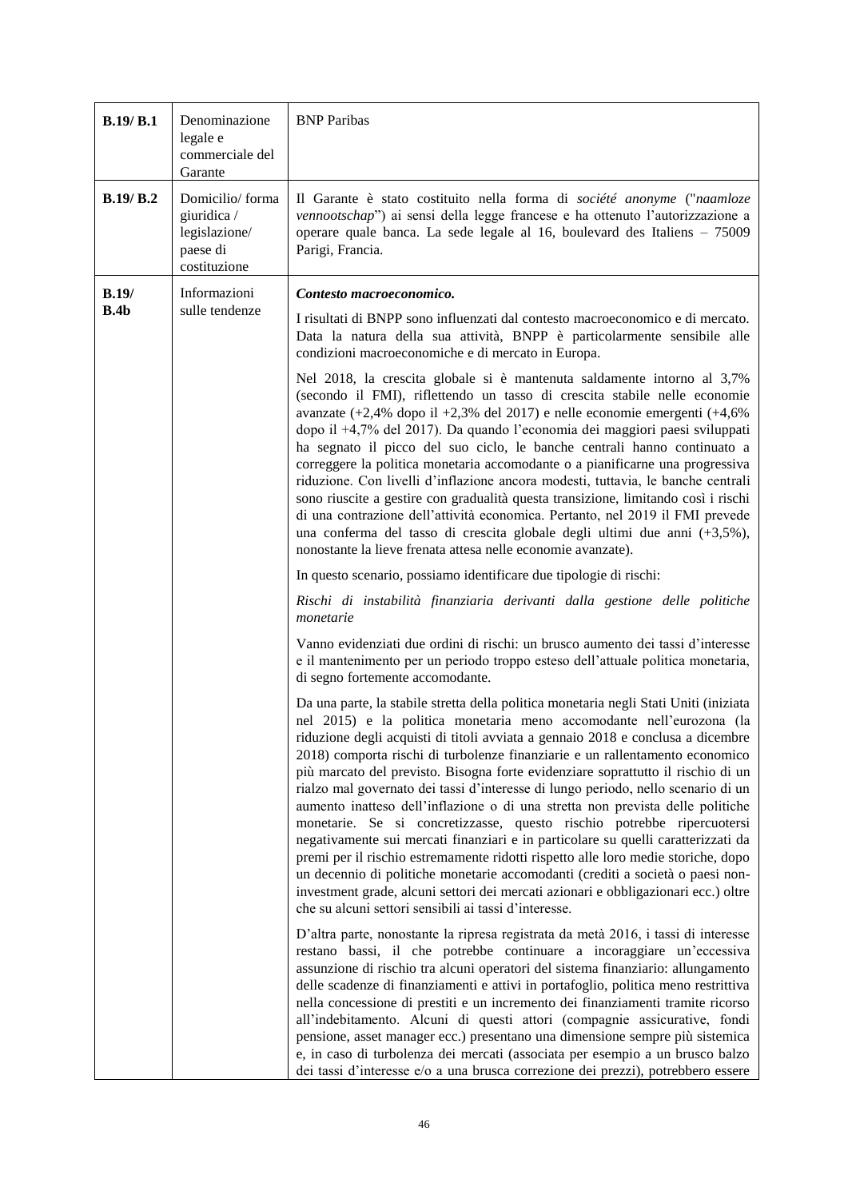| | | |
|---|---|---|
| **B.19/ B.1** | Denominazione legale e commerciale del Garante | BNP Paribas |
| **B.19/ B.2** | Domicilio/ forma giuridica / legislazione/ paese di costituzione | Il Garante è stato costituito nella forma di *société anonyme* ("*naamloze vennootschap*") ai sensi della legge francese e ha ottenuto l'autorizzazione a operare quale banca. La sede legale al 16, boulevard des Italiens – 75009 Parigi, Francia. |
| **B.19/ B.4b** | Informazioni sulle tendenze | ***Contesto macroeconomico.***<br><br>I risultati di BNPP sono influenzati dal contesto macroeconomico e di mercato. Data la natura della sua attività, BNPP è particolarmente sensibile alle condizioni macroeconomiche e di mercato in Europa.<br><br>Nel 2018, la crescita globale si è mantenuta saldamente intorno al 3,7% (secondo il FMI), riflettendo un tasso di crescita stabile nelle economie avanzate (+2,4% dopo il +2,3% del 2017) e nelle economie emergenti (+4,6% dopo il +4,7% del 2017). Da quando l'economia dei maggiori paesi sviluppati ha segnato il picco del suo ciclo, le banche centrali hanno continuato a correggere la politica monetaria accomodante o a pianificarne una progressiva riduzione. Con livelli d'inflazione ancora modesti, tuttavia, le banche centrali sono riuscite a gestire con gradualità questa transizione, limitando così i rischi di una contrazione dell'attività economica. Pertanto, nel 2019 il FMI prevede una conferma del tasso di crescita globale degli ultimi due anni (+3,5%), nonostante la lieve frenata attesa nelle economie avanzate).<br><br>In questo scenario, possiamo identificare due tipologie di rischi:<br><br>*Rischi di instabilità finanziaria derivanti dalla gestione delle politiche monetarie*<br><br>Vanno evidenziati due ordini di rischi: un brusco aumento dei tassi d'interesse e il mantenimento per un periodo troppo esteso dell'attuale politica monetaria, di segno fortemente accomodante.<br><br>Da una parte, la stabile stretta della politica monetaria negli Stati Uniti (iniziata nel 2015) e la politica monetaria meno accomodante nell'eurozona (la riduzione degli acquisti di titoli avviata a gennaio 2018 e conclusa a dicembre 2018) comporta rischi di turbolenze finanziarie e un rallentamento economico più marcato del previsto. Bisogna forte evidenziare soprattutto il rischio di un rialzo mal governato dei tassi d'interesse di lungo periodo, nello scenario di un aumento inatteso dell'inflazione o di una stretta non prevista delle politiche monetarie. Se si concretizzasse, questo rischio potrebbe ripercuotersi negativamente sui mercati finanziari e in particolare su quelli caratterizzati da premi per il rischio estremamente ridotti rispetto alle loro medie storiche, dopo un decennio di politiche monetarie accomodanti (crediti a società o paesi non-investment grade, alcuni settori dei mercati azionari e obbligazionari ecc.) oltre che su alcuni settori sensibili ai tassi d'interesse.<br><br>D'altra parte, nonostante la ripresa registrata da metà 2016, i tassi di interesse restano bassi, il che potrebbe continuare a incoraggiare un'eccessiva assunzione di rischio tra alcuni operatori del sistema finanziario: allungamento delle scadenze di finanziamenti e attivi in portafoglio, politica meno restrittiva nella concessione di prestiti e un incremento dei finanziamenti tramite ricorso all'indebitamento. Alcuni di questi attori (compagnie assicurative, fondi pensione, asset manager ecc.) presentano una dimensione sempre più sistemica e, in caso di turbolenza dei mercati (associata per esempio a un brusco balzo dei tassi d'interesse e/o a una brusca correzione dei prezzi), potrebbero essere |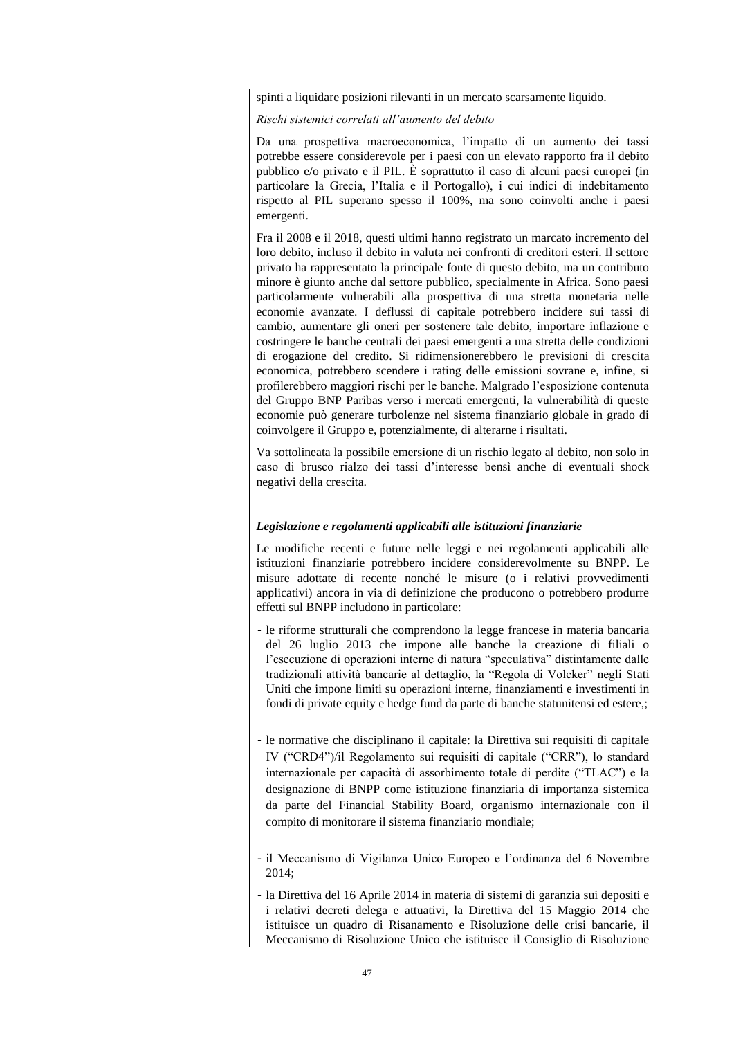spinti a liquidare posizioni rilevanti in un mercato scarsamente liquido.

*Rischi sistemici correlati all'aumento del debito*

Da una prospettiva macroeconomica, l'impatto di un aumento dei tassi potrebbe essere considerevole per i paesi con un elevato rapporto fra il debito pubblico e/o privato e il PIL. È soprattutto il caso di alcuni paesi europei (in particolare la Grecia, l'Italia e il Portogallo), i cui indici di indebitamento rispetto al PIL superano spesso il 100%, ma sono coinvolti anche i paesi emergenti.

Fra il 2008 e il 2018, questi ultimi hanno registrato un marcato incremento del loro debito, incluso il debito in valuta nei confronti di creditori esteri. Il settore privato ha rappresentato la principale fonte di questo debito, ma un contributo minore è giunto anche dal settore pubblico, specialmente in Africa. Sono paesi particolarmente vulnerabili alla prospettiva di una stretta monetaria nelle economie avanzate. I deflussi di capitale potrebbero incidere sui tassi di cambio, aumentare gli oneri per sostenere tale debito, importare inflazione e costringere le banche centrali dei paesi emergenti a una stretta delle condizioni di erogazione del credito. Si ridimensionerebbero le previsioni di crescita economica, potrebbero scendere i rating delle emissioni sovrane e, infine, si profilerebbero maggiori rischi per le banche. Malgrado l'esposizione contenuta del Gruppo BNP Paribas verso i mercati emergenti, la vulnerabilità di queste economie può generare turbolenze nel sistema finanziario globale in grado di coinvolgere il Gruppo e, potenzialmente, di alterarne i risultati.

Va sottolineata la possibile emersione di un rischio legato al debito, non solo in caso di brusco rialzo dei tassi d'interesse bensì anche di eventuali shock negativi della crescita.

***Legislazione e regolamenti applicabili alle istituzioni finanziarie***

Le modifiche recenti e future nelle leggi e nei regolamenti applicabili alle istituzioni finanziarie potrebbero incidere considerevolmente su BNPP. Le misure adottate di recente nonché le misure (o i relativi provvedimenti applicativi) ancora in via di definizione che producono o potrebbero produrre effetti sul BNPP includono in particolare:

- le riforme strutturali che comprendono la legge francese in materia bancaria del 26 luglio 2013 che impone alle banche la creazione di filiali o l'esecuzione di operazioni interne di natura "speculativa" distintamente dalle tradizionali attività bancarie al dettaglio, la "Regola di Volcker" negli Stati Uniti che impone limiti su operazioni interne, finanziamenti e investimenti in fondi di private equity e hedge fund da parte di banche statunitensi ed estere,;

- le normative che disciplinano il capitale: la Direttiva sui requisiti di capitale IV ("CRD4")/il Regolamento sui requisiti di capitale ("CRR"), lo standard internazionale per capacità di assorbimento totale di perdite ("TLAC") e la designazione di BNPP come istituzione finanziaria di importanza sistemica da parte del Financial Stability Board, organismo internazionale con il compito di monitorare il sistema finanziario mondiale;

- il Meccanismo di Vigilanza Unico Europeo e l'ordinanza del 6 Novembre 2014;

- la Direttiva del 16 Aprile 2014 in materia di sistemi di garanzia sui depositi e i relativi decreti delega e attuativi, la Direttiva del 15 Maggio 2014 che istituisce un quadro di Risanamento e Risoluzione delle crisi bancarie, il Meccanismo di Risoluzione Unico che istituisce il Consiglio di Risoluzione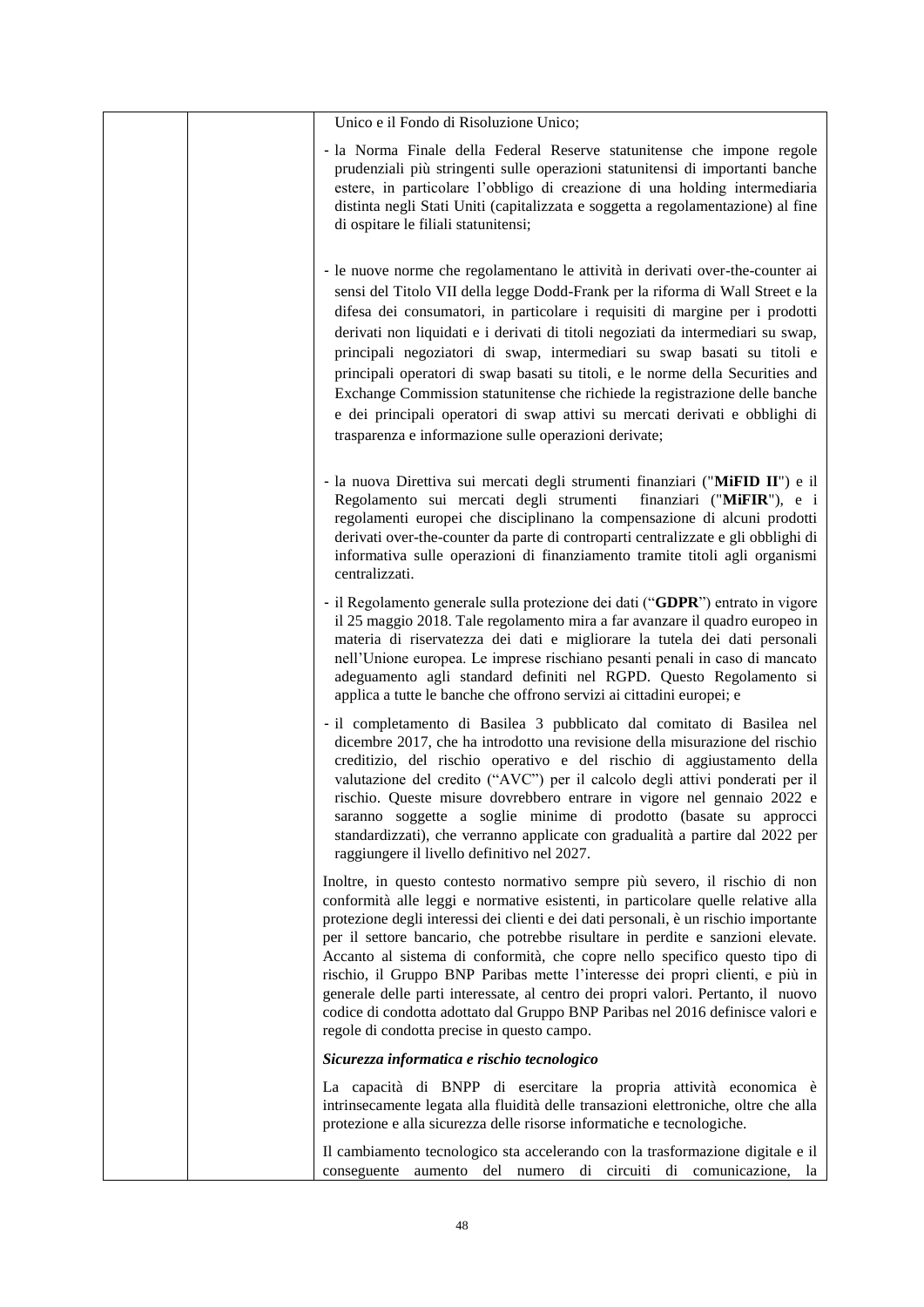Unico e il Fondo di Risoluzione Unico;

- la Norma Finale della Federal Reserve statunitense che impone regole prudenziali più stringenti sulle operazioni statunitensi di importanti banche estere, in particolare l'obbligo di creazione di una holding intermediaria distinta negli Stati Uniti (capitalizzata e soggetta a regolamentazione) al fine di ospitare le filiali statunitensi;

- le nuove norme che regolamentano le attività in derivati over-the-counter ai sensi del Titolo VII della legge Dodd-Frank per la riforma di Wall Street e la difesa dei consumatori, in particolare i requisiti di margine per i prodotti derivati non liquidati e i derivati di titoli negoziati da intermediari su swap, principali negoziatori di swap, intermediari su swap basati su titoli e principali operatori di swap basati su titoli, e le norme della Securities and Exchange Commission statunitense che richiede la registrazione delle banche e dei principali operatori di swap attivi su mercati derivati e obblighi di trasparenza e informazione sulle operazioni derivate;

- la nuova Direttiva sui mercati degli strumenti finanziari ("**MiFID II**") e il Regolamento sui mercati degli strumenti finanziari ("**MiFIR**"), e i regolamenti europei che disciplinano la compensazione di alcuni prodotti derivati over-the-counter da parte di controparti centralizzate e gli obblighi di informativa sulle operazioni di finanziamento tramite titoli agli organismi centralizzati.

- il Regolamento generale sulla protezione dei dati ("**GDPR**") entrato in vigore il 25 maggio 2018. Tale regolamento mira a far avanzare il quadro europeo in materia di riservatezza dei dati e migliorare la tutela dei dati personali nell'Unione europea. Le imprese rischiano pesanti penali in caso di mancato adeguamento agli standard definiti nel RGPD. Questo Regolamento si applica a tutte le banche che offrono servizi ai cittadini europei; e

- il completamento di Basilea 3 pubblicato dal comitato di Basilea nel dicembre 2017, che ha introdotto una revisione della misurazione del rischio creditizio, del rischio operativo e del rischio di aggiustamento della valutazione del credito ("AVC") per il calcolo degli attivi ponderati per il rischio. Queste misure dovrebbero entrare in vigore nel gennaio 2022 e saranno soggette a soglie minime di prodotto (basate su approcci standardizzati), che verranno applicate con gradualità a partire dal 2022 per raggiungere il livello definitivo nel 2027.

Inoltre, in questo contesto normativo sempre più severo, il rischio di non conformità alle leggi e normative esistenti, in particolare quelle relative alla protezione degli interessi dei clienti e dei dati personali, è un rischio importante per il settore bancario, che potrebbe risultare in perdite e sanzioni elevate. Accanto al sistema di conformità, che copre nello specifico questo tipo di rischio, il Gruppo BNP Paribas mette l'interesse dei propri clienti, e più in generale delle parti interessate, al centro dei propri valori. Pertanto, il nuovo codice di condotta adottato dal Gruppo BNP Paribas nel 2016 definisce valori e regole di condotta precise in questo campo.

***Sicurezza informatica e rischio tecnologico***

La capacità di BNPP di esercitare la propria attività economica è intrinsecamente legata alla fluidità delle transazioni elettroniche, oltre che alla protezione e alla sicurezza delle risorse informatiche e tecnologiche.

Il cambiamento tecnologico sta accelerando con la trasformazione digitale e il conseguente aumento del numero di circuiti di comunicazione, la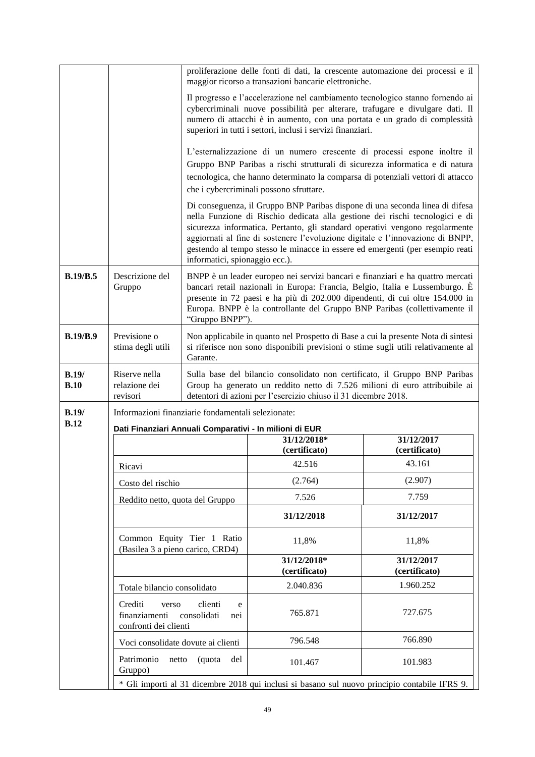| | | |
|---|---|---|
| | | proliferazione delle fonti di dati, la crescente automazione dei processi e il maggior ricorso a transazioni bancarie elettroniche.<br><br>Il progresso e l'accelerazione nel cambiamento tecnologico stanno fornendo ai cybercriminali nuove possibilità per alterare, trafugare e divulgare dati. Il numero di attacchi è in aumento, con una portata e un grado di complessità superiori in tutti i settori, inclusi i servizi finanziari.<br><br>L'esternalizzazione di un numero crescente di processi espone inoltre il Gruppo BNP Paribas a rischi strutturali di sicurezza informatica e di natura tecnologica, che hanno determinato la comparsa di potenziali vettori di attacco che i cybercriminali possono sfruttare.<br><br>Di conseguenza, il Gruppo BNP Paribas dispone di una seconda linea di difesa nella Funzione di Rischio dedicata alla gestione dei rischi tecnologici e di sicurezza informatica. Pertanto, gli standard operativi vengono regolarmente aggiornati al fine di sostenere l'evoluzione digitale e l'innovazione di BNPP, gestendo al tempo stesso le minacce in essere ed emergenti (per esempio reati informatici, spionaggio ecc.). |
| **B.19/B.5** | Descrizione del Gruppo | BNPP è un leader europeo nei servizi bancari e finanziari e ha quattro mercati bancari retail nazionali in Europa: Francia, Belgio, Italia e Lussemburgo. È presente in 72 paesi e ha più di 202.000 dipendenti, di cui oltre 154.000 in Europa. BNPP è la controllante del Gruppo BNP Paribas (collettivamente il "Gruppo BNPP"). |
| **B.19/B.9** | Previsione o stima degli utili | Non applicabile in quanto nel Prospetto di Base a cui la presente Nota di sintesi si riferisce non sono disponibili previsioni o stime sugli utili relativamente al Garante. |
| **B.19/ B.10** | Riserve nella relazione dei revisori | Sulla base del bilancio consolidato non certificato, il Gruppo BNP Paribas Group ha generato un reddito netto di 7.526 milioni di euro attribuibile ai detentori di azioni per l'esercizio chiuso il 31 dicembre 2018. |
| **B.19/ B.12** | Informazioni finanziarie fondamentali selezionate: | |

**Dati Finanziari Annuali Comparativi - In milioni di EUR**

| | 31/12/2018* (certificato) | 31/12/2017 (certificato) |
|---|---|---|
| Ricavi | 42.516 | 43.161 |
| Costo del rischio | (2.764) | (2.907) |
| Reddito netto, quota del Gruppo | 7.526 | 7.759 |
| | **31/12/2018** | **31/12/2017** |
| Common Equity Tier 1 Ratio (Basilea 3 a pieno carico, CRD4) | 11,8% | 11,8% |
| | **31/12/2018* (certificato)** | **31/12/2017 (certificato)** |
| Totale bilancio consolidato | 2.040.836 | 1.960.252 |
| Crediti verso clienti e finanziamenti consolidati nei confronti dei clienti | 765.871 | 727.675 |
| Voci consolidate dovute ai clienti | 796.548 | 766.890 |
| Patrimonio netto (quota del Gruppo) | 101.467 | 101.983 |

\* Gli importi al 31 dicembre 2018 qui inclusi si basano sul nuovo principio contabile IFRS 9.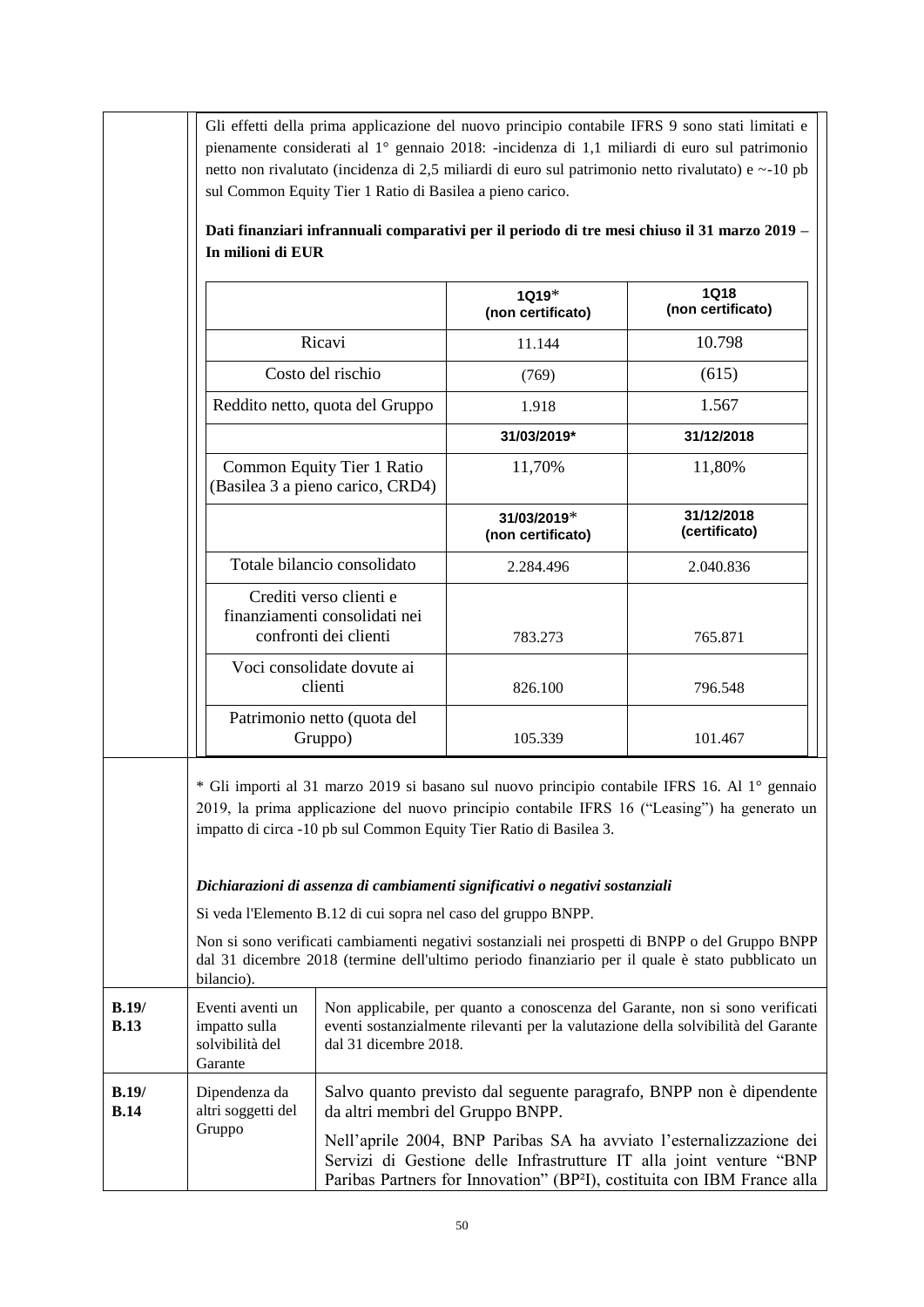Gli effetti della prima applicazione del nuovo principio contabile IFRS 9 sono stati limitati e pienamente considerati al 1° gennaio 2018: -incidenza di 1,1 miliardi di euro sul patrimonio netto non rivalutato (incidenza di 2,5 miliardi di euro sul patrimonio netto rivalutato) e ~-10 pb sul Common Equity Tier 1 Ratio di Basilea a pieno carico.

**Dati finanziari infrannuali comparativi per il periodo di tre mesi chiuso il 31 marzo 2019 – In milioni di EUR**

| | 1Q19* (non certificato) | 1Q18 (non certificato) |
|---|---|---|
| Ricavi | 11.144 | 10.798 |
| Costo del rischio | (769) | (615) |
| Reddito netto, quota del Gruppo | 1.918 | 1.567 |
| | **31/03/2019*** | **31/12/2018** |
| Common Equity Tier 1 Ratio (Basilea 3 a pieno carico, CRD4) | 11,70% | 11,80% |
| | **31/03/2019* (non certificato)** | **31/12/2018 (certificato)** |
| Totale bilancio consolidato | 2.284.496 | 2.040.836 |
| Crediti verso clienti e finanziamenti consolidati nei confronti dei clienti | 783.273 | 765.871 |
| Voci consolidate dovute ai clienti | 826.100 | 796.548 |
| Patrimonio netto (quota del Gruppo) | 105.339 | 101.467 |

* Gli importi al 31 marzo 2019 si basano sul nuovo principio contabile IFRS 16. Al 1° gennaio 2019, la prima applicazione del nuovo principio contabile IFRS 16 ("Leasing") ha generato un impatto di circa -10 pb sul Common Equity Tier Ratio di Basilea 3.

***Dichiarazioni di assenza di cambiamenti significativi o negativi sostanziali***

Si veda l'Elemento B.12 di cui sopra nel caso del gruppo BNPP.

Non si sono verificati cambiamenti negativi sostanziali nei prospetti di BNPP o del Gruppo BNPP dal 31 dicembre 2018 (termine dell'ultimo periodo finanziario per il quale è stato pubblicato un bilancio).

| | | |
|---|---|---|
| **B.19/ B.13** | Eventi aventi un impatto sulla solvibilità del Garante | Non applicabile, per quanto a conoscenza del Garante, non si sono verificati eventi sostanzialmente rilevanti per la valutazione della solvibilità del Garante dal 31 dicembre 2018. |
| **B.19/ B.14** | Dipendenza da altri soggetti del Gruppo | Salvo quanto previsto dal seguente paragrafo, BNPP non è dipendente da altri membri del Gruppo BNPP. <br><br> Nell'aprile 2004, BNP Paribas SA ha avviato l'esternalizzazione dei Servizi di Gestione delle Infrastrutture IT alla joint venture "BNP Paribas Partners for Innovation" (BP²I), costituita con IBM France alla |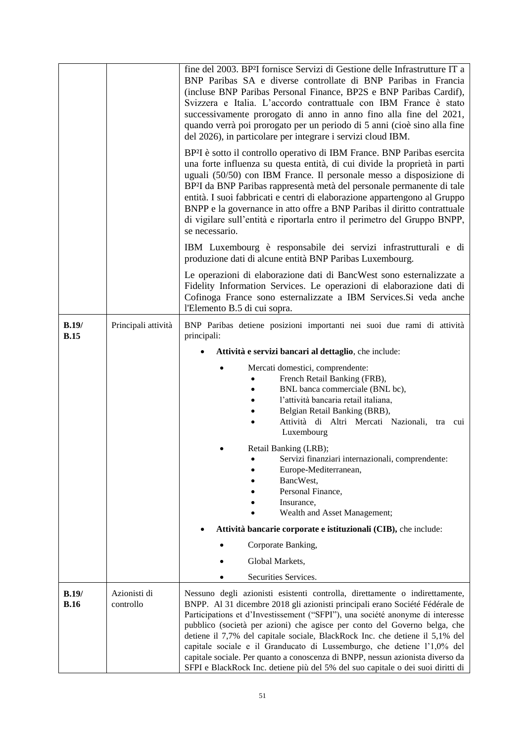| | | |
|---|---|---|
| | | fine del 2003. BP²I fornisce Servizi di Gestione delle Infrastrutture IT a BNP Paribas SA e diverse controllate di BNP Paribas in Francia (incluse BNP Paribas Personal Finance, BP2S e BNP Paribas Cardif), Svizzera e Italia. L'accordo contrattuale con IBM France è stato successivamente prorogato di anno in anno fino alla fine del 2021, quando verrà poi prorogato per un periodo di 5 anni (cioè sino alla fine del 2026), in particolare per integrare i servizi cloud IBM.<br><br>BP²I è sotto il controllo operativo di IBM France. BNP Paribas esercita una forte influenza su questa entità, di cui divide la proprietà in parti uguali (50/50) con IBM France. Il personale messo a disposizione di BP²I da BNP Paribas rappresentà metà del personale permanente di tale entità. I suoi fabbricati e centri di elaborazione appartengono al Gruppo BNPP e la governance in atto offre a BNP Paribas il diritto contrattuale di vigilare sull'entità e riportarla entro il perimetro del Gruppo BNPP, se necessario.<br><br>IBM Luxembourg è responsabile dei servizi infrastrutturali e di produzione dati di alcune entità BNP Paribas Luxembourg.<br><br>Le operazioni di elaborazione dati di BancWest sono esternalizzate a Fidelity Information Services. Le operazioni di elaborazione dati di Cofinoga France sono esternalizzate a IBM Services.Si veda anche l'Elemento B.5 di cui sopra. |
| **B.19/ B.15** | Principali attività | BNP Paribas detiene posizioni importanti nei suoi due rami di attività principali:<br><br>• **Attività e servizi bancari al dettaglio**, che include:<br>  • Mercati domestici, comprendente:<br>    • French Retail Banking (FRB),<br>    • BNL banca commerciale (BNL bc),<br>    • l'attività bancaria retail italiana,<br>    • Belgian Retail Banking (BRB),<br>    • Attività di Altri Mercati Nazionali, tra cui Luxembourg<br>  • Retail Banking (LRB);<br>    • Servizi finanziari internazionali, comprendente:<br>    • Europe-Mediterranean,<br>    • BancWest,<br>    • Personal Finance,<br>    • Insurance,<br>    • Wealth and Asset Management;<br><br>• **Attività bancarie corporate e istituzionali (CIB),** che include:<br>  • Corporate Banking,<br>  • Global Markets,<br>  • Securities Services. |
| **B.19/ B.16** | Azionisti di controllo | Nessuno degli azionisti esistenti controlla, direttamente o indirettamente, BNPP. Al 31 dicembre 2018 gli azionisti principali erano Société Fédérale de Participations et d'Investissement ("SFPI"), una société anonyme di interesse pubblico (società per azioni) che agisce per conto del Governo belga, che detiene il 7,7% del capitale sociale, BlackRock Inc. che detiene il 5,1% del capitale sociale e il Granducato di Lussemburgo, che detiene l'1,0% del capitale sociale. Per quanto a conoscenza di BNPP, nessun azionista diverso da SFPI e BlackRock Inc. detiene più del 5% del suo capitale o dei suoi diritti di |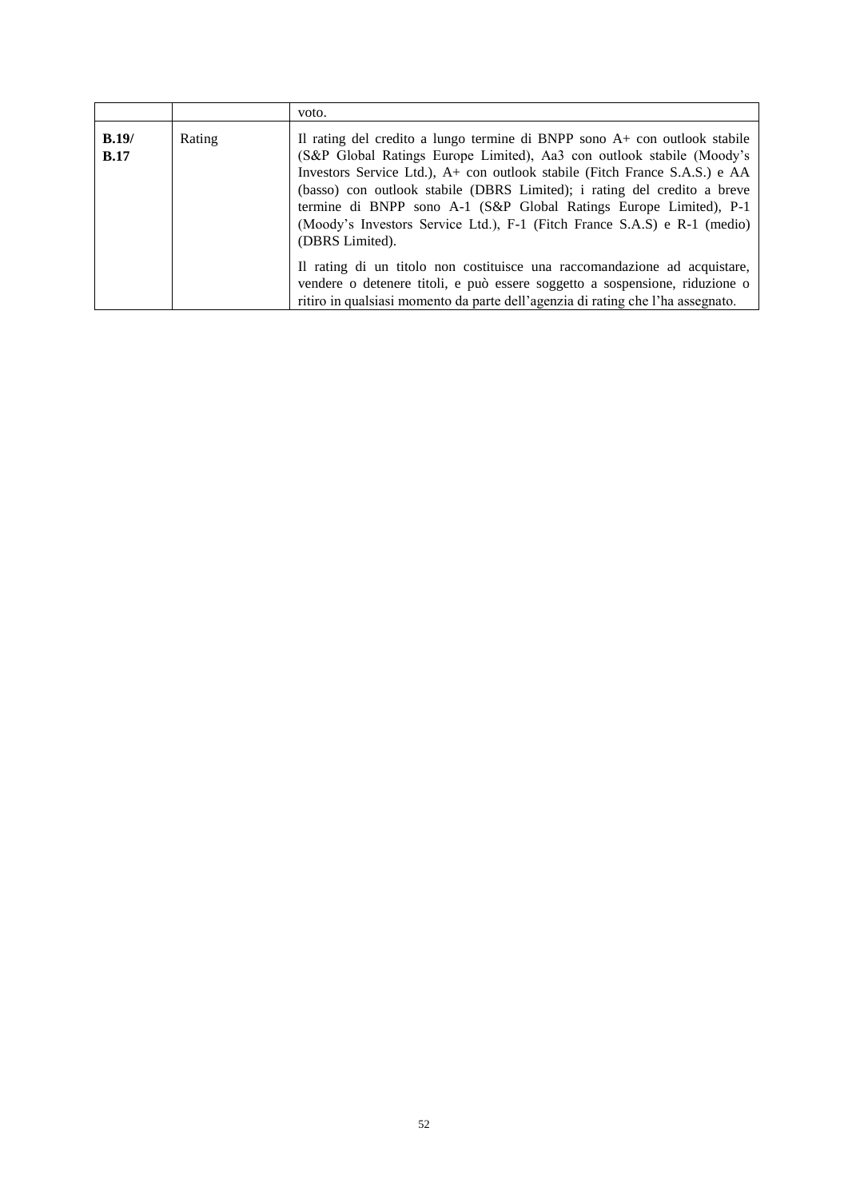| | | |
|---|---|---|
| | | voto. |
| **B.19/ B.17** | Rating | Il rating del credito a lungo termine di BNPP sono A+ con outlook stabile (S&P Global Ratings Europe Limited), Aa3 con outlook stabile (Moody's Investors Service Ltd.), A+ con outlook stabile (Fitch France S.A.S.) e AA (basso) con outlook stabile (DBRS Limited); i rating del credito a breve termine di BNPP sono A-1 (S&P Global Ratings Europe Limited), P-1 (Moody's Investors Service Ltd.), F-1 (Fitch France S.A.S) e R-1 (medio) (DBRS Limited).<br><br>Il rating di un titolo non costituisce una raccomandazione ad acquistare, vendere o detenere titoli, e può essere soggetto a sospensione, riduzione o ritiro in qualsiasi momento da parte dell'agenzia di rating che l'ha assegnato. |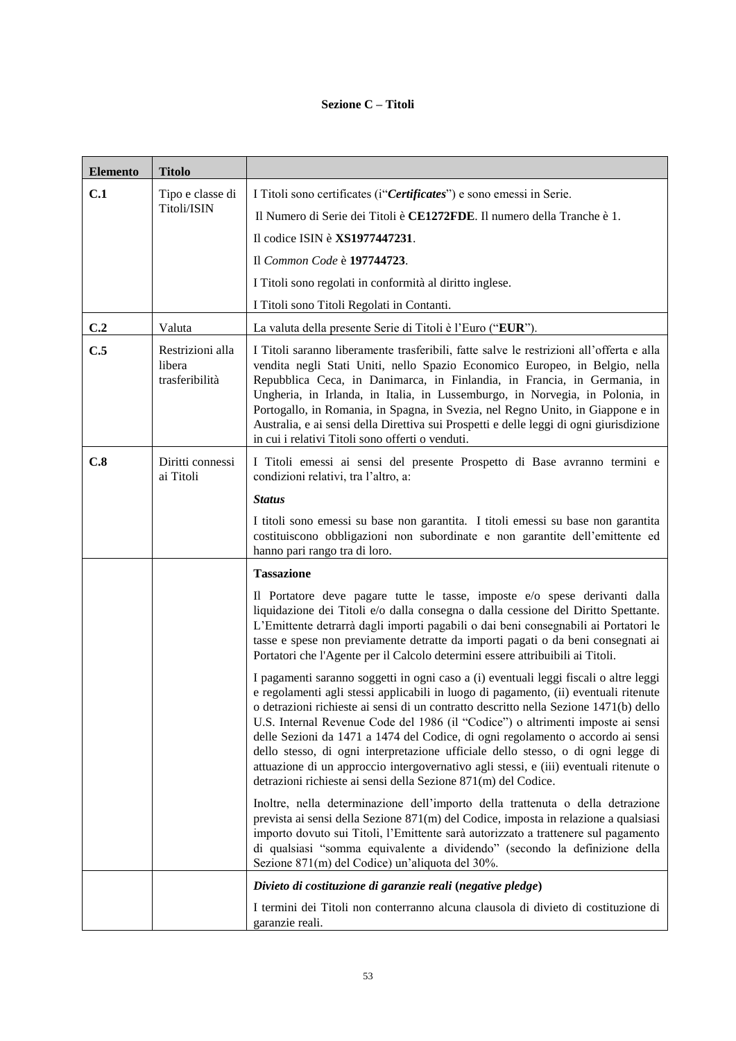**Sezione C – Titoli**

| Elemento | Titolo | |
|---|---|---|
| **C.1** | Tipo e classe di Titoli/ISIN | I Titoli sono certificates (i"***Certificates***") e sono emessi in Serie.<br><br>Il Numero di Serie dei Titoli è **CE1272FDE**. Il numero della Tranche è 1.<br><br>Il codice ISIN è **XS1977447231**.<br><br>Il *Common Code* è **197744723**.<br><br>I Titoli sono regolati in conformità al diritto inglese.<br><br>I Titoli sono Titoli Regolati in Contanti. |
| **C.2** | Valuta | La valuta della presente Serie di Titoli è l'Euro ("**EUR**"). |
| **C.5** | Restrizioni alla libera trasferibilità | I Titoli saranno liberamente trasferibili, fatte salve le restrizioni all'offerta e alla vendita negli Stati Uniti, nello Spazio Economico Europeo, in Belgio, nella Repubblica Ceca, in Danimarca, in Finlandia, in Francia, in Germania, in Ungheria, in Irlanda, in Italia, in Lussemburgo, in Norvegia, in Polonia, in Portogallo, in Romania, in Spagna, in Svezia, nel Regno Unito, in Giappone e in Australia, e ai sensi della Direttiva sui Prospetti e delle leggi di ogni giurisdizione in cui i relativi Titoli sono offerti o venduti. |
| **C.8** | Diritti connessi ai Titoli | I Titoli emessi ai sensi del presente Prospetto di Base avranno termini e condizioni relativi, tra l'altro, a:<br><br>***Status***<br><br>I titoli sono emessi su base non garantita. I titoli emessi su base non garantita costituiscono obbligazioni non subordinate e non garantite dell'emittente ed hanno pari rango tra di loro. |
| | | **Tassazione**<br><br>Il Portatore deve pagare tutte le tasse, imposte e/o spese derivanti dalla liquidazione dei Titoli e/o dalla consegna o dalla cessione del Diritto Spettante. L'Emittente detrarrà dagli importi pagabili o dai beni consegnabili ai Portatori le tasse e spese non previamente detratte da importi pagati o da beni consegnati ai Portatori che l'Agente per il Calcolo determini essere attribuibili ai Titoli.<br><br>I pagamenti saranno soggetti in ogni caso a (i) eventuali leggi fiscali o altre leggi e regolamenti agli stessi applicabili in luogo di pagamento, (ii) eventuali ritenute o detrazioni richieste ai sensi di un contratto descritto nella Sezione 1471(b) dello U.S. Internal Revenue Code del 1986 (il "Codice") o altrimenti imposte ai sensi delle Sezioni da 1471 a 1474 del Codice, di ogni regolamento o accordo ai sensi dello stesso, di ogni interpretazione ufficiale dello stesso, o di ogni legge di attuazione di un approccio intergovernativo agli stessi, e (iii) eventuali ritenute o detrazioni richieste ai sensi della Sezione 871(m) del Codice.<br><br>Inoltre, nella determinazione dell'importo della trattenuta o della detrazione prevista ai sensi della Sezione 871(m) del Codice, imposta in relazione a qualsiasi importo dovuto sui Titoli, l'Emittente sarà autorizzato a trattenere sul pagamento di qualsiasi "somma equivalente a dividendo" (secondo la definizione della Sezione 871(m) del Codice) un'aliquota del 30%. |
| | | ***Divieto di costituzione di garanzie reali (negative pledge)***<br><br>I termini dei Titoli non conterranno alcuna clausola di divieto di costituzione di garanzie reali. |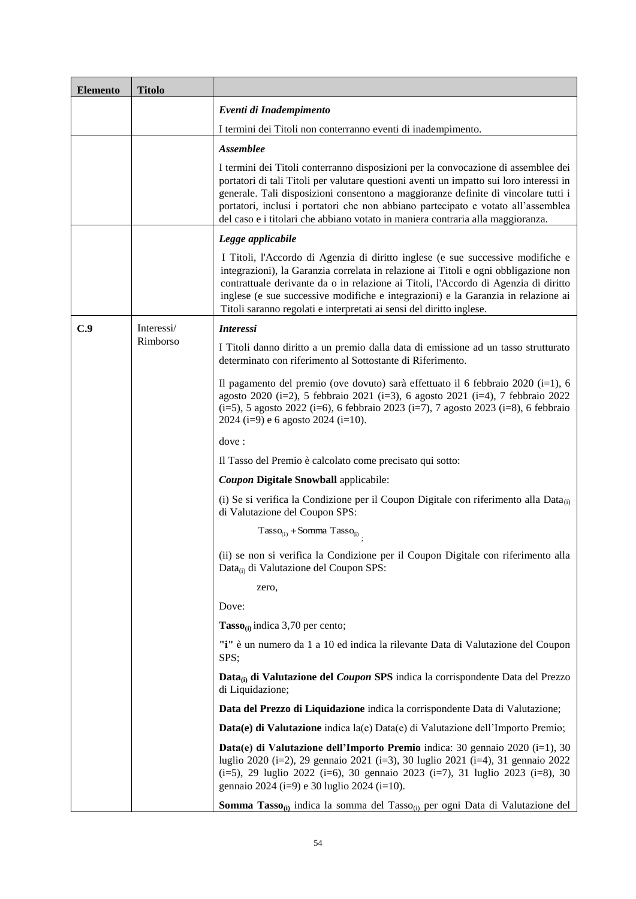| Elemento | Titolo | |
|---|---|---|
| | | ***Eventi di Inadempimento***<br><br>I termini dei Titoli non conterranno eventi di inadempimento. |
| | | ***Assemblee***<br><br>I termini dei Titoli conterranno disposizioni per la convocazione di assemblee dei portatori di tali Titoli per valutare questioni aventi un impatto sui loro interessi in generale. Tali disposizioni consentono a maggioranze definite di vincolare tutti i portatori, inclusi i portatori che non abbiano partecipato e votato all'assemblea del caso e i titolari che abbiano votato in maniera contraria alla maggioranza. |
| | | ***Legge applicabile***<br><br>I Titoli, l'Accordo di Agenzia di diritto inglese (e sue successive modifiche e integrazioni), la Garanzia correlata in relazione ai Titoli e ogni obbligazione non contrattuale derivante da o in relazione ai Titoli, l'Accordo di Agenzia di diritto inglese (e sue successive modifiche e integrazioni) e la Garanzia in relazione ai Titoli saranno regolati e interpretati ai sensi del diritto inglese. |
| **C.9** | Interessi/ Rimborso | ***Interessi***<br><br>I Titoli danno diritto a un premio dalla data di emissione ad un tasso strutturato determinato con riferimento al Sottostante di Riferimento.<br><br>Il pagamento del premio (ove dovuto) sarà effettuato il 6 febbraio 2020 (i=1), 6 agosto 2020 (i=2), 5 febbraio 2021 (i=3), 6 agosto 2021 (i=4), 7 febbraio 2022 (i=5), 5 agosto 2022 (i=6), 6 febbraio 2023 (i=7), 7 agosto 2023 (i=8), 6 febbraio 2024 (i=9) e 6 agosto 2024 (i=10).<br><br>dove :<br><br>Il Tasso del Premio è calcolato come precisato qui sotto:<br><br>***Coupon* Digitale Snowball** applicabile:<br><br>(i) Se si verifica la Condizione per il Coupon Digitale con riferimento alla $\text{Data}_{(i)}$ di Valutazione del Coupon SPS:<br><br>$\text{Tasso}_{(i)} + \text{Somma Tasso}_{(i)}$ ;<br><br>(ii) se non si verifica la Condizione per il Coupon Digitale con riferimento alla $\text{Data}_{(i)}$ di Valutazione del Coupon SPS:<br><br>zero,<br><br>Dove:<br><br>$\textbf{Tasso}_{(i)}$ indica 3,70 per cento;<br><br>**"i"** è un numero da 1 a 10 ed indica la rilevante Data di Valutazione del Coupon SPS;<br><br>$\textbf{Data}_{(i)}$ **di Valutazione del *Coupon* SPS** indica la corrispondente Data del Prezzo di Liquidazione;<br><br>**Data del Prezzo di Liquidazione** indica la corrispondente Data di Valutazione;<br><br>**Data(e) di Valutazione** indica la(e) Data(e) di Valutazione dell'Importo Premio;<br><br>**Data(e) di Valutazione dell'Importo Premio** indica: 30 gennaio 2020 (i=1), 30 luglio 2020 (i=2), 29 gennaio 2021 (i=3), 30 luglio 2021 (i=4), 31 gennaio 2022 (i=5), 29 luglio 2022 (i=6), 30 gennaio 2023 (i=7), 31 luglio 2023 (i=8), 30 gennaio 2024 (i=9) e 30 luglio 2024 (i=10).<br><br>$\textbf{Somma Tasso}_{(i)}$ indica la somma del $\text{Tasso}_{(i)}$ per ogni Data di Valutazione del |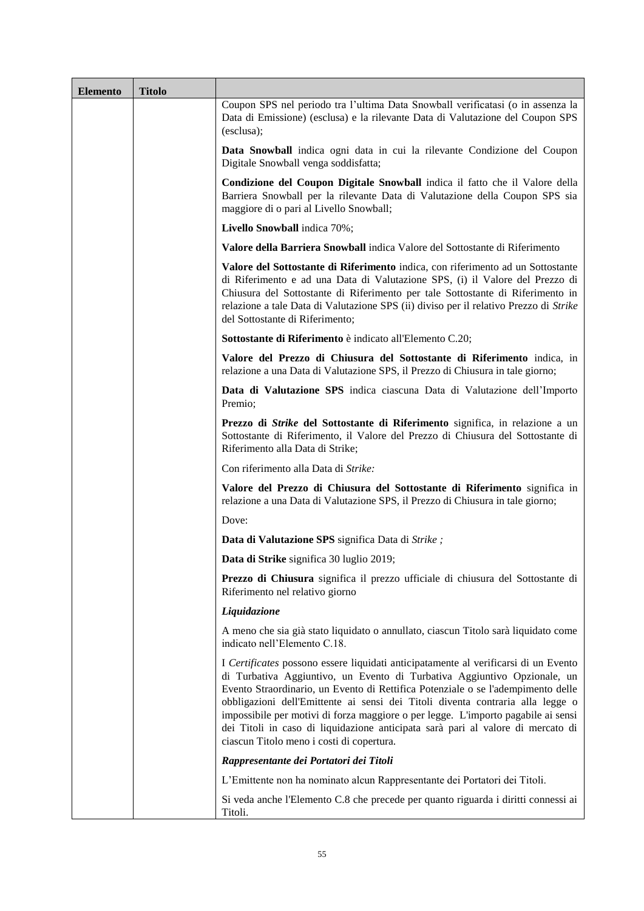| Elemento | Titolo | |
|---|---|---|
| | | Coupon SPS nel periodo tra l'ultima Data Snowball verificatasi (o in assenza la Data di Emissione) (esclusa) e la rilevante Data di Valutazione del Coupon SPS (esclusa);<br><br>**Data Snowball** indica ogni data in cui la rilevante Condizione del Coupon Digitale Snowball venga soddisfatta;<br><br>**Condizione del Coupon Digitale Snowball** indica il fatto che il Valore della Barriera Snowball per la rilevante Data di Valutazione della Coupon SPS sia maggiore di o pari al Livello Snowball;<br><br>**Livello Snowball** indica 70%;<br><br>**Valore della Barriera Snowball** indica Valore del Sottostante di Riferimento<br><br>**Valore del Sottostante di Riferimento** indica, con riferimento ad un Sottostante di Riferimento e ad una Data di Valutazione SPS, (i) il Valore del Prezzo di Chiusura del Sottostante di Riferimento per tale Sottostante di Riferimento in relazione a tale Data di Valutazione SPS (ii) diviso per il relativo Prezzo di *Strike* del Sottostante di Riferimento;<br><br>**Sottostante di Riferimento** è indicato all'Elemento C.20;<br><br>**Valore del Prezzo di Chiusura del Sottostante di Riferimento** indica, in relazione a una Data di Valutazione SPS, il Prezzo di Chiusura in tale giorno;<br><br>**Data di Valutazione SPS** indica ciascuna Data di Valutazione dell'Importo Premio;<br><br>**Prezzo di *Strike* del Sottostante di Riferimento** significa, in relazione a un Sottostante di Riferimento, il Valore del Prezzo di Chiusura del Sottostante di Riferimento alla Data di Strike;<br><br>Con riferimento alla Data di *Strike:*<br><br>**Valore del Prezzo di Chiusura del Sottostante di Riferimento** significa in relazione a una Data di Valutazione SPS, il Prezzo di Chiusura in tale giorno;<br><br>Dove:<br><br>**Data di Valutazione SPS** significa Data di *Strike ;*<br><br>**Data di Strike** significa 30 luglio 2019;<br><br>**Prezzo di Chiusura** significa il prezzo ufficiale di chiusura del Sottostante di Riferimento nel relativo giorno<br><br>***Liquidazione***<br><br>A meno che sia già stato liquidato o annullato, ciascun Titolo sarà liquidato come indicato nell'Elemento C.18.<br><br>I *Certificates* possono essere liquidati anticipatamente al verificarsi di un Evento di Turbativa Aggiuntivo, un Evento di Turbativa Aggiuntivo Opzionale, un Evento Straordinario, un Evento di Rettifica Potenziale o se l'adempimento delle obbligazioni dell'Emittente ai sensi dei Titoli diventa contraria alla legge o impossibile per motivi di forza maggiore o per legge. L'importo pagabile ai sensi dei Titoli in caso di liquidazione anticipata sarà pari al valore di mercato di ciascun Titolo meno i costi di copertura.<br><br>***Rappresentante dei Portatori dei Titoli***<br><br>L'Emittente non ha nominato alcun Rappresentante dei Portatori dei Titoli.<br><br>Si veda anche l'Elemento C.8 che precede per quanto riguarda i diritti connessi ai Titoli. |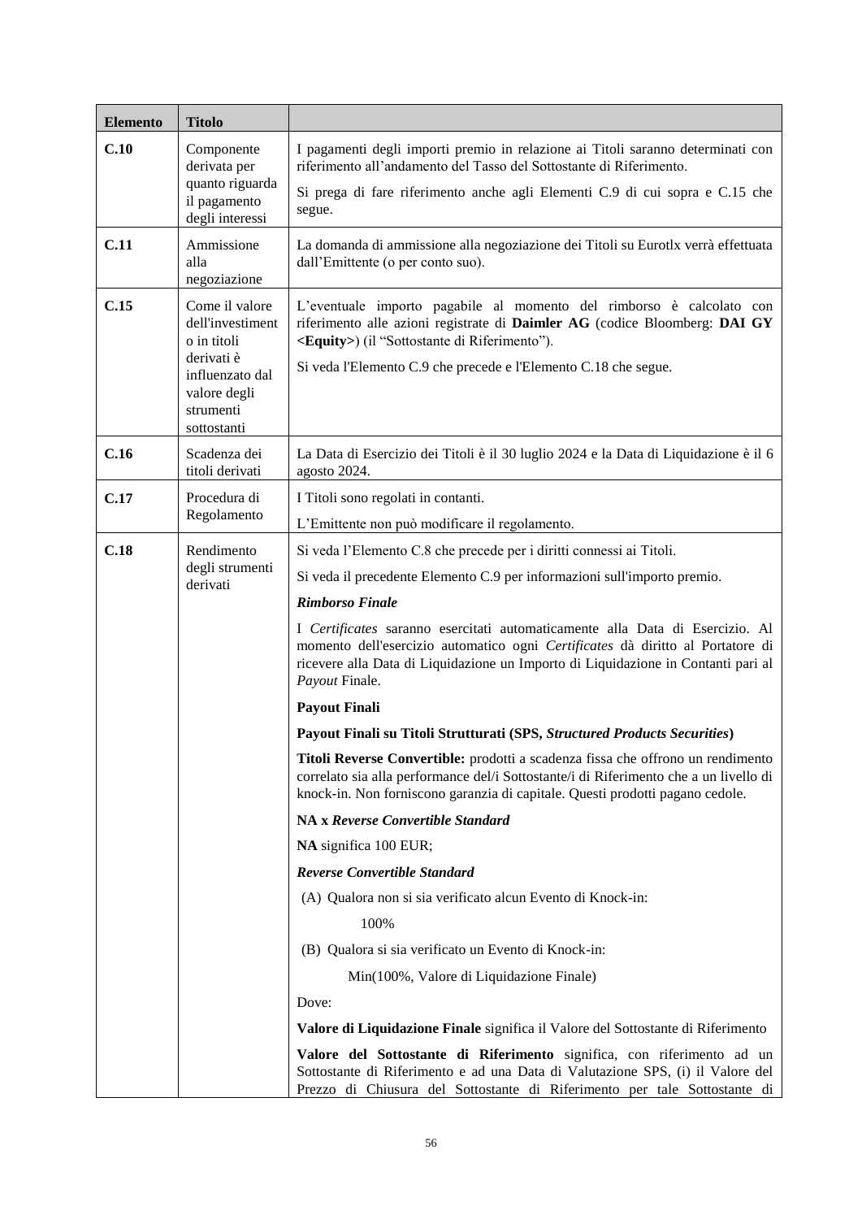| Elemento | Titolo | |
|---|---|---|
| **C.10** | Componente derivata per quanto riguarda il pagamento degli interessi | I pagamenti degli importi premio in relazione ai Titoli saranno determinati con riferimento all'andamento del Tasso del Sottostante di Riferimento.<br><br>Si prega di fare riferimento anche agli Elementi C.9 di cui sopra e C.15 che segue. |
| **C.11** | Ammissione alla negoziazione | La domanda di ammissione alla negoziazione dei Titoli su Eurotlx verrà effettuata dall'Emittente (o per conto suo). |
| **C.15** | Come il valore dell'investimento in titoli derivati è influenzato dal valore degli strumenti sottostanti | L'eventuale importo pagabile al momento del rimborso è calcolato con riferimento alle azioni registrate di **Daimler AG** (codice Bloomberg: **DAI GY <Equity>**) (il "Sottostante di Riferimento").<br><br>Si veda l'Elemento C.9 che precede e l'Elemento C.18 che segue. |
| **C.16** | Scadenza dei titoli derivati | La Data di Esercizio dei Titoli è il 30 luglio 2024 e la Data di Liquidazione è il 6 agosto 2024. |
| **C.17** | Procedura di Regolamento | I Titoli sono regolati in contanti.<br><br>L'Emittente non può modificare il regolamento. |
| **C.18** | Rendimento degli strumenti derivati | Si veda l'Elemento C.8 che precede per i diritti connessi ai Titoli.<br><br>Si veda il precedente Elemento C.9 per informazioni sull'importo premio.<br><br>***Rimborso Finale***<br><br>I *Certificates* saranno esercitati automaticamente alla Data di Esercizio. Al momento dell'esercizio automatico ogni *Certificates* dà diritto al Portatore di ricevere alla Data di Liquidazione un Importo di Liquidazione in Contanti pari al *Payout* Finale.<br><br>**Payout Finali**<br><br>**Payout Finali su Titoli Strutturati (SPS, *Structured Products Securities*)**<br><br>**Titoli Reverse Convertible:** prodotti a scadenza fissa che offrono un rendimento correlato sia alla performance del/i Sottostante/i di Riferimento che a un livello di knock-in. Non forniscono garanzia di capitale. Questi prodotti pagano cedole.<br><br>**NA x *Reverse Convertible Standard***<br><br>**NA** significa 100 EUR;<br><br>***Reverse Convertible Standard***<br><br>(A) Qualora non si sia verificato alcun Evento di Knock-in:<br><br>100%<br><br>(B) Qualora si sia verificato un Evento di Knock-in:<br><br>Min(100%, Valore di Liquidazione Finale)<br><br>Dove:<br><br>**Valore di Liquidazione Finale** significa il Valore del Sottostante di Riferimento<br><br>**Valore del Sottostante di Riferimento** significa, con riferimento ad un Sottostante di Riferimento e ad una Data di Valutazione SPS, (i) il Valore del Prezzo di Chiusura del Sottostante di Riferimento per tale Sottostante di |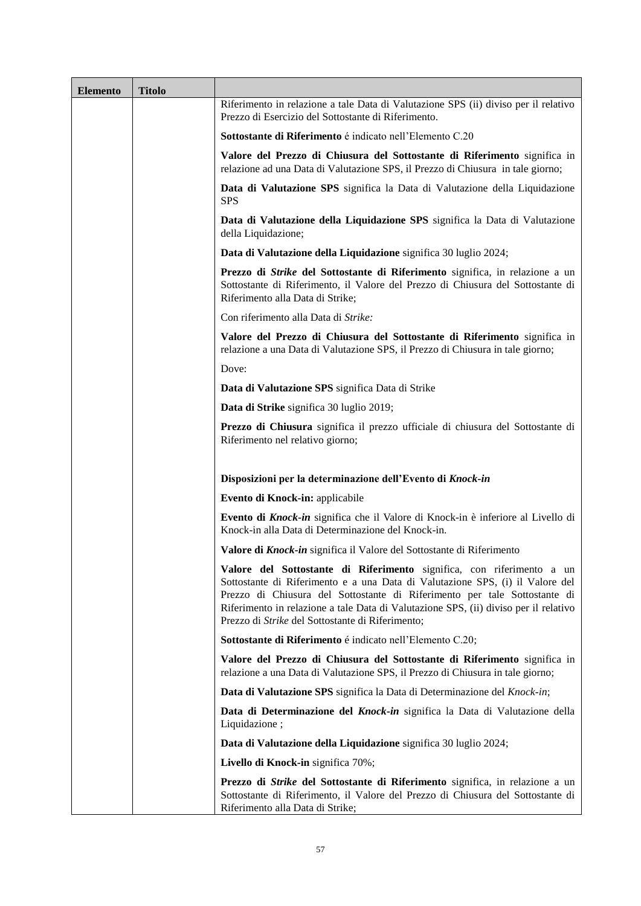| Elemento | Titolo | |
|---|---|---|
| | | Riferimento in relazione a tale Data di Valutazione SPS (ii) diviso per il relativo Prezzo di Esercizio del Sottostante di Riferimento.<br><br>**Sottostante di Riferimento** é indicato nell'Elemento C.20<br><br>**Valore del Prezzo di Chiusura del Sottostante di Riferimento** significa in relazione ad una Data di Valutazione SPS, il Prezzo di Chiusura in tale giorno;<br><br>**Data di Valutazione SPS** significa la Data di Valutazione della Liquidazione SPS<br><br>**Data di Valutazione della Liquidazione SPS** significa la Data di Valutazione della Liquidazione;<br><br>**Data di Valutazione della Liquidazione** significa 30 luglio 2024;<br><br>**Prezzo di *Strike* del Sottostante di Riferimento** significa, in relazione a un Sottostante di Riferimento, il Valore del Prezzo di Chiusura del Sottostante di Riferimento alla Data di Strike;<br><br>Con riferimento alla Data di *Strike:*<br><br>**Valore del Prezzo di Chiusura del Sottostante di Riferimento** significa in relazione a una Data di Valutazione SPS, il Prezzo di Chiusura in tale giorno;<br><br>Dove:<br><br>**Data di Valutazione SPS** significa Data di Strike<br><br>**Data di Strike** significa 30 luglio 2019;<br><br>**Prezzo di Chiusura** significa il prezzo ufficiale di chiusura del Sottostante di Riferimento nel relativo giorno;<br><br>**Disposizioni per la determinazione dell'Evento di *Knock-in***<br><br>**Evento di Knock-in:** applicabile<br><br>**Evento di *Knock-in*** significa che il Valore di Knock-in è inferiore al Livello di Knock-in alla Data di Determinazione del Knock-in.<br><br>**Valore di *Knock-in*** significa il Valore del Sottostante di Riferimento<br><br>**Valore del Sottostante di Riferimento** significa, con riferimento a un Sottostante di Riferimento e a una Data di Valutazione SPS, (i) il Valore del Prezzo di Chiusura del Sottostante di Riferimento per tale Sottostante di Riferimento in relazione a tale Data di Valutazione SPS, (ii) diviso per il relativo Prezzo di *Strike* del Sottostante di Riferimento;<br><br>**Sottostante di Riferimento** é indicato nell'Elemento C.20;<br><br>**Valore del Prezzo di Chiusura del Sottostante di Riferimento** significa in relazione a una Data di Valutazione SPS, il Prezzo di Chiusura in tale giorno;<br><br>**Data di Valutazione SPS** significa la Data di Determinazione del *Knock-in*;<br><br>**Data di Determinazione del *Knock-in*** significa la Data di Valutazione della Liquidazione ;<br><br>**Data di Valutazione della Liquidazione** significa 30 luglio 2024;<br><br>**Livello di Knock-in** significa 70%;<br><br>**Prezzo di *Strike* del Sottostante di Riferimento** significa, in relazione a un Sottostante di Riferimento, il Valore del Prezzo di Chiusura del Sottostante di Riferimento alla Data di Strike; |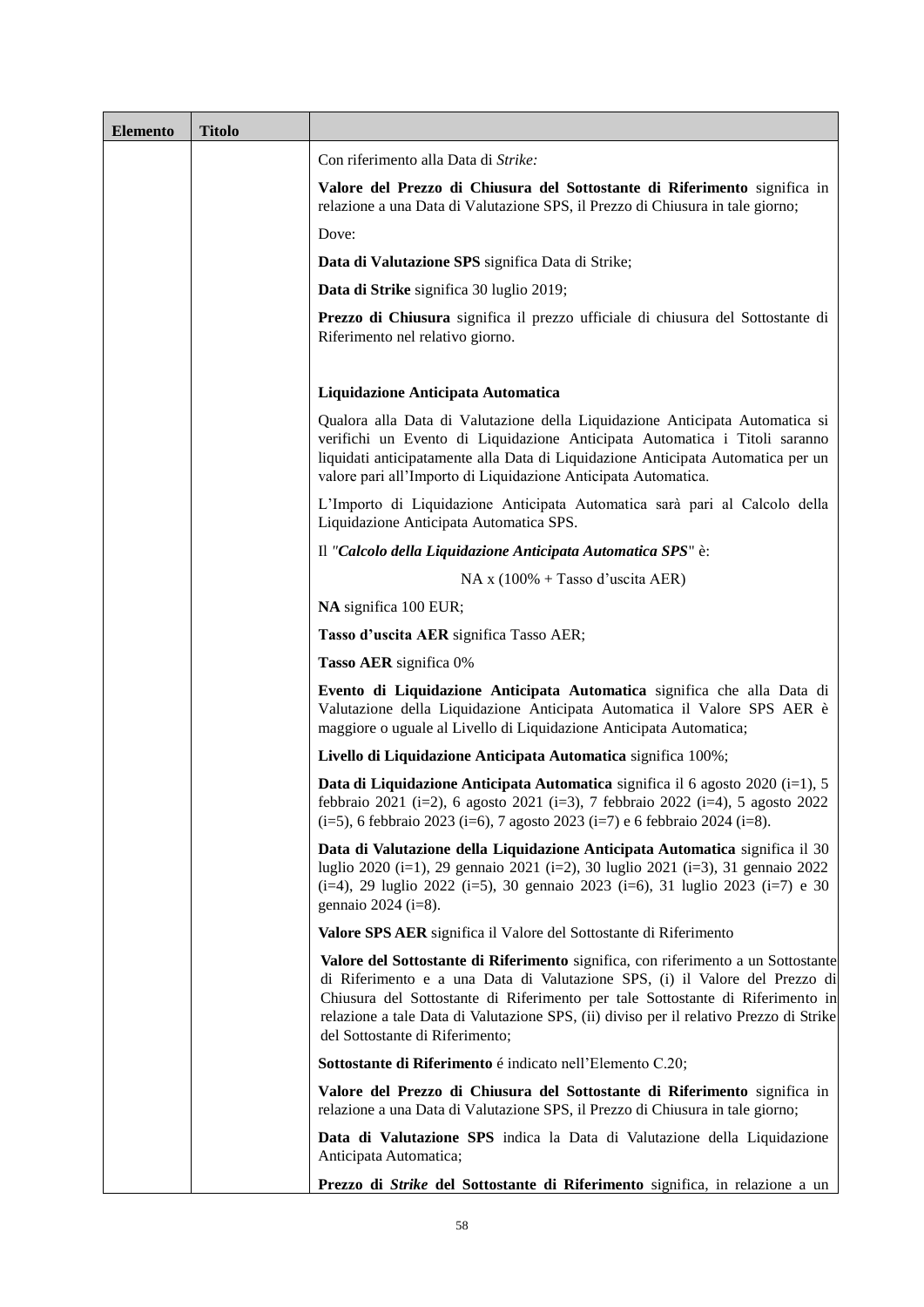| Elemento | Titolo | |
|---|---|---|
| | | Con riferimento alla Data di *Strike:*<br><br>**Valore del Prezzo di Chiusura del Sottostante di Riferimento** significa in relazione a una Data di Valutazione SPS, il Prezzo di Chiusura in tale giorno;<br><br>Dove:<br><br>**Data di Valutazione SPS** significa Data di Strike;<br><br>**Data di Strike** significa 30 luglio 2019;<br><br>**Prezzo di Chiusura** significa il prezzo ufficiale di chiusura del Sottostante di Riferimento nel relativo giorno.<br><br>**Liquidazione Anticipata Automatica**<br><br>Qualora alla Data di Valutazione della Liquidazione Anticipata Automatica si verifichi un Evento di Liquidazione Anticipata Automatica i Titoli saranno liquidati anticipatamente alla Data di Liquidazione Anticipata Automatica per un valore pari all'Importo di Liquidazione Anticipata Automatica.<br><br>L'Importo di Liquidazione Anticipata Automatica sarà pari al Calcolo della Liquidazione Anticipata Automatica SPS.<br><br>Il "***Calcolo della Liquidazione Anticipata Automatica SPS***" è:<br><br>NA x (100% + Tasso d'uscita AER)<br><br>**NA** significa 100 EUR;<br><br>**Tasso d'uscita AER** significa Tasso AER;<br><br>**Tasso AER** significa 0%<br><br>**Evento di Liquidazione Anticipata Automatica** significa che alla Data di Valutazione della Liquidazione Anticipata Automatica il Valore SPS AER è maggiore o uguale al Livello di Liquidazione Anticipata Automatica;<br><br>**Livello di Liquidazione Anticipata Automatica** significa 100%;<br><br>**Data di Liquidazione Anticipata Automatica** significa il 6 agosto 2020 (i=1), 5 febbraio 2021 (i=2), 6 agosto 2021 (i=3), 7 febbraio 2022 (i=4), 5 agosto 2022 (i=5), 6 febbraio 2023 (i=6), 7 agosto 2023 (i=7) e 6 febbraio 2024 (i=8).<br><br>**Data di Valutazione della Liquidazione Anticipata Automatica** significa il 30 luglio 2020 (i=1), 29 gennaio 2021 (i=2), 30 luglio 2021 (i=3), 31 gennaio 2022 (i=4), 29 luglio 2022 (i=5), 30 gennaio 2023 (i=6), 31 luglio 2023 (i=7) e 30 gennaio 2024 (i=8).<br><br>**Valore SPS AER** significa il Valore del Sottostante di Riferimento<br><br>**Valore del Sottostante di Riferimento** significa, con riferimento a un Sottostante di Riferimento e a una Data di Valutazione SPS, (i) il Valore del Prezzo di Chiusura del Sottostante di Riferimento per tale Sottostante di Riferimento in relazione a tale Data di Valutazione SPS, (ii) diviso per il relativo Prezzo di Strike del Sottostante di Riferimento;<br><br>**Sottostante di Riferimento** é indicato nell'Elemento C.20;<br><br>**Valore del Prezzo di Chiusura del Sottostante di Riferimento** significa in relazione a una Data di Valutazione SPS, il Prezzo di Chiusura in tale giorno;<br><br>**Data di Valutazione SPS** indica la Data di Valutazione della Liquidazione Anticipata Automatica;<br><br>**Prezzo di *Strike* del Sottostante di Riferimento** significa, in relazione a un |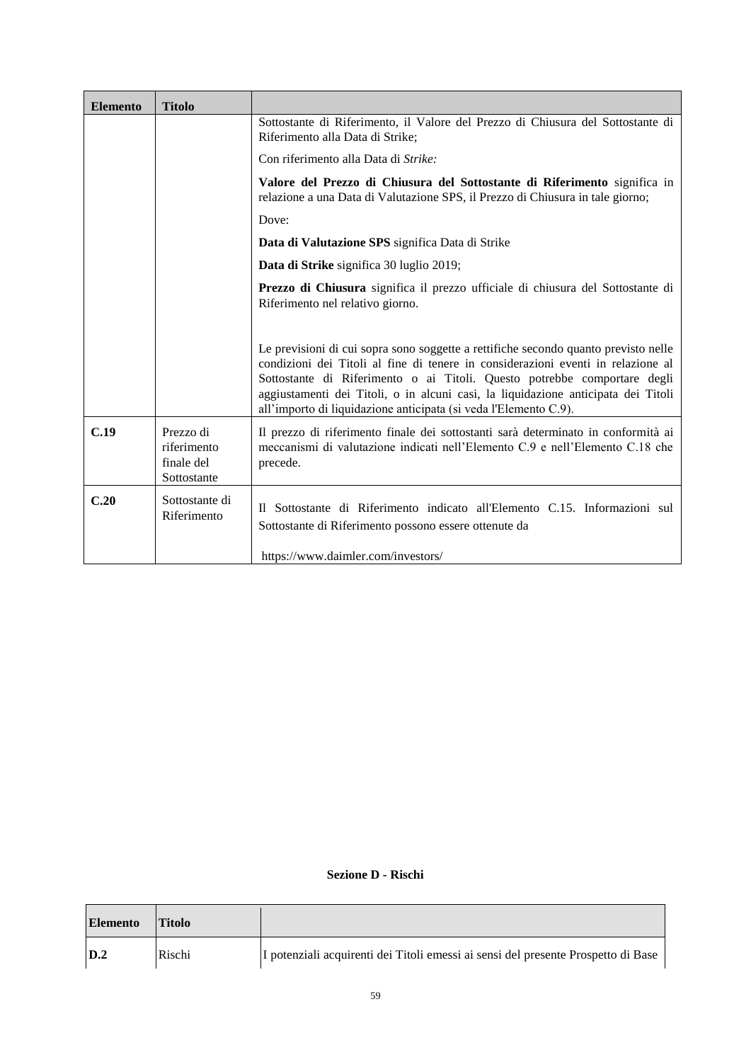| Elemento | Titolo | |
|---|---|---|
| | | Sottostante di Riferimento, il Valore del Prezzo di Chiusura del Sottostante di Riferimento alla Data di Strike;<br><br>Con riferimento alla Data di *Strike:*<br><br>**Valore del Prezzo di Chiusura del Sottostante di Riferimento** significa in relazione a una Data di Valutazione SPS, il Prezzo di Chiusura in tale giorno;<br><br>Dove:<br><br>**Data di Valutazione SPS** significa Data di Strike<br><br>**Data di Strike** significa 30 luglio 2019;<br><br>**Prezzo di Chiusura** significa il prezzo ufficiale di chiusura del Sottostante di Riferimento nel relativo giorno.<br><br>Le previsioni di cui sopra sono soggette a rettifiche secondo quanto previsto nelle condizioni dei Titoli al fine di tenere in considerazioni eventi in relazione al Sottostante di Riferimento o ai Titoli. Questo potrebbe comportare degli aggiustamenti dei Titoli, o in alcuni casi, la liquidazione anticipata dei Titoli all'importo di liquidazione anticipata (si veda l'Elemento C.9). |
| **C.19** | Prezzo di riferimento finale del Sottostante | Il prezzo di riferimento finale dei sottostanti sarà determinato in conformità ai meccanismi di valutazione indicati nell'Elemento C.9 e nell'Elemento C.18 che precede. |
| **C.20** | Sottostante di Riferimento | Il Sottostante di Riferimento indicato all'Elemento C.15. Informazioni sul Sottostante di Riferimento possono essere ottenute da<br><br>https://www.daimler.com/investors/ |

**Sezione D - Rischi**

| Elemento | Titolo | |
|---|---|---|
| **D.2** | Rischi | I potenziali acquirenti dei Titoli emessi ai sensi del presente Prospetto di Base |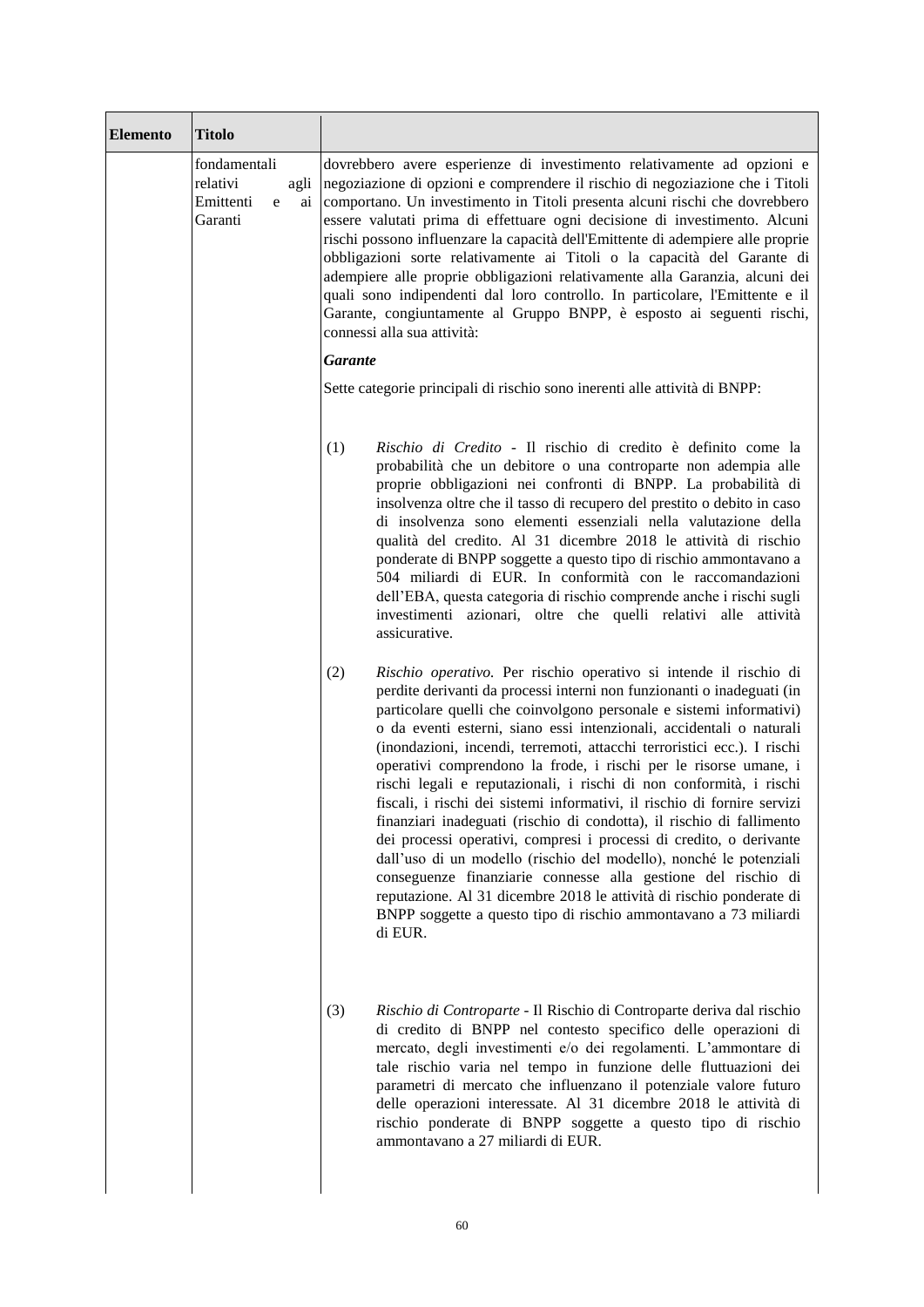| Elemento | Titolo | |
|---|---|---|
| | fondamentali relativi agli Emittenti e ai Garanti | dovrebbero avere esperienze di investimento relativamente ad opzioni e negoziazione di opzioni e comprendere il rischio di negoziazione che i Titoli comportano. Un investimento in Titoli presenta alcuni rischi che dovrebbero essere valutati prima di effettuare ogni decisione di investimento. Alcuni rischi possono influenzare la capacità dell'Emittente di adempiere alle proprie obbligazioni sorte relativamente ai Titoli o la capacità del Garante di adempiere alle proprie obbligazioni relativamente alla Garanzia, alcuni dei quali sono indipendenti dal loro controllo. In particolare, l'Emittente e il Garante, congiuntamente al Gruppo BNPP, è esposto ai seguenti rischi, connessi alla sua attività:<br><br>***Garante***<br><br>Sette categorie principali di rischio sono inerenti alle attività di BNPP:<br><br>(1) *Rischio di Credito* - Il rischio di credito è definito come la probabilità che un debitore o una controparte non adempia alle proprie obbligazioni nei confronti di BNPP. La probabilità di insolvenza oltre che il tasso di recupero del prestito o debito in caso di insolvenza sono elementi essenziali nella valutazione della qualità del credito. Al 31 dicembre 2018 le attività di rischio ponderate di BNPP soggette a questo tipo di rischio ammontavano a 504 miliardi di EUR. In conformità con le raccomandazioni dell'EBA, questa categoria di rischio comprende anche i rischi sugli investimenti azionari, oltre che quelli relativi alle attività assicurative.<br><br>(2) *Rischio operativo.* Per rischio operativo si intende il rischio di perdite derivanti da processi interni non funzionanti o inadeguati (in particolare quelli che coinvolgono personale e sistemi informativi) o da eventi esterni, siano essi intenzionali, accidentali o naturali (inondazioni, incendi, terremoti, attacchi terroristici ecc.). I rischi operativi comprendono la frode, i rischi per le risorse umane, i rischi legali e reputazionali, i rischi di non conformità, i rischi fiscali, i rischi dei sistemi informativi, il rischio di fornire servizi finanziari inadeguati (rischio di condotta), il rischio di fallimento dei processi operativi, compresi i processi di credito, o derivante dall'uso di un modello (rischio del modello), nonché le potenziali conseguenze finanziarie connesse alla gestione del rischio di reputazione. Al 31 dicembre 2018 le attività di rischio ponderate di BNPP soggette a questo tipo di rischio ammontavano a 73 miliardi di EUR.<br><br>(3) *Rischio di Controparte* - Il Rischio di Controparte deriva dal rischio di credito di BNPP nel contesto specifico delle operazioni di mercato, degli investimenti e/o dei regolamenti. L'ammontare di tale rischio varia nel tempo in funzione delle fluttuazioni dei parametri di mercato che influenzano il potenziale valore futuro delle operazioni interessate. Al 31 dicembre 2018 le attività di rischio ponderate di BNPP soggette a questo tipo di rischio ammontavano a 27 miliardi di EUR. |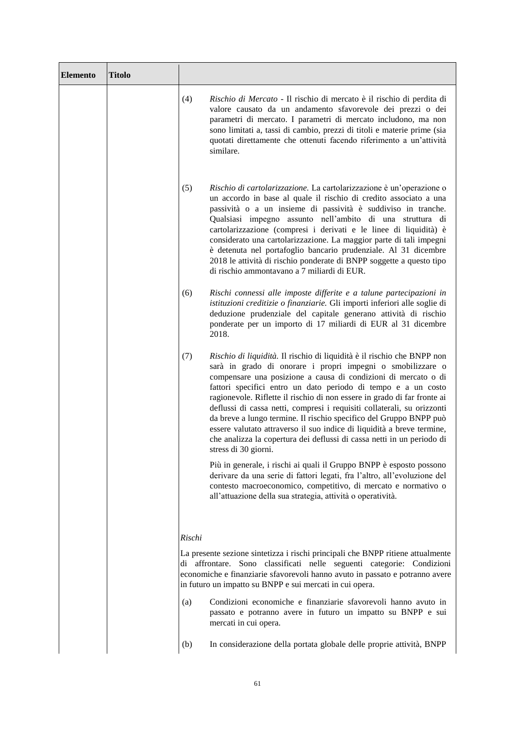| Elemento | Titolo | |
|---|---|---|
| | | (4) *Rischio di Mercato* - Il rischio di mercato è il rischio di perdita di valore causato da un andamento sfavorevole dei prezzi o dei parametri di mercato. I parametri di mercato includono, ma non sono limitati a, tassi di cambio, prezzi di titoli e materie prime (sia quotati direttamente che ottenuti facendo riferimento a un'attività similare. |
| | | (5) *Rischio di cartolarizzazione.* La cartolarizzazione è un'operazione o un accordo in base al quale il rischio di credito associato a una passività o a un insieme di passività è suddiviso in tranche. Qualsiasi impegno assunto nell'ambito di una struttura di cartolarizzazione (compresi i derivati e le linee di liquidità) è considerato una cartolarizzazione. La maggior parte di tali impegni è detenuta nel portafoglio bancario prudenziale. Al 31 dicembre 2018 le attività di rischio ponderate di BNPP soggette a questo tipo di rischio ammontavano a 7 miliardi di EUR. |
| | | (6) *Rischi connessi alle imposte differite e a talune partecipazioni in istituzioni creditizie o finanziarie.* Gli importi inferiori alle soglie di deduzione prudenziale del capitale generano attività di rischio ponderate per un importo di 17 miliardi di EUR al 31 dicembre 2018. |
| | | (7) *Rischio di liquidità.* Il rischio di liquidità è il rischio che BNPP non sarà in grado di onorare i propri impegni o smobilizzare o compensare una posizione a causa di condizioni di mercato o di fattori specifici entro un dato periodo di tempo e a un costo ragionevole. Riflette il rischio di non essere in grado di far fronte ai deflussi di cassa netti, compresi i requisiti collaterali, su orizzonti da breve a lungo termine. Il rischio specifico del Gruppo BNPP può essere valutato attraverso il suo indice di liquidità a breve termine, che analizza la copertura dei deflussi di cassa netti in un periodo di stress di 30 giorni. |
| | | Più in generale, i rischi ai quali il Gruppo BNPP è esposto possono derivare da una serie di fattori legati, fra l'altro, all'evoluzione del contesto macroeconomico, competitivo, di mercato e normativo o all'attuazione della sua strategia, attività o operatività. |
| | | *Rischi* |
| | | La presente sezione sintetizza i rischi principali che BNPP ritiene attualmente di affrontare. Sono classificati nelle seguenti categorie: Condizioni economiche e finanziarie sfavorevoli hanno avuto in passato e potranno avere in futuro un impatto su BNPP e sui mercati in cui opera. |
| | | (a) Condizioni economiche e finanziarie sfavorevoli hanno avuto in passato e potranno avere in futuro un impatto su BNPP e sui mercati in cui opera. |
| | | (b) In considerazione della portata globale delle proprie attività, BNPP |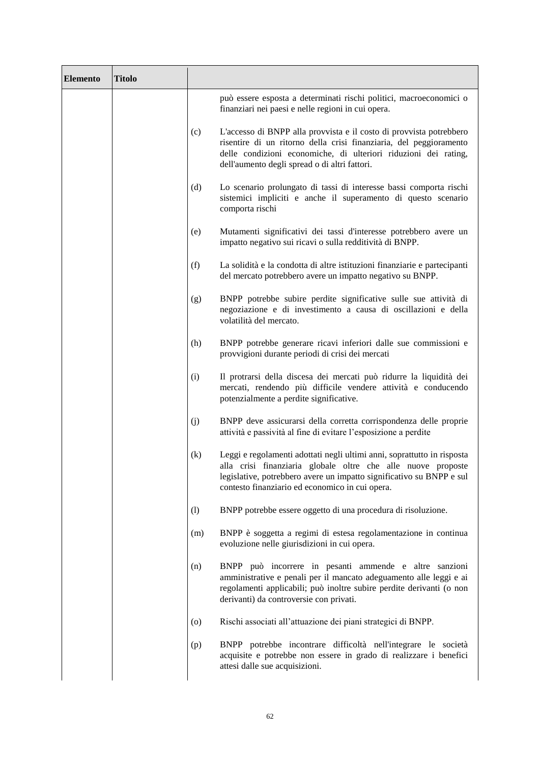| Elemento | Titolo | |
|---|---|---|
| | | può essere esposta a determinati rischi politici, macroeconomici o finanziari nei paesi e nelle regioni in cui opera.<br><br>(c) L'accesso di BNPP alla provvista e il costo di provvista potrebbero risentire di un ritorno della crisi finanziaria, del peggioramento delle condizioni economiche, di ulteriori riduzioni dei rating, dell'aumento degli spread o di altri fattori.<br><br>(d) Lo scenario prolungato di tassi di interesse bassi comporta rischi sistemici impliciti e anche il superamento di questo scenario comporta rischi<br><br>(e) Mutamenti significativi dei tassi d'interesse potrebbero avere un impatto negativo sui ricavi o sulla redditività di BNPP.<br><br>(f) La solidità e la condotta di altre istituzioni finanziarie e partecipanti del mercato potrebbero avere un impatto negativo su BNPP.<br><br>(g) BNPP potrebbe subire perdite significative sulle sue attività di negoziazione e di investimento a causa di oscillazioni e della volatilità del mercato.<br><br>(h) BNPP potrebbe generare ricavi inferiori dalle sue commissioni e provvigioni durante periodi di crisi dei mercati<br><br>(i) Il protrarsi della discesa dei mercati può ridurre la liquidità dei mercati, rendendo più difficile vendere attività e conducendo potenzialmente a perdite significative.<br><br>(j) BNPP deve assicurarsi della corretta corrispondenza delle proprie attività e passività al fine di evitare l'esposizione a perdite<br><br>(k) Leggi e regolamenti adottati negli ultimi anni, soprattutto in risposta alla crisi finanziaria globale oltre che alle nuove proposte legislative, potrebbero avere un impatto significativo su BNPP e sul contesto finanziario ed economico in cui opera.<br><br>(l) BNPP potrebbe essere oggetto di una procedura di risoluzione.<br><br>(m) BNPP è soggetta a regimi di estesa regolamentazione in continua evoluzione nelle giurisdizioni in cui opera.<br><br>(n) BNPP può incorrere in pesanti ammende e altre sanzioni amministrative e penali per il mancato adeguamento alle leggi e ai regolamenti applicabili; può inoltre subire perdite derivanti (o non derivanti) da controversie con privati.<br><br>(o) Rischi associati all'attuazione dei piani strategici di BNPP.<br><br>(p) BNPP potrebbe incontrare difficoltà nell'integrare le società acquisite e potrebbe non essere in grado di realizzare i benefici attesi dalle sue acquisizioni. |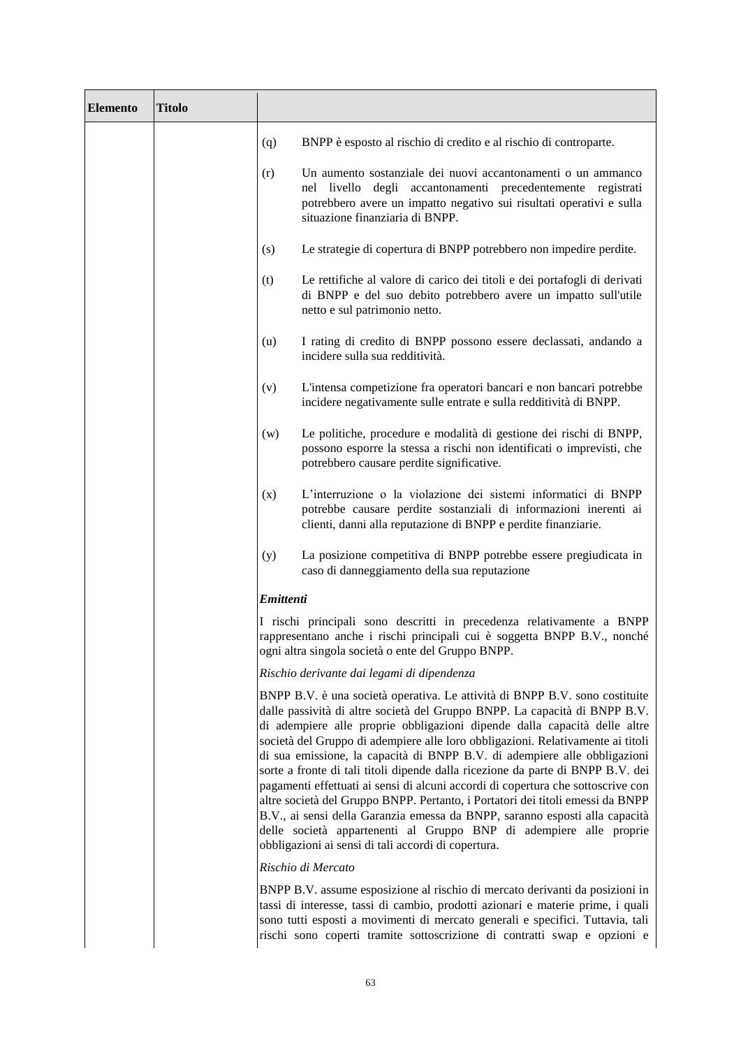| Elemento | Titolo | |
|---|---|---|
| | | (q) BNPP è esposto al rischio di credito e al rischio di controparte.<br><br>(r) Un aumento sostanziale dei nuovi accantonamenti o un ammanco nel livello degli accantonamenti precedentemente registrati potrebbero avere un impatto negativo sui risultati operativi e sulla situazione finanziaria di BNPP.<br><br>(s) Le strategie di copertura di BNPP potrebbero non impedire perdite.<br><br>(t) Le rettifiche al valore di carico dei titoli e dei portafogli di derivati di BNPP e del suo debito potrebbero avere un impatto sull'utile netto e sul patrimonio netto.<br><br>(u) I rating di credito di BNPP possono essere declassati, andando a incidere sulla sua redditività.<br><br>(v) L'intensa competizione fra operatori bancari e non bancari potrebbe incidere negativamente sulle entrate e sulla redditività di BNPP.<br><br>(w) Le politiche, procedure e modalità di gestione dei rischi di BNPP, possono esporre la stessa a rischi non identificati o imprevisti, che potrebbero causare perdite significative.<br><br>(x) L'interruzione o la violazione dei sistemi informatici di BNPP potrebbe causare perdite sostanziali di informazioni inerenti ai clienti, danni alla reputazione di BNPP e perdite finanziarie.<br><br>(y) La posizione competitiva di BNPP potrebbe essere pregiudicata in caso di danneggiamento della sua reputazione<br><br>***Emittenti***<br><br>I rischi principali sono descritti in precedenza relativamente a BNPP rappresentano anche i rischi principali cui è soggetta BNPP B.V., nonché ogni altra singola società o ente del Gruppo BNPP.<br><br>*Rischio derivante dai legami di dipendenza*<br><br>BNPP B.V. è una società operativa. Le attività di BNPP B.V. sono costituite dalle passività di altre società del Gruppo BNPP. La capacità di BNPP B.V. di adempiere alle proprie obbligazioni dipende dalla capacità delle altre società del Gruppo di adempiere alle loro obbligazioni. Relativamente ai titoli di sua emissione, la capacità di BNPP B.V. di adempiere alle obbligazioni sorte a fronte di tali titoli dipende dalla ricezione da parte di BNPP B.V. dei pagamenti effettuati ai sensi di alcuni accordi di copertura che sottoscrive con altre società del Gruppo BNPP. Pertanto, i Portatori dei titoli emessi da BNPP B.V., ai sensi della Garanzia emessa da BNPP, saranno esposti alla capacità delle società appartenenti al Gruppo BNP di adempiere alle proprie obbligazioni ai sensi di tali accordi di copertura.<br><br>*Rischio di Mercato*<br><br>BNPP B.V. assume esposizione al rischio di mercato derivanti da posizioni in tassi di interesse, tassi di cambio, prodotti azionari e materie prime, i quali sono tutti esposti a movimenti di mercato generali e specifici. Tuttavia, tali rischi sono coperti tramite sottoscrizione di contratti swap e opzioni e |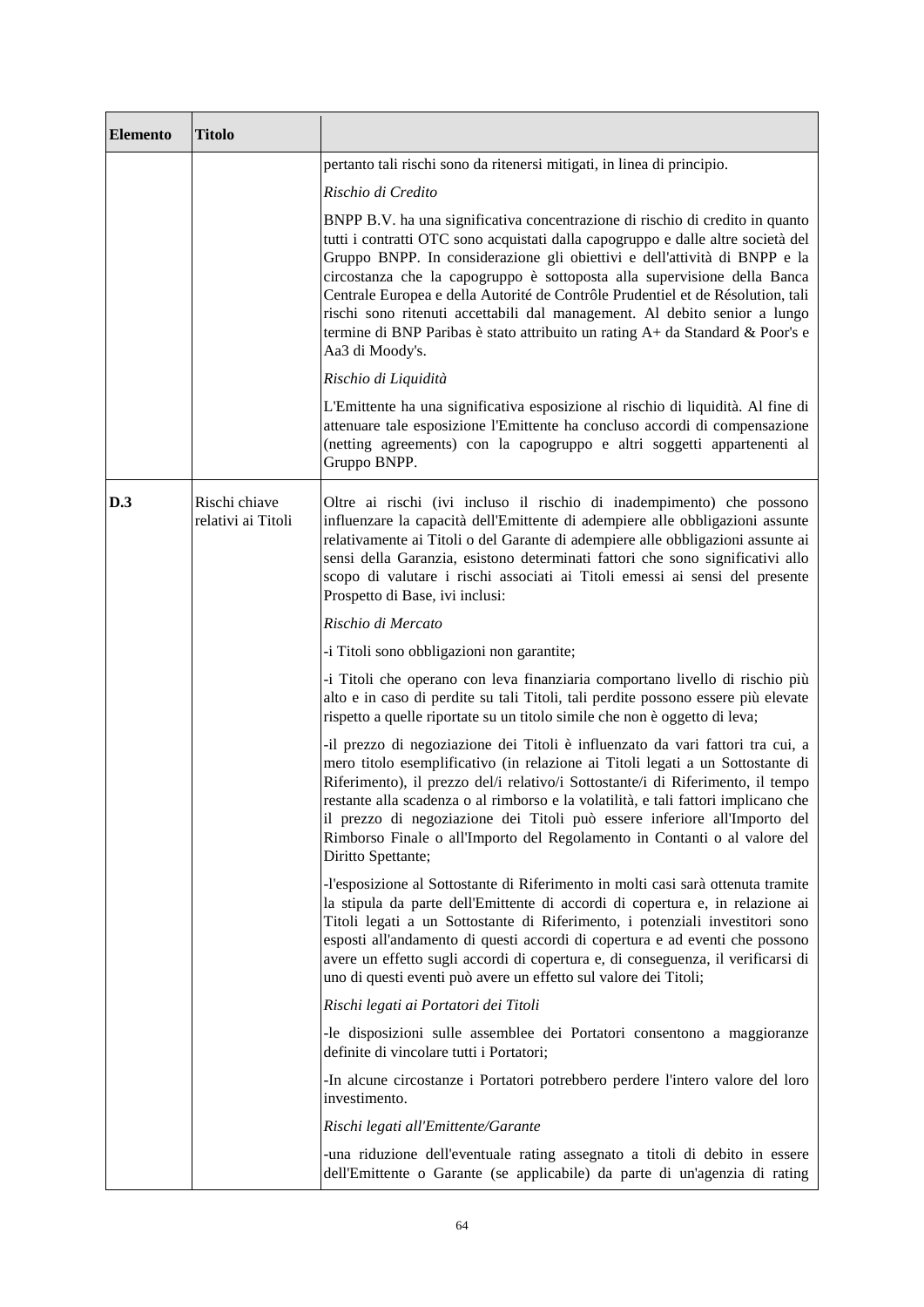| Elemento | Titolo | |
|---|---|---|
| | | pertanto tali rischi sono da ritenersi mitigati, in linea di principio.<br><br>*Rischio di Credito*<br><br>BNPP B.V. ha una significativa concentrazione di rischio di credito in quanto tutti i contratti OTC sono acquistati dalla capogruppo e dalle altre società del Gruppo BNPP. In considerazione gli obiettivi e dell'attività di BNPP e la circostanza che la capogruppo è sottoposta alla supervisione della Banca Centrale Europea e della Autorité de Contrôle Prudentiel et de Résolution, tali rischi sono ritenuti accettabili dal management. Al debito senior a lungo termine di BNP Paribas è stato attribuito un rating A+ da Standard & Poor's e Aa3 di Moody's.<br><br>*Rischio di Liquidità*<br><br>L'Emittente ha una significativa esposizione al rischio di liquidità. Al fine di attenuare tale esposizione l'Emittente ha concluso accordi di compensazione (netting agreements) con la capogruppo e altri soggetti appartenenti al Gruppo BNPP. |
| **D.3** | Rischi chiave relativi ai Titoli | Oltre ai rischi (ivi incluso il rischio di inadempimento) che possono influenzare la capacità dell'Emittente di adempiere alle obbligazioni assunte relativamente ai Titoli o del Garante di adempiere alle obbligazioni assunte ai sensi della Garanzia, esistono determinati fattori che sono significativi allo scopo di valutare i rischi associati ai Titoli emessi ai sensi del presente Prospetto di Base, ivi inclusi:<br><br>*Rischio di Mercato*<br><br>-i Titoli sono obbligazioni non garantite;<br><br>-i Titoli che operano con leva finanziaria comportano livello di rischio più alto e in caso di perdite su tali Titoli, tali perdite possono essere più elevate rispetto a quelle riportate su un titolo simile che non è oggetto di leva;<br><br>-il prezzo di negoziazione dei Titoli è influenzato da vari fattori tra cui, a mero titolo esemplificativo (in relazione ai Titoli legati a un Sottostante di Riferimento), il prezzo del/i relativo/i Sottostante/i di Riferimento, il tempo restante alla scadenza o al rimborso e la volatilità, e tali fattori implicano che il prezzo di negoziazione dei Titoli può essere inferiore all'Importo del Rimborso Finale o all'Importo del Regolamento in Contanti o al valore del Diritto Spettante;<br><br>-l'esposizione al Sottostante di Riferimento in molti casi sarà ottenuta tramite la stipula da parte dell'Emittente di accordi di copertura e, in relazione ai Titoli legati a un Sottostante di Riferimento, i potenziali investitori sono esposti all'andamento di questi accordi di copertura e ad eventi che possono avere un effetto sugli accordi di copertura e, di conseguenza, il verificarsi di uno di questi eventi può avere un effetto sul valore dei Titoli;<br><br>*Rischi legati ai Portatori dei Titoli*<br><br>-le disposizioni sulle assemblee dei Portatori consentono a maggioranze definite di vincolare tutti i Portatori;<br><br>-In alcune circostanze i Portatori potrebbero perdere l'intero valore del loro investimento.<br><br>*Rischi legati all'Emittente/Garante*<br><br>-una riduzione dell'eventuale rating assegnato a titoli di debito in essere dell'Emittente o Garante (se applicabile) da parte di un'agenzia di rating |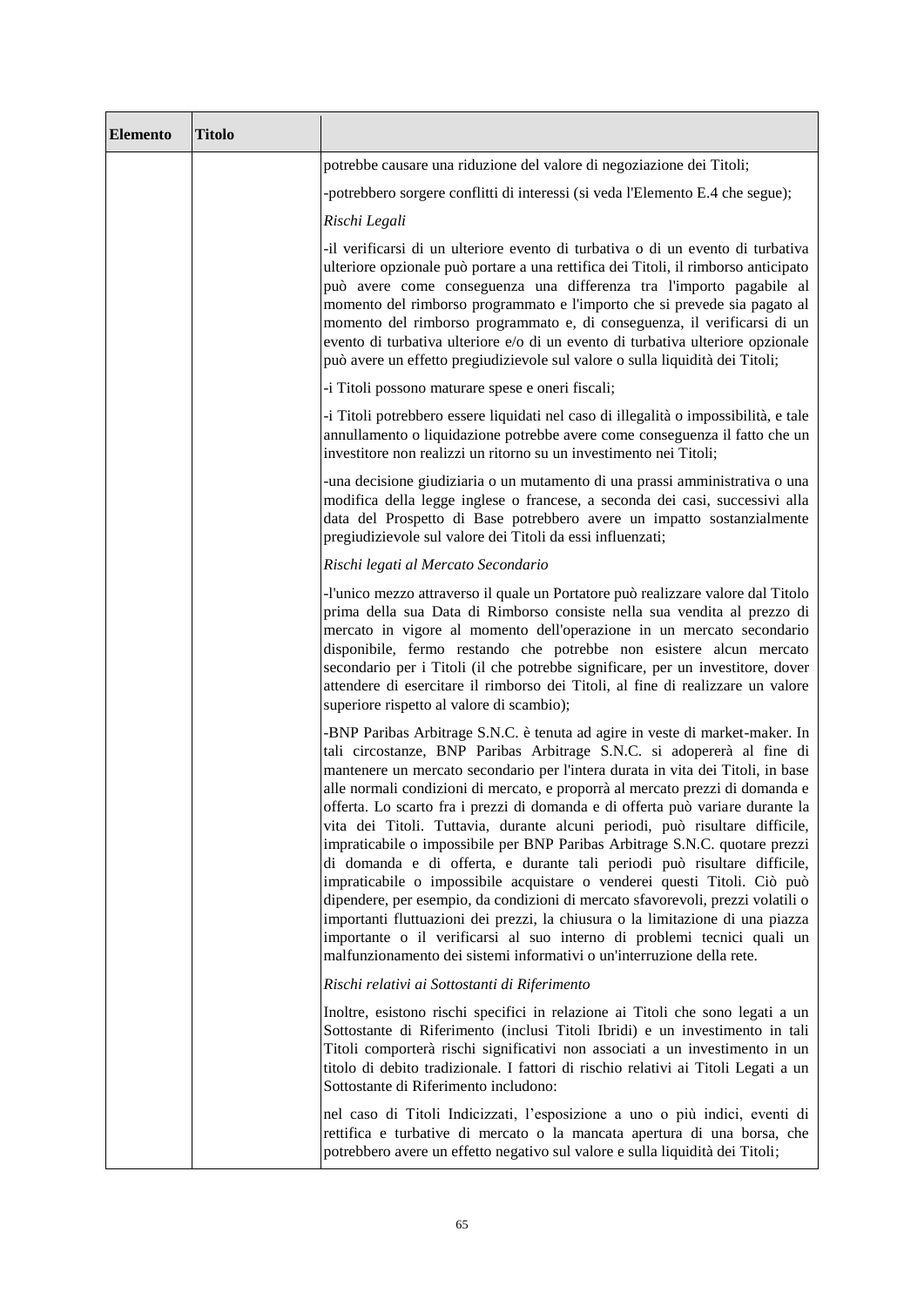| Elemento | Titolo | |
|---|---|---|
| | | potrebbe causare una riduzione del valore di negoziazione dei Titoli;<br><br>-potrebbero sorgere conflitti di interessi (si veda l'Elemento E.4 che segue);<br><br>*Rischi Legali*<br><br>-il verificarsi di un ulteriore evento di turbativa o di un evento di turbativa ulteriore opzionale può portare a una rettifica dei Titoli, il rimborso anticipato può avere come conseguenza una differenza tra l'importo pagabile al momento del rimborso programmato e l'importo che si prevede sia pagato al momento del rimborso programmato e, di conseguenza, il verificarsi di un evento di turbativa ulteriore e/o di un evento di turbativa ulteriore opzionale può avere un effetto pregiudizievole sul valore o sulla liquidità dei Titoli;<br><br>-i Titoli possono maturare spese e oneri fiscali;<br><br>-i Titoli potrebbero essere liquidati nel caso di illegalità o impossibilità, e tale annullamento o liquidazione potrebbe avere come conseguenza il fatto che un investitore non realizzi un ritorno su un investimento nei Titoli;<br><br>-una decisione giudiziaria o un mutamento di una prassi amministrativa o una modifica della legge inglese o francese, a seconda dei casi, successivi alla data del Prospetto di Base potrebbero avere un impatto sostanzialmente pregiudizievole sul valore dei Titoli da essi influenzati;<br><br>*Rischi legati al Mercato Secondario*<br><br>-l'unico mezzo attraverso il quale un Portatore può realizzare valore dal Titolo prima della sua Data di Rimborso consiste nella sua vendita al prezzo di mercato in vigore al momento dell'operazione in un mercato secondario disponibile, fermo restando che potrebbe non esistere alcun mercato secondario per i Titoli (il che potrebbe significare, per un investitore, dover attendere di esercitare il rimborso dei Titoli, al fine di realizzare un valore superiore rispetto al valore di scambio);<br><br>-BNP Paribas Arbitrage S.N.C. è tenuta ad agire in veste di market-maker. In tali circostanze, BNP Paribas Arbitrage S.N.C. si adopererà al fine di mantenere un mercato secondario per l'intera durata in vita dei Titoli, in base alle normali condizioni di mercato, e proporrà al mercato prezzi di domanda e offerta. Lo scarto fra i prezzi di domanda e di offerta può variare durante la vita dei Titoli. Tuttavia, durante alcuni periodi, può risultare difficile, impraticabile o impossibile per BNP Paribas Arbitrage S.N.C. quotare prezzi di domanda e di offerta, e durante tali periodi può risultare difficile, impraticabile o impossibile acquistare o venderei questi Titoli. Ciò può dipendere, per esempio, da condizioni di mercato sfavorevoli, prezzi volatili o importanti fluttuazioni dei prezzi, la chiusura o la limitazione di una piazza importante o il verificarsi al suo interno di problemi tecnici quali un malfunzionamento dei sistemi informativi o un'interruzione della rete.<br><br>*Rischi relativi ai Sottostanti di Riferimento*<br><br>Inoltre, esistono rischi specifici in relazione ai Titoli che sono legati a un Sottostante di Riferimento (inclusi Titoli Ibridi) e un investimento in tali Titoli comporterà rischi significativi non associati a un investimento in un titolo di debito tradizionale. I fattori di rischio relativi ai Titoli Legati a un Sottostante di Riferimento includono:<br><br>nel caso di Titoli Indicizzati, l'esposizione a uno o più indici, eventi di rettifica e turbative di mercato o la mancata apertura di una borsa, che potrebbero avere un effetto negativo sul valore e sulla liquidità dei Titoli; |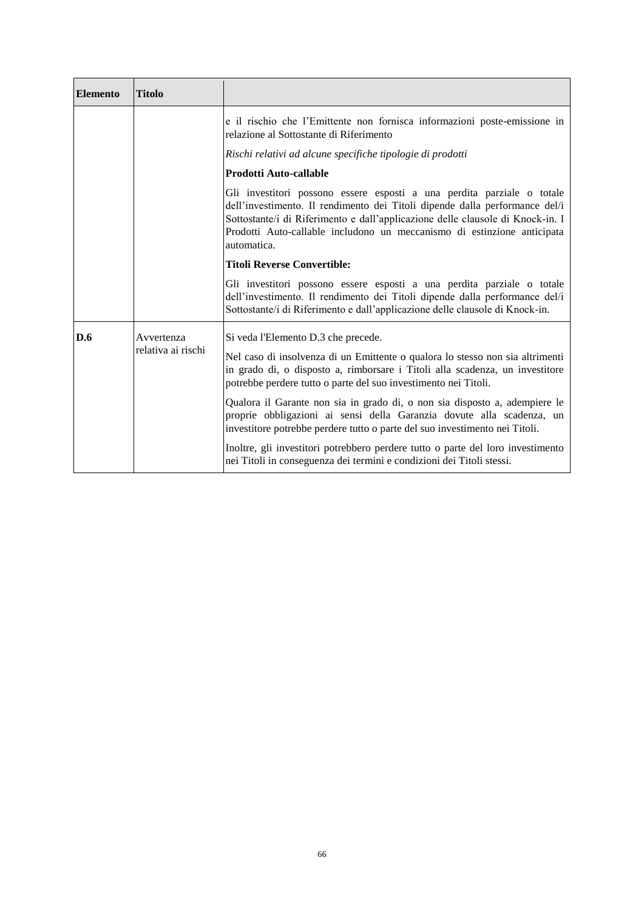| Elemento | Titolo | |
|---|---|---|
| | | e il rischio che l'Emittente non fornisca informazioni poste-emissione in relazione al Sottostante di Riferimento<br><br>*Rischi relativi ad alcune specifiche tipologie di prodotti*<br><br>**Prodotti Auto-callable**<br><br>Gli investitori possono essere esposti a una perdita parziale o totale dell'investimento. Il rendimento dei Titoli dipende dalla performance del/i Sottostante/i di Riferimento e dall'applicazione delle clausole di Knock-in. I Prodotti Auto-callable includono un meccanismo di estinzione anticipata automatica.<br><br>**Titoli Reverse Convertible:**<br><br>Gli investitori possono essere esposti a una perdita parziale o totale dell'investimento. Il rendimento dei Titoli dipende dalla performance del/i Sottostante/i di Riferimento e dall'applicazione delle clausole di Knock-in. |
| **D.6** | Avvertenza relativa ai rischi | Si veda l'Elemento D.3 che precede.<br><br>Nel caso di insolvenza di un Emittente o qualora lo stesso non sia altrimenti in grado di, o disposto a, rimborsare i Titoli alla scadenza, un investitore potrebbe perdere tutto o parte del suo investimento nei Titoli.<br><br>Qualora il Garante non sia in grado di, o non sia disposto a, adempiere le proprie obbligazioni ai sensi della Garanzia dovute alla scadenza, un investitore potrebbe perdere tutto o parte del suo investimento nei Titoli.<br><br>Inoltre, gli investitori potrebbero perdere tutto o parte del loro investimento nei Titoli in conseguenza dei termini e condizioni dei Titoli stessi. |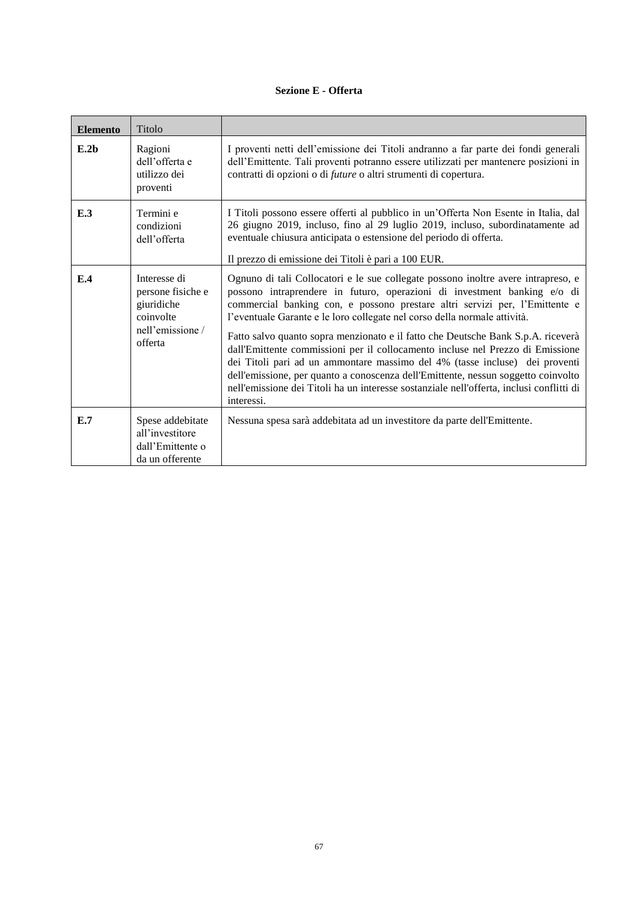**Sezione E - Offerta**

| Elemento | Titolo | |
|---|---|---|
| **E.2b** | Ragioni dell'offerta e utilizzo dei proventi | I proventi netti dell'emissione dei Titoli andranno a far parte dei fondi generali dell'Emittente. Tali proventi potranno essere utilizzati per mantenere posizioni in contratti di opzioni o di *future* o altri strumenti di copertura. |
| **E.3** | Termini e condizioni dell'offerta | I Titoli possono essere offerti al pubblico in un'Offerta Non Esente in Italia, dal 26 giugno 2019, incluso, fino al 29 luglio 2019, incluso, subordinatamente ad eventuale chiusura anticipata o estensione del periodo di offerta.<br><br>Il prezzo di emissione dei Titoli è pari a 100 EUR. |
| **E.4** | Interesse di persone fisiche e giuridiche coinvolte nell'emissione / offerta | Ognuno di tali Collocatori e le sue collegate possono inoltre avere intrapreso, e possono intraprendere in futuro, operazioni di investment banking e/o di commercial banking con, e possono prestare altri servizi per, l'Emittente e l'eventuale Garante e le loro collegate nel corso della normale attività.<br><br>Fatto salvo quanto sopra menzionato e il fatto che Deutsche Bank S.p.A. riceverà dall'Emittente commissioni per il collocamento incluse nel Prezzo di Emissione dei Titoli pari ad un ammontare massimo del 4% (tasse incluse) dei proventi dell'emissione, per quanto a conoscenza dell'Emittente, nessun soggetto coinvolto nell'emissione dei Titoli ha un interesse sostanziale nell'offerta, inclusi conflitti di interessi. |
| **E.7** | Spese addebitate all'investitore dall'Emittente o da un offerente | Nessuna spesa sarà addebitata ad un investitore da parte dell'Emittente. |